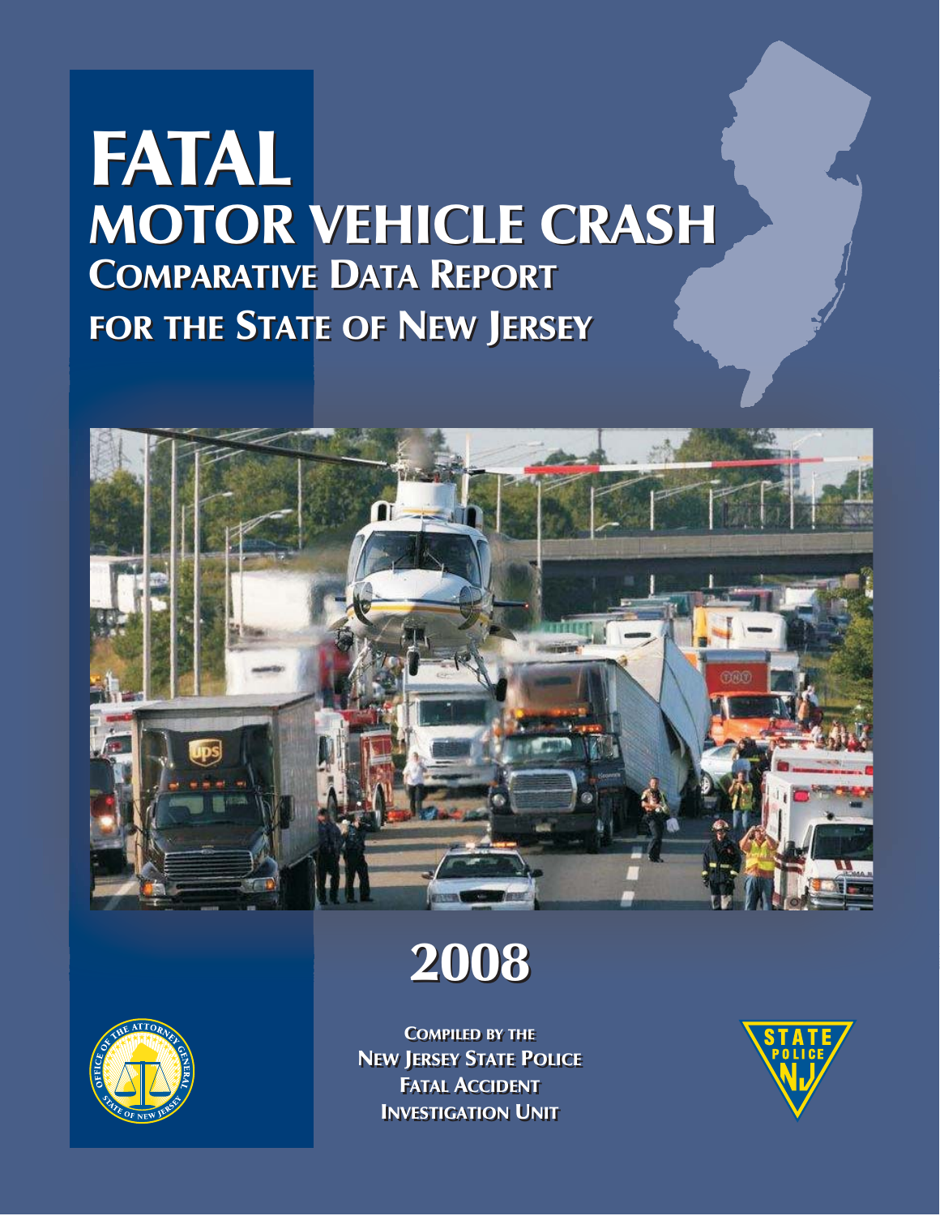# FATAL

# MOTOR VEHICLE CRASH

## COMPARATIVE DATA REPORT

## FOR THE STATE OF NEW JERSEY

# 2008

COMPILED BY THE
NEW JERSEY STATE POLICE
FATAL ACCIDENT
INVESTIGATION UNIT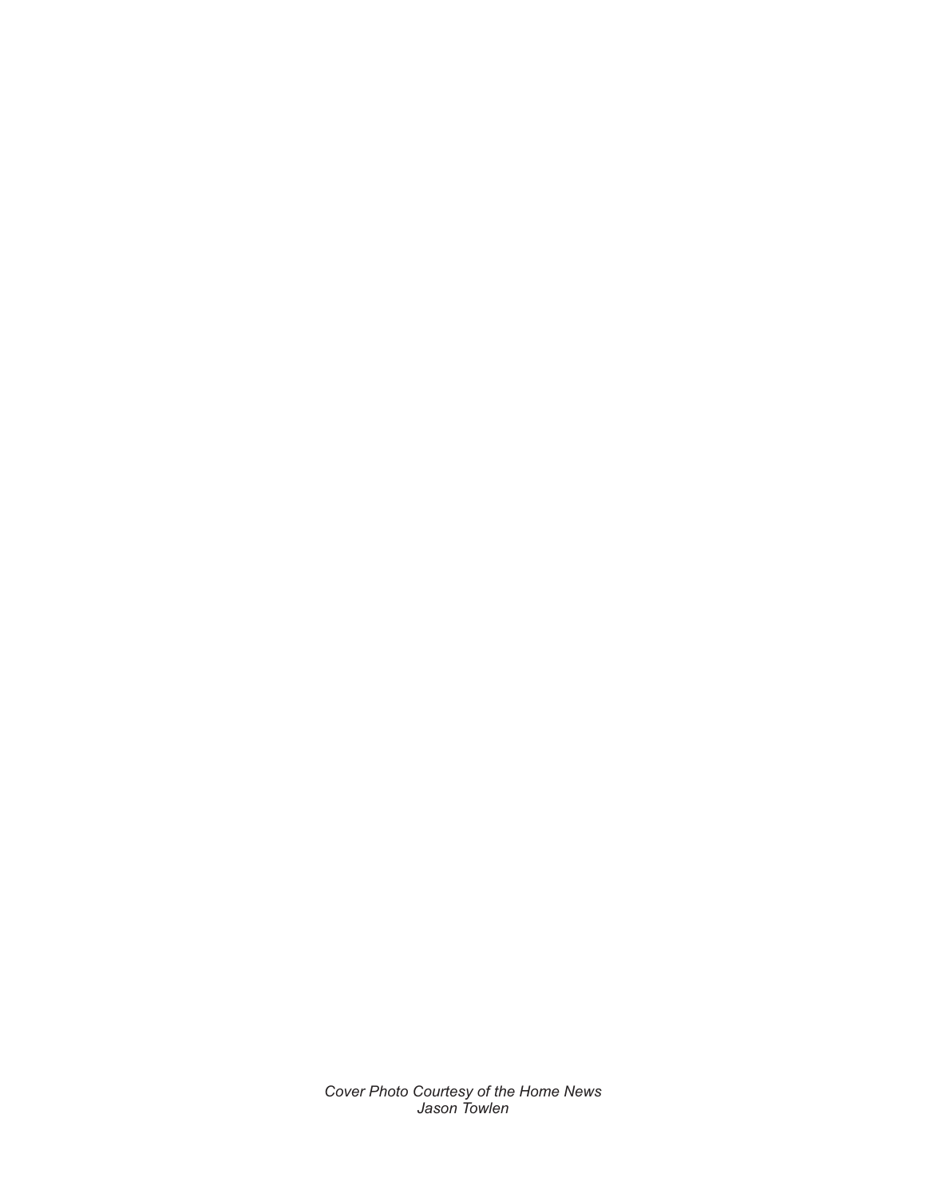*Cover Photo Courtesy of the Home News*
*Jason Towlen*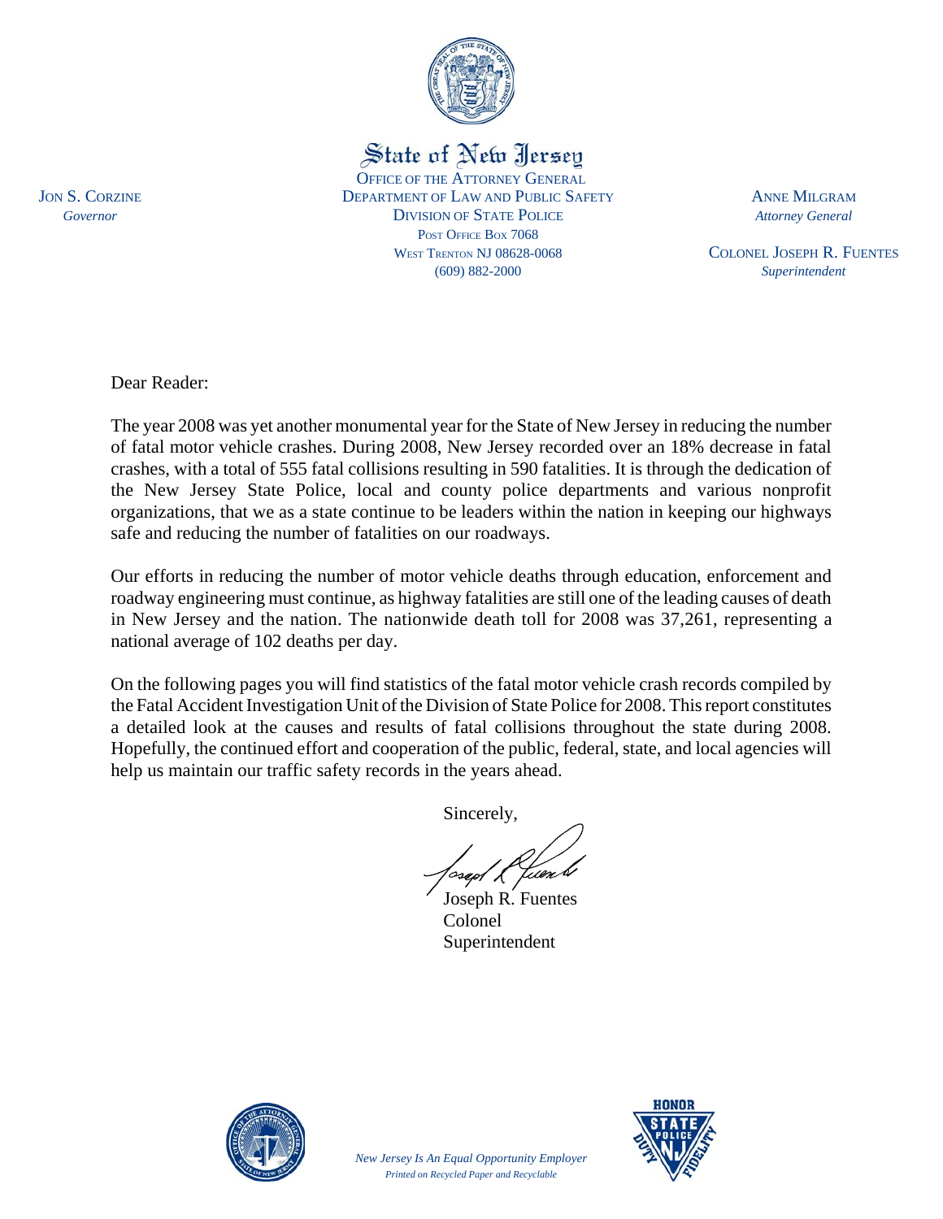State of New Jersey

OFFICE OF THE ATTORNEY GENERAL
DEPARTMENT OF LAW AND PUBLIC SAFETY
DIVISION OF STATE POLICE
POST OFFICE BOX 7068
WEST TRENTON NJ 08628-0068
(609) 882-2000

JON S. CORZINE
*Governor*

ANNE MILGRAM
*Attorney General*

COLONEL JOSEPH R. FUENTES
*Superintendent*

Dear Reader:

The year 2008 was yet another monumental year for the State of New Jersey in reducing the number of fatal motor vehicle crashes. During 2008, New Jersey recorded over an 18% decrease in fatal crashes, with a total of 555 fatal collisions resulting in 590 fatalities. It is through the dedication of the New Jersey State Police, local and county police departments and various nonprofit organizations, that we as a state continue to be leaders within the nation in keeping our highways safe and reducing the number of fatalities on our roadways.

Our efforts in reducing the number of motor vehicle deaths through education, enforcement and roadway engineering must continue, as highway fatalities are still one of the leading causes of death in New Jersey and the nation. The nationwide death toll for 2008 was 37,261, representing a national average of 102 deaths per day.

On the following pages you will find statistics of the fatal motor vehicle crash records compiled by the Fatal Accident Investigation Unit of the Division of State Police for 2008. This report constitutes a detailed look at the causes and results of fatal collisions throughout the state during 2008. Hopefully, the continued effort and cooperation of the public, federal, state, and local agencies will help us maintain our traffic safety records in the years ahead.

Sincerely,

Joseph R. Fuentes
Colonel
Superintendent

*New Jersey Is An Equal Opportunity Employer*
*Printed on Recycled Paper and Recyclable*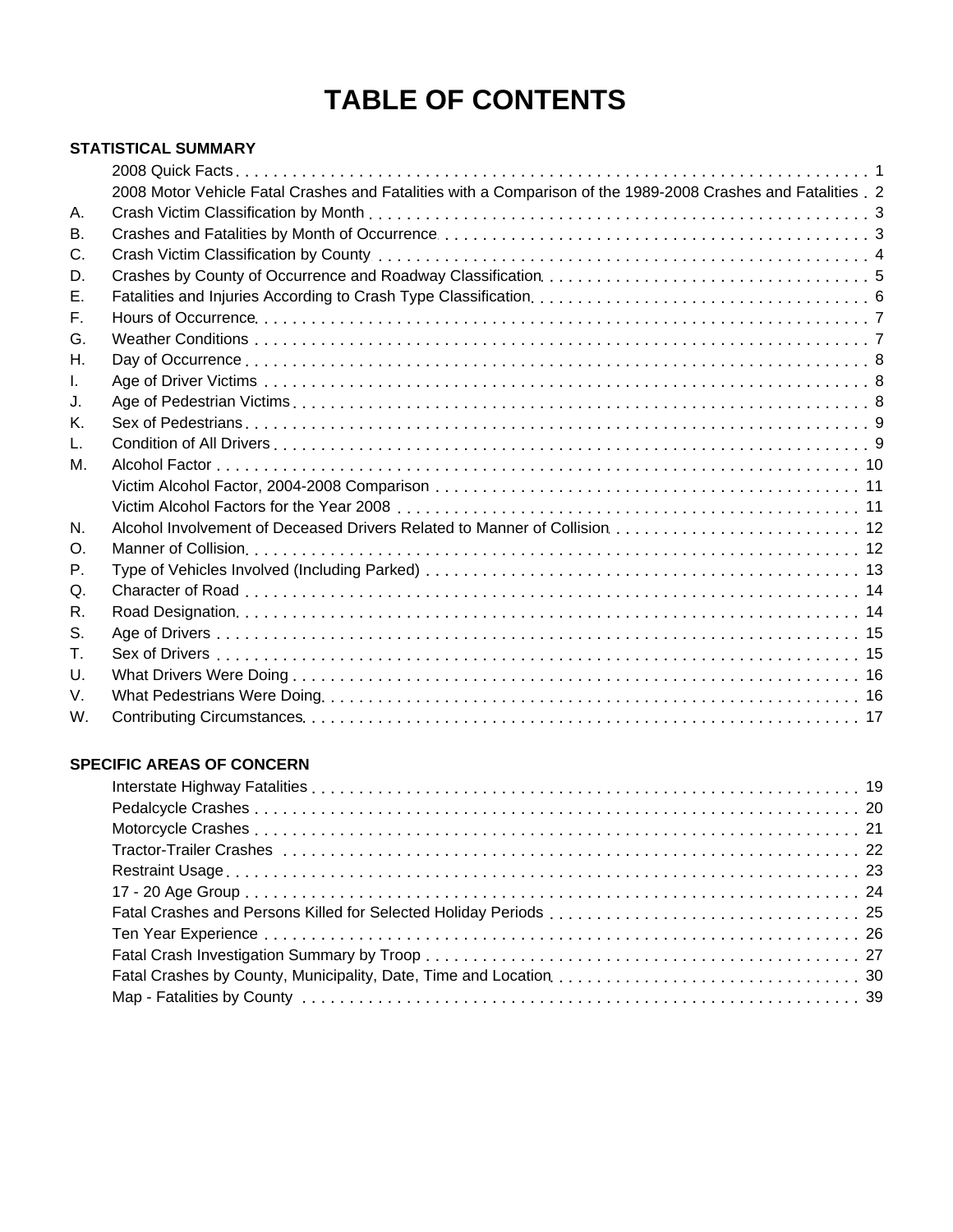# TABLE OF CONTENTS

**STATISTICAL SUMMARY**

| | | |
|---|---|---|
| | 2008 Quick Facts | 1 |
| | 2008 Motor Vehicle Fatal Crashes and Fatalities with a Comparison of the 1989-2008 Crashes and Fatalities | 2 |
| A. | Crash Victim Classification by Month | 3 |
| B. | Crashes and Fatalities by Month of Occurrence | 3 |
| C. | Crash Victim Classification by County | 4 |
| D. | Crashes by County of Occurrence and Roadway Classification | 5 |
| E. | Fatalities and Injuries According to Crash Type Classification | 6 |
| F. | Hours of Occurrence | 7 |
| G. | Weather Conditions | 7 |
| H. | Day of Occurrence | 8 |
| I. | Age of Driver Victims | 8 |
| J. | Age of Pedestrian Victims | 8 |
| K. | Sex of Pedestrians | 9 |
| L. | Condition of All Drivers | 9 |
| M. | Alcohol Factor | 10 |
| | Victim Alcohol Factor, 2004-2008 Comparison | 11 |
| | Victim Alcohol Factors for the Year 2008 | 11 |
| N. | Alcohol Involvement of Deceased Drivers Related to Manner of Collision | 12 |
| O. | Manner of Collision | 12 |
| P. | Type of Vehicles Involved (Including Parked) | 13 |
| Q. | Character of Road | 14 |
| R. | Road Designation | 14 |
| S. | Age of Drivers | 15 |
| T. | Sex of Drivers | 15 |
| U. | What Drivers Were Doing | 16 |
| V. | What Pedestrians Were Doing | 16 |
| W. | Contributing Circumstances | 17 |

**SPECIFIC AREAS OF CONCERN**

| | |
|---|---|
| Interstate Highway Fatalities | 19 |
| Pedalcycle Crashes | 20 |
| Motorcycle Crashes | 21 |
| Tractor-Trailer Crashes | 22 |
| Restraint Usage | 23 |
| 17 - 20 Age Group | 24 |
| Fatal Crashes and Persons Killed for Selected Holiday Periods | 25 |
| Ten Year Experience | 26 |
| Fatal Crash Investigation Summary by Troop | 27 |
| Fatal Crashes by County, Municipality, Date, Time and Location | 30 |
| Map - Fatalities by County | 39 |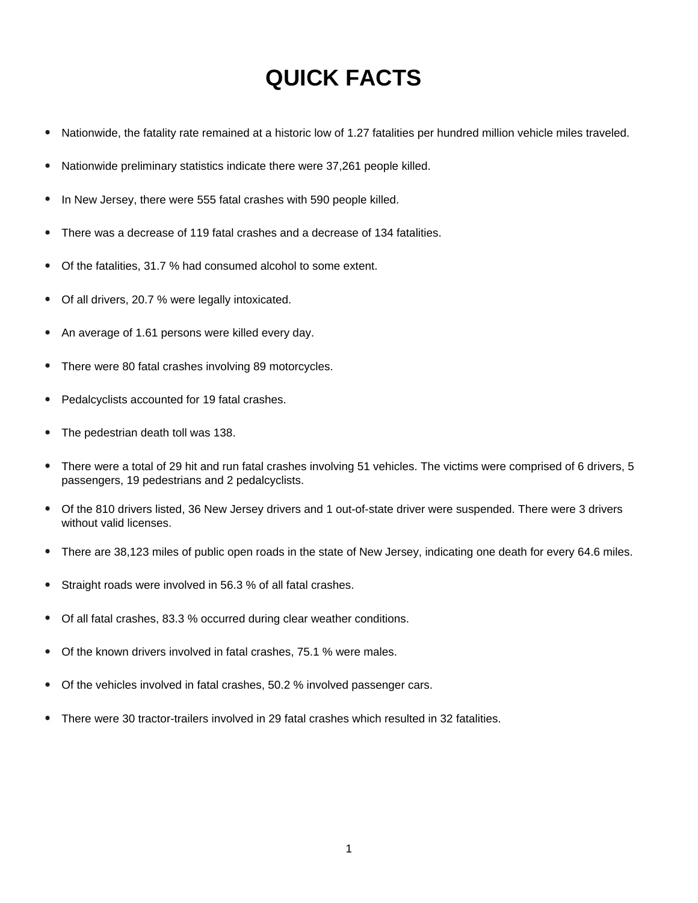# QUICK FACTS

- Nationwide, the fatality rate remained at a historic low of 1.27 fatalities per hundred million vehicle miles traveled.
- Nationwide preliminary statistics indicate there were 37,261 people killed.
- In New Jersey, there were 555 fatal crashes with 590 people killed.
- There was a decrease of 119 fatal crashes and a decrease of 134 fatalities.
- Of the fatalities, 31.7 % had consumed alcohol to some extent.
- Of all drivers, 20.7 % were legally intoxicated.
- An average of 1.61 persons were killed every day.
- There were 80 fatal crashes involving 89 motorcycles.
- Pedalcyclists accounted for 19 fatal crashes.
- The pedestrian death toll was 138.
- There were a total of 29 hit and run fatal crashes involving 51 vehicles. The victims were comprised of 6 drivers, 5 passengers, 19 pedestrians and 2 pedalcyclists.
- Of the 810 drivers listed, 36 New Jersey drivers and 1 out-of-state driver were suspended. There were 3 drivers without valid licenses.
- There are 38,123 miles of public open roads in the state of New Jersey, indicating one death for every 64.6 miles.
- Straight roads were involved in 56.3 % of all fatal crashes.
- Of all fatal crashes, 83.3 % occurred during clear weather conditions.
- Of the known drivers involved in fatal crashes, 75.1 % were males.
- Of the vehicles involved in fatal crashes, 50.2 % involved passenger cars.
- There were 30 tractor-trailers involved in 29 fatal crashes which resulted in 32 fatalities.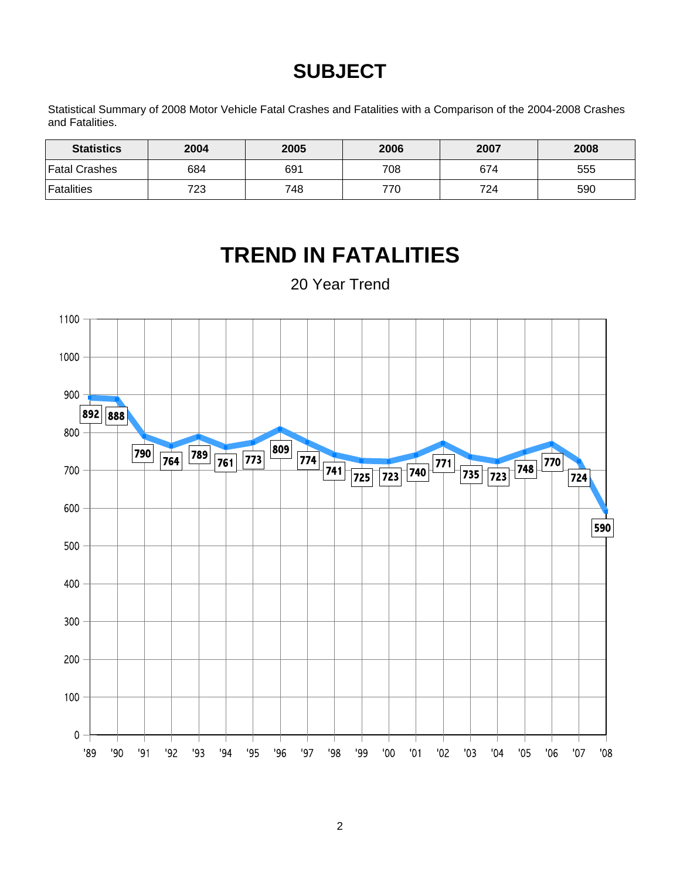# SUBJECT

Statistical Summary of 2008 Motor Vehicle Fatal Crashes and Fatalities with a Comparison of the 2004-2008 Crashes and Fatalities.

| Statistics | 2004 | 2005 | 2006 | 2007 | 2008 |
|---|---|---|---|---|---|
| Fatal Crashes | 684 | 691 | 708 | 674 | 555 |
| Fatalities | 723 | 748 | 770 | 724 | 590 |

# TREND IN FATALITIES

20 Year Trend

| Year | '89 | '90 | '91 | '92 | '93 | '94 | '95 | '96 | '97 | '98 | '99 | '00 | '01 | '02 | '03 | '04 | '05 | '06 | '07 | '08 |
|---|---|---|---|---|---|---|---|---|---|---|---|---|---|---|---|---|---|---|---|---|
| Fatalities | 892 | 888 | 790 | 764 | 789 | 761 | 773 | 809 | 774 | 741 | 725 | 723 | 740 | 771 | 735 | 723 | 748 | 770 | 724 | 590 |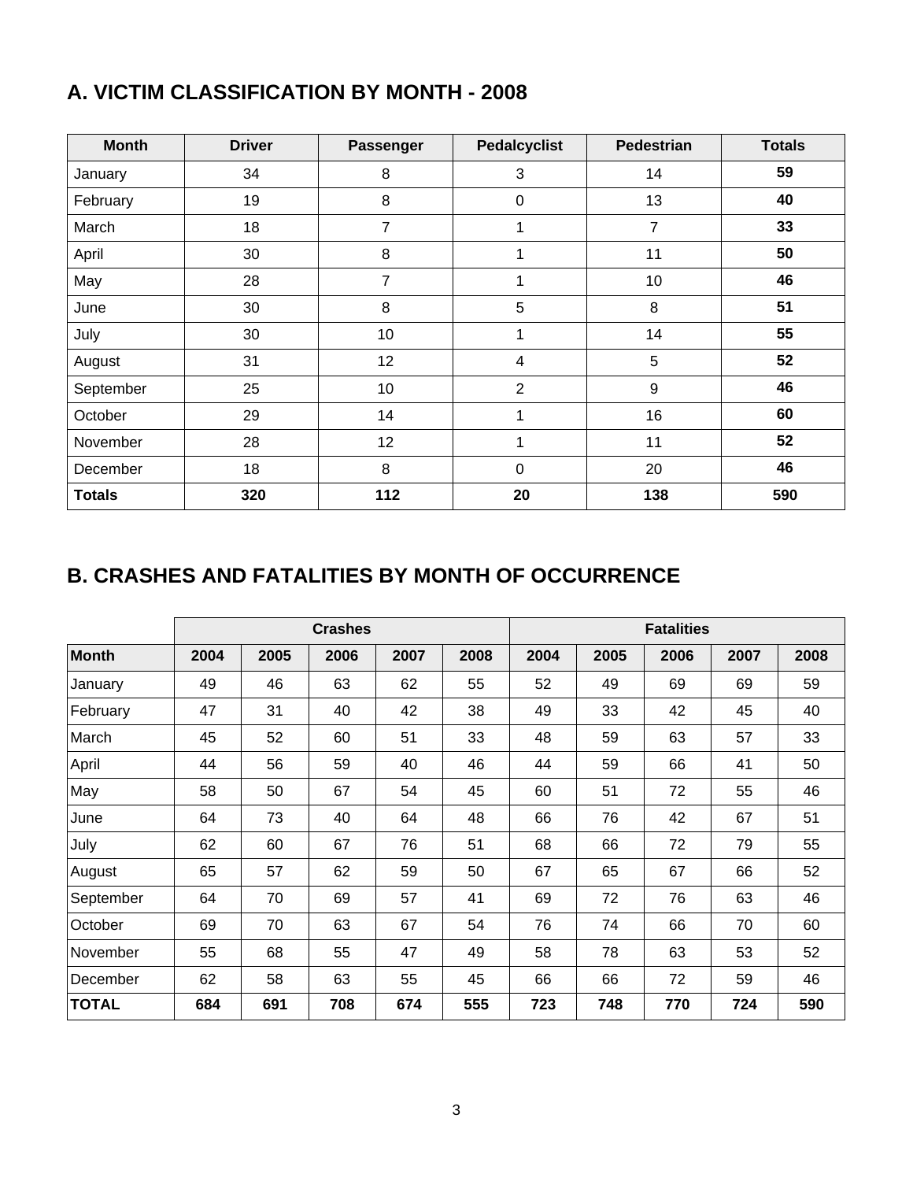## A. VICTIM CLASSIFICATION BY MONTH - 2008

| Month | Driver | Passenger | Pedalcyclist | Pedestrian | Totals |
|---|---|---|---|---|---|
| January | 34 | 8 | 3 | 14 | **59** |
| February | 19 | 8 | 0 | 13 | **40** |
| March | 18 | 7 | 1 | 7 | **33** |
| April | 30 | 8 | 1 | 11 | **50** |
| May | 28 | 7 | 1 | 10 | **46** |
| June | 30 | 8 | 5 | 8 | **51** |
| July | 30 | 10 | 1 | 14 | **55** |
| August | 31 | 12 | 4 | 5 | **52** |
| September | 25 | 10 | 2 | 9 | **46** |
| October | 29 | 14 | 1 | 16 | **60** |
| November | 28 | 12 | 1 | 11 | **52** |
| December | 18 | 8 | 0 | 20 | **46** |
| **Totals** | **320** | **112** | **20** | **138** | **590** |

## B. CRASHES AND FATALITIES BY MONTH OF OCCURRENCE

| | Crashes | | | | | Fatalities | | | | |
|---|---|---|---|---|---|---|---|---|---|---|
| **Month** | **2004** | **2005** | **2006** | **2007** | **2008** | **2004** | **2005** | **2006** | **2007** | **2008** |
| January | 49 | 46 | 63 | 62 | 55 | 52 | 49 | 69 | 69 | 59 |
| February | 47 | 31 | 40 | 42 | 38 | 49 | 33 | 42 | 45 | 40 |
| March | 45 | 52 | 60 | 51 | 33 | 48 | 59 | 63 | 57 | 33 |
| April | 44 | 56 | 59 | 40 | 46 | 44 | 59 | 66 | 41 | 50 |
| May | 58 | 50 | 67 | 54 | 45 | 60 | 51 | 72 | 55 | 46 |
| June | 64 | 73 | 40 | 64 | 48 | 66 | 76 | 42 | 67 | 51 |
| July | 62 | 60 | 67 | 76 | 51 | 68 | 66 | 72 | 79 | 55 |
| August | 65 | 57 | 62 | 59 | 50 | 67 | 65 | 67 | 66 | 52 |
| September | 64 | 70 | 69 | 57 | 41 | 69 | 72 | 76 | 63 | 46 |
| October | 69 | 70 | 63 | 67 | 54 | 76 | 74 | 66 | 70 | 60 |
| November | 55 | 68 | 55 | 47 | 49 | 58 | 78 | 63 | 53 | 52 |
| December | 62 | 58 | 63 | 55 | 45 | 66 | 66 | 72 | 59 | 46 |
| **TOTAL** | **684** | **691** | **708** | **674** | **555** | **723** | **748** | **770** | **724** | **590** |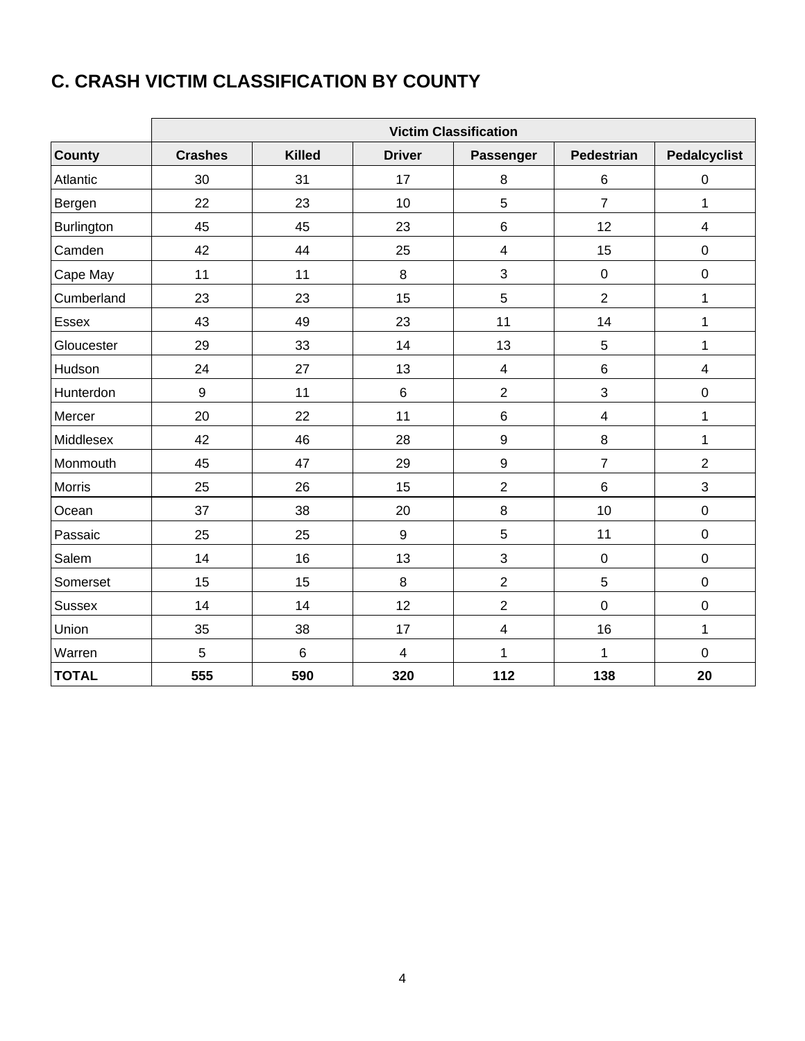## C. CRASH VICTIM CLASSIFICATION BY COUNTY

| | Victim Classification | | | | | |
|---|---|---|---|---|---|---|
| **County** | **Crashes** | **Killed** | **Driver** | **Passenger** | **Pedestrian** | **Pedalcyclist** |
| Atlantic | 30 | 31 | 17 | 8 | 6 | 0 |
| Bergen | 22 | 23 | 10 | 5 | 7 | 1 |
| Burlington | 45 | 45 | 23 | 6 | 12 | 4 |
| Camden | 42 | 44 | 25 | 4 | 15 | 0 |
| Cape May | 11 | 11 | 8 | 3 | 0 | 0 |
| Cumberland | 23 | 23 | 15 | 5 | 2 | 1 |
| Essex | 43 | 49 | 23 | 11 | 14 | 1 |
| Gloucester | 29 | 33 | 14 | 13 | 5 | 1 |
| Hudson | 24 | 27 | 13 | 4 | 6 | 4 |
| Hunterdon | 9 | 11 | 6 | 2 | 3 | 0 |
| Mercer | 20 | 22 | 11 | 6 | 4 | 1 |
| Middlesex | 42 | 46 | 28 | 9 | 8 | 1 |
| Monmouth | 45 | 47 | 29 | 9 | 7 | 2 |
| Morris | 25 | 26 | 15 | 2 | 6 | 3 |
| Ocean | 37 | 38 | 20 | 8 | 10 | 0 |
| Passaic | 25 | 25 | 9 | 5 | 11 | 0 |
| Salem | 14 | 16 | 13 | 3 | 0 | 0 |
| Somerset | 15 | 15 | 8 | 2 | 5 | 0 |
| Sussex | 14 | 14 | 12 | 2 | 0 | 0 |
| Union | 35 | 38 | 17 | 4 | 16 | 1 |
| Warren | 5 | 6 | 4 | 1 | 1 | 0 |
| **TOTAL** | **555** | **590** | **320** | **112** | **138** | **20** |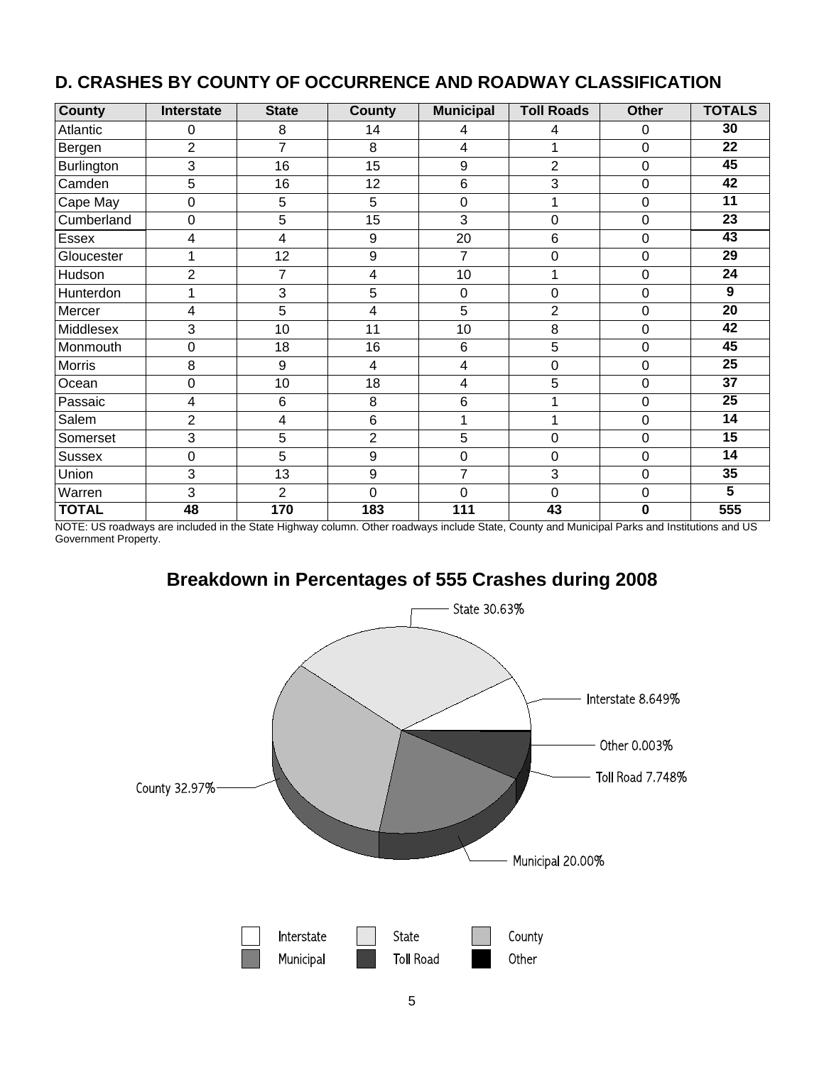## D. CRASHES BY COUNTY OF OCCURRENCE AND ROADWAY CLASSIFICATION

| County | Interstate | State | County | Municipal | Toll Roads | Other | TOTALS |
|---|---|---|---|---|---|---|---|
| Atlantic | 0 | 8 | 14 | 4 | 4 | 0 | **30** |
| Bergen | 2 | 7 | 8 | 4 | 1 | 0 | **22** |
| Burlington | 3 | 16 | 15 | 9 | 2 | 0 | **45** |
| Camden | 5 | 16 | 12 | 6 | 3 | 0 | **42** |
| Cape May | 0 | 5 | 5 | 0 | 1 | 0 | **11** |
| Cumberland | 0 | 5 | 15 | 3 | 0 | 0 | **23** |
| Essex | 4 | 4 | 9 | 20 | 6 | 0 | **43** |
| Gloucester | 1 | 12 | 9 | 7 | 0 | 0 | **29** |
| Hudson | 2 | 7 | 4 | 10 | 1 | 0 | **24** |
| Hunterdon | 1 | 3 | 5 | 0 | 0 | 0 | **9** |
| Mercer | 4 | 5 | 4 | 5 | 2 | 0 | **20** |
| Middlesex | 3 | 10 | 11 | 10 | 8 | 0 | **42** |
| Monmouth | 0 | 18 | 16 | 6 | 5 | 0 | **45** |
| Morris | 8 | 9 | 4 | 4 | 0 | 0 | **25** |
| Ocean | 0 | 10 | 18 | 4 | 5 | 0 | **37** |
| Passaic | 4 | 6 | 8 | 6 | 1 | 0 | **25** |
| Salem | 2 | 4 | 6 | 1 | 1 | 0 | **14** |
| Somerset | 3 | 5 | 2 | 5 | 0 | 0 | **15** |
| Sussex | 0 | 5 | 9 | 0 | 0 | 0 | **14** |
| Union | 3 | 13 | 9 | 7 | 3 | 0 | **35** |
| Warren | 3 | 2 | 0 | 0 | 0 | 0 | **5** |
| **TOTAL** | **48** | **170** | **183** | **111** | **43** | **0** | **555** |

NOTE: US roadways are included in the State Highway column. Other roadways include State, County and Municipal Parks and Institutions and US Government Property.

## Breakdown in Percentages of 555 Crashes during 2008

State 30.63%

Interstate 8.649%

Other 0.003%

Toll Road 7.748%

Municipal 20.00%

County 32.97%

Interstate, State, County, Municipal, Toll Road, Other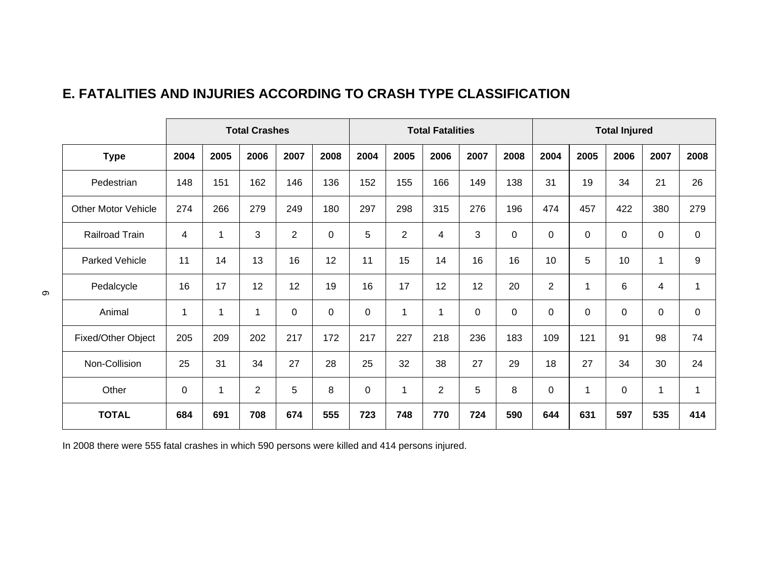## E. FATALITIES AND INJURIES ACCORDING TO CRASH TYPE CLASSIFICATION

| | Total Crashes | | | | | Total Fatalities | | | | | Total Injured | | | | |
|---|---|---|---|---|---|---|---|---|---|---|---|---|---|---|---|
| **Type** | **2004** | **2005** | **2006** | **2007** | **2008** | **2004** | **2005** | **2006** | **2007** | **2008** | **2004** | **2005** | **2006** | **2007** | **2008** |
| Pedestrian | 148 | 151 | 162 | 146 | 136 | 152 | 155 | 166 | 149 | 138 | 31 | 19 | 34 | 21 | 26 |
| Other Motor Vehicle | 274 | 266 | 279 | 249 | 180 | 297 | 298 | 315 | 276 | 196 | 474 | 457 | 422 | 380 | 279 |
| Railroad Train | 4 | 1 | 3 | 2 | 0 | 5 | 2 | 4 | 3 | 0 | 0 | 0 | 0 | 0 | 0 |
| Parked Vehicle | 11 | 14 | 13 | 16 | 12 | 11 | 15 | 14 | 16 | 16 | 10 | 5 | 10 | 1 | 9 |
| Pedalcycle | 16 | 17 | 12 | 12 | 19 | 16 | 17 | 12 | 12 | 20 | 2 | 1 | 6 | 4 | 1 |
| Animal | 1 | 1 | 1 | 0 | 0 | 0 | 1 | 1 | 0 | 0 | 0 | 0 | 0 | 0 | 0 |
| Fixed/Other Object | 205 | 209 | 202 | 217 | 172 | 217 | 227 | 218 | 236 | 183 | 109 | 121 | 91 | 98 | 74 |
| Non-Collision | 25 | 31 | 34 | 27 | 28 | 25 | 32 | 38 | 27 | 29 | 18 | 27 | 34 | 30 | 24 |
| Other | 0 | 1 | 2 | 5 | 8 | 0 | 1 | 2 | 5 | 8 | 0 | 1 | 0 | 1 | 1 |
| **TOTAL** | **684** | **691** | **708** | **674** | **555** | **723** | **748** | **770** | **724** | **590** | **644** | **631** | **597** | **535** | **414** |

In 2008 there were 555 fatal crashes in which 590 persons were killed and 414 persons injured.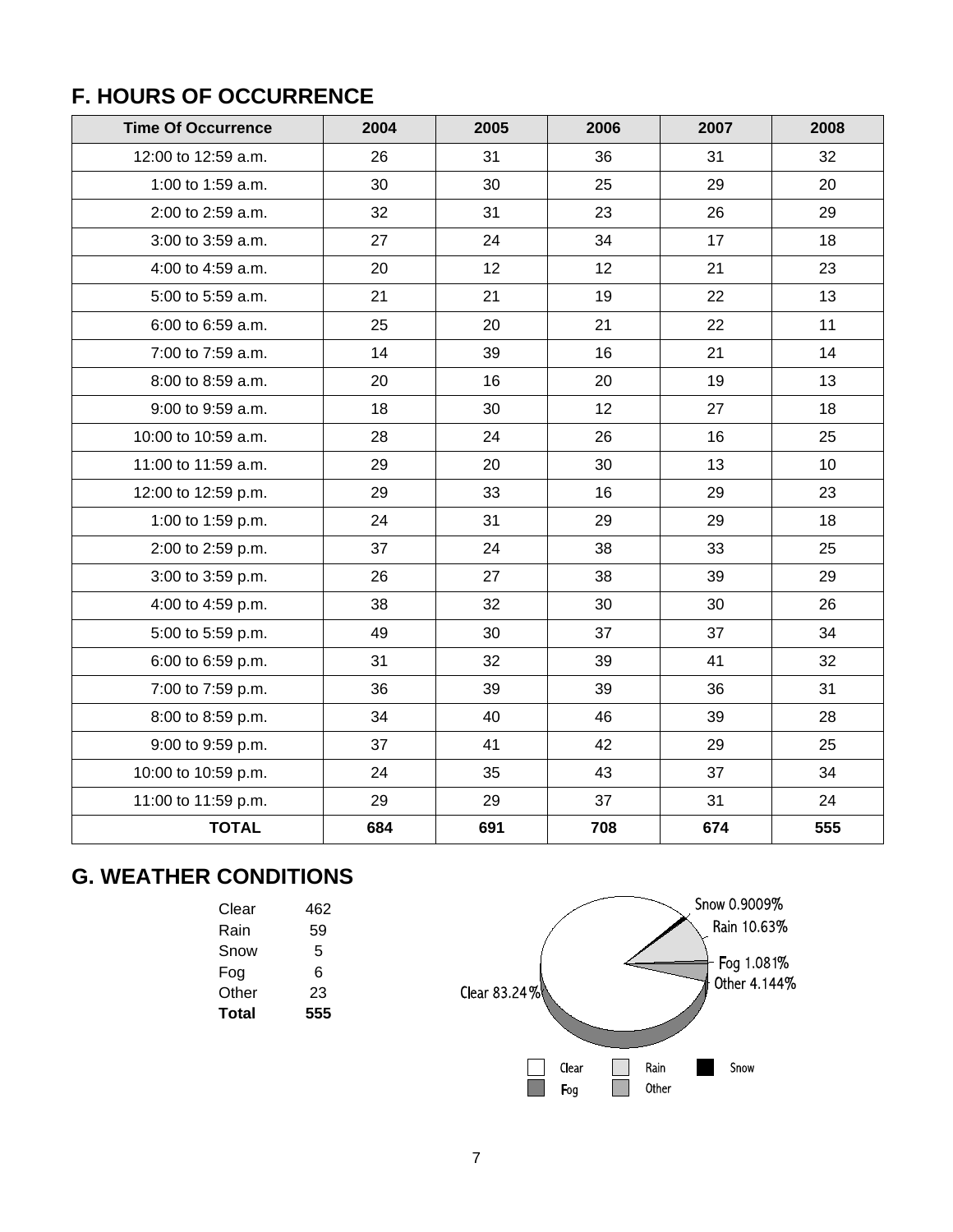## F. HOURS OF OCCURRENCE

| Time Of Occurrence | 2004 | 2005 | 2006 | 2007 | 2008 |
|---|---|---|---|---|---|
| 12:00 to 12:59 a.m. | 26 | 31 | 36 | 31 | 32 |
| 1:00 to 1:59 a.m. | 30 | 30 | 25 | 29 | 20 |
| 2:00 to 2:59 a.m. | 32 | 31 | 23 | 26 | 29 |
| 3:00 to 3:59 a.m. | 27 | 24 | 34 | 17 | 18 |
| 4:00 to 4:59 a.m. | 20 | 12 | 12 | 21 | 23 |
| 5:00 to 5:59 a.m. | 21 | 21 | 19 | 22 | 13 |
| 6:00 to 6:59 a.m. | 25 | 20 | 21 | 22 | 11 |
| 7:00 to 7:59 a.m. | 14 | 39 | 16 | 21 | 14 |
| 8:00 to 8:59 a.m. | 20 | 16 | 20 | 19 | 13 |
| 9:00 to 9:59 a.m. | 18 | 30 | 12 | 27 | 18 |
| 10:00 to 10:59 a.m. | 28 | 24 | 26 | 16 | 25 |
| 11:00 to 11:59 a.m. | 29 | 20 | 30 | 13 | 10 |
| 12:00 to 12:59 p.m. | 29 | 33 | 16 | 29 | 23 |
| 1:00 to 1:59 p.m. | 24 | 31 | 29 | 29 | 18 |
| 2:00 to 2:59 p.m. | 37 | 24 | 38 | 33 | 25 |
| 3:00 to 3:59 p.m. | 26 | 27 | 38 | 39 | 29 |
| 4:00 to 4:59 p.m. | 38 | 32 | 30 | 30 | 26 |
| 5:00 to 5:59 p.m. | 49 | 30 | 37 | 37 | 34 |
| 6:00 to 6:59 p.m. | 31 | 32 | 39 | 41 | 32 |
| 7:00 to 7:59 p.m. | 36 | 39 | 39 | 36 | 31 |
| 8:00 to 8:59 p.m. | 34 | 40 | 46 | 39 | 28 |
| 9:00 to 9:59 p.m. | 37 | 41 | 42 | 29 | 25 |
| 10:00 to 10:59 p.m. | 24 | 35 | 43 | 37 | 34 |
| 11:00 to 11:59 p.m. | 29 | 29 | 37 | 31 | 24 |
| **TOTAL** | **684** | **691** | **708** | **674** | **555** |

## G. WEATHER CONDITIONS

| | |
|---|---|
| Clear | 462 |
| Rain | 59 |
| Snow | 5 |
| Fog | 6 |
| Other | 23 |
| **Total** | **555** |

Snow 0.9009%
Rain 10.63%
Fog 1.081%
Other 4.144%
Clear 83.24%

Clear Rain Snow Fog Other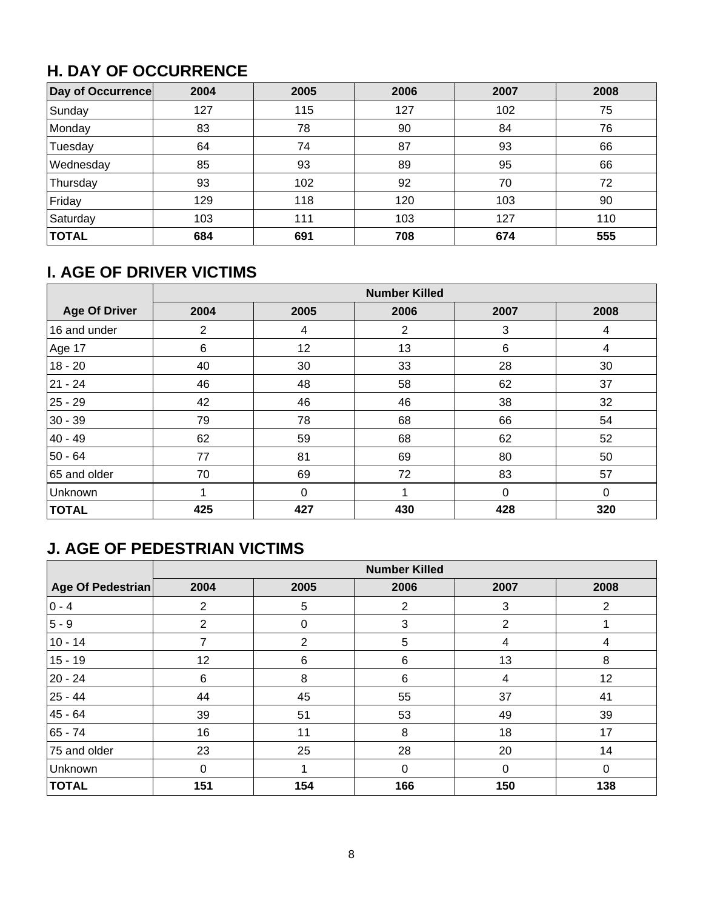## H. DAY OF OCCURRENCE

| Day of Occurrence | 2004 | 2005 | 2006 | 2007 | 2008 |
|---|---|---|---|---|---|
| Sunday | 127 | 115 | 127 | 102 | 75 |
| Monday | 83 | 78 | 90 | 84 | 76 |
| Tuesday | 64 | 74 | 87 | 93 | 66 |
| Wednesday | 85 | 93 | 89 | 95 | 66 |
| Thursday | 93 | 102 | 92 | 70 | 72 |
| Friday | 129 | 118 | 120 | 103 | 90 |
| Saturday | 103 | 111 | 103 | 127 | 110 |
| **TOTAL** | **684** | **691** | **708** | **674** | **555** |

## I. AGE OF DRIVER VICTIMS

| | Number Killed | | | | |
|---|---|---|---|---|---|
| **Age Of Driver** | **2004** | **2005** | **2006** | **2007** | **2008** |
| 16 and under | 2 | 4 | 2 | 3 | 4 |
| Age 17 | 6 | 12 | 13 | 6 | 4 |
| 18 - 20 | 40 | 30 | 33 | 28 | 30 |
| 21 - 24 | 46 | 48 | 58 | 62 | 37 |
| 25 - 29 | 42 | 46 | 46 | 38 | 32 |
| 30 - 39 | 79 | 78 | 68 | 66 | 54 |
| 40 - 49 | 62 | 59 | 68 | 62 | 52 |
| 50 - 64 | 77 | 81 | 69 | 80 | 50 |
| 65 and older | 70 | 69 | 72 | 83 | 57 |
| Unknown | 1 | 0 | 1 | 0 | 0 |
| **TOTAL** | **425** | **427** | **430** | **428** | **320** |

## J. AGE OF PEDESTRIAN VICTIMS

| | Number Killed | | | | |
|---|---|---|---|---|---|
| **Age Of Pedestrian** | **2004** | **2005** | **2006** | **2007** | **2008** |
| 0 - 4 | 2 | 5 | 2 | 3 | 2 |
| 5 - 9 | 2 | 0 | 3 | 2 | 1 |
| 10 - 14 | 7 | 2 | 5 | 4 | 4 |
| 15 - 19 | 12 | 6 | 6 | 13 | 8 |
| 20 - 24 | 6 | 8 | 6 | 4 | 12 |
| 25 - 44 | 44 | 45 | 55 | 37 | 41 |
| 45 - 64 | 39 | 51 | 53 | 49 | 39 |
| 65 - 74 | 16 | 11 | 8 | 18 | 17 |
| 75 and older | 23 | 25 | 28 | 20 | 14 |
| Unknown | 0 | 1 | 0 | 0 | 0 |
| **TOTAL** | **151** | **154** | **166** | **150** | **138** |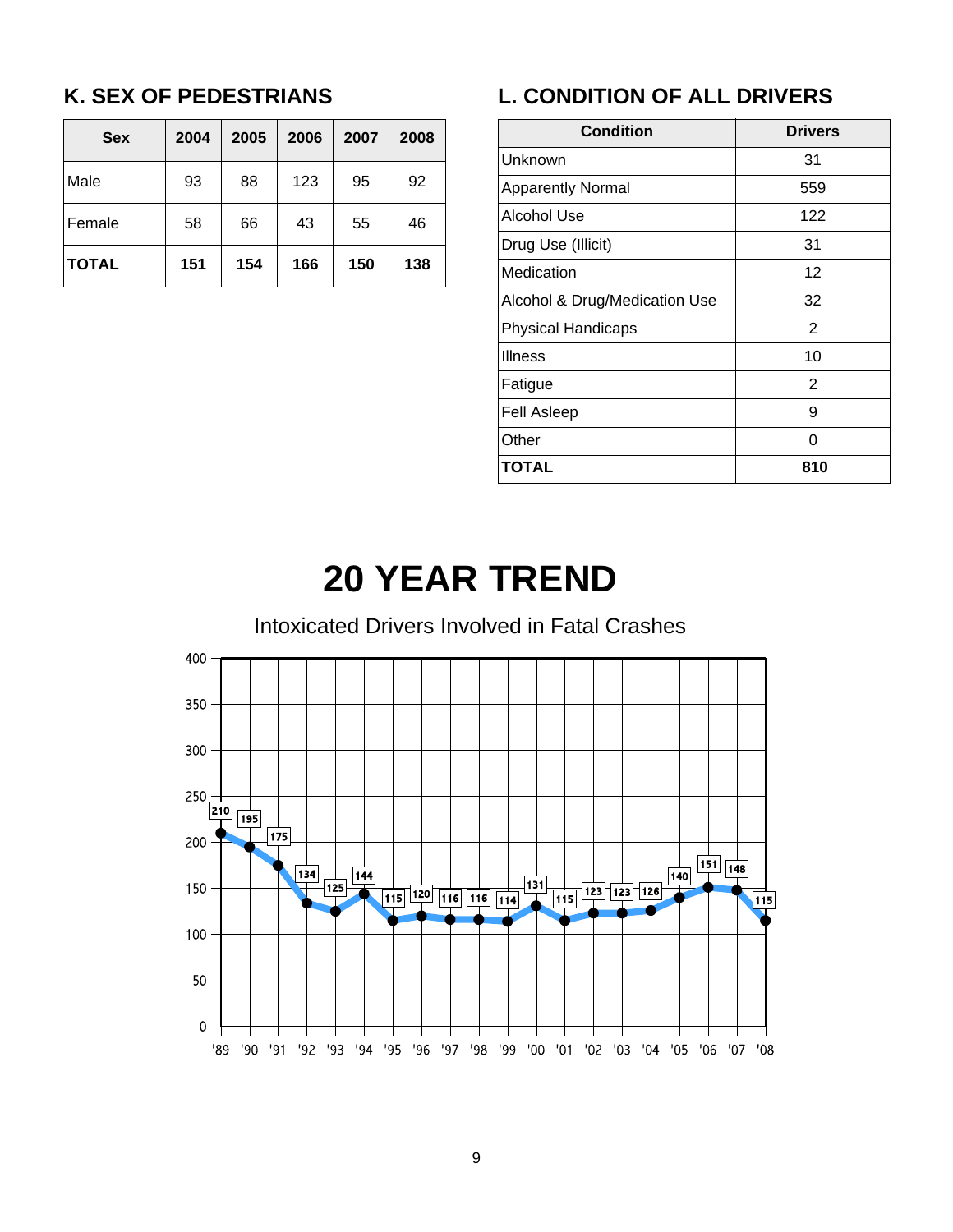## K. SEX OF PEDESTRIANS

| Sex | 2004 | 2005 | 2006 | 2007 | 2008 |
|---|---|---|---|---|---|
| Male | 93 | 88 | 123 | 95 | 92 |
| Female | 58 | 66 | 43 | 55 | 46 |
| **TOTAL** | **151** | **154** | **166** | **150** | **138** |

## L. CONDITION OF ALL DRIVERS

| Condition | Drivers |
|---|---|
| Unknown | 31 |
| Apparently Normal | 559 |
| Alcohol Use | 122 |
| Drug Use (Illicit) | 31 |
| Medication | 12 |
| Alcohol & Drug/Medication Use | 32 |
| Physical Handicaps | 2 |
| Illness | 10 |
| Fatigue | 2 |
| Fell Asleep | 9 |
| Other | 0 |
| **TOTAL** | **810** |

# 20 YEAR TREND

Intoxicated Drivers Involved in Fatal Crashes

| Year | '89 | '90 | '91 | '92 | '93 | '94 | '95 | '96 | '97 | '98 | '99 | '00 | '01 | '02 | '03 | '04 | '05 | '06 | '07 | '08 |
|---|---|---|---|---|---|---|---|---|---|---|---|---|---|---|---|---|---|---|---|---|
| Drivers | 210 | 195 | 175 | 134 | 125 | 144 | 115 | 120 | 116 | 116 | 114 | 131 | 115 | 123 | 123 | 126 | 140 | 151 | 148 | 115 |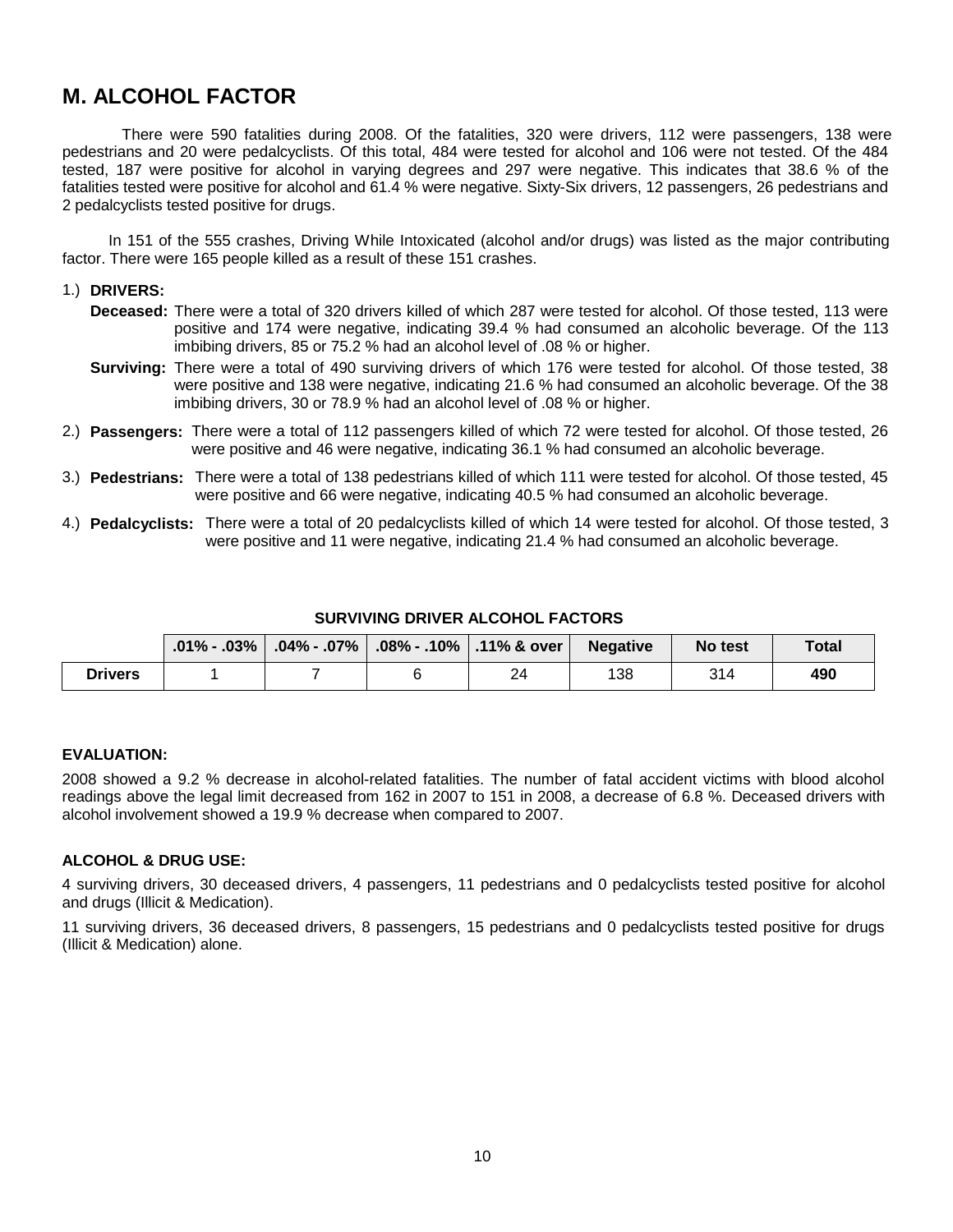## M. ALCOHOL FACTOR

There were 590 fatalities during 2008. Of the fatalities, 320 were drivers, 112 were passengers, 138 were pedestrians and 20 were pedalcyclists. Of this total, 484 were tested for alcohol and 106 were not tested. Of the 484 tested, 187 were positive for alcohol in varying degrees and 297 were negative. This indicates that 38.6 % of the fatalities tested were positive for alcohol and 61.4 % were negative. Sixty-Six drivers, 12 passengers, 26 pedestrians and 2 pedalcyclists tested positive for drugs.

In 151 of the 555 crashes, Driving While Intoxicated (alcohol and/or drugs) was listed as the major contributing factor. There were 165 people killed as a result of these 151 crashes.

1.) **DRIVERS:**

**Deceased:** There were a total of 320 drivers killed of which 287 were tested for alcohol. Of those tested, 113 were positive and 174 were negative, indicating 39.4 % had consumed an alcoholic beverage. Of the 113 imbibing drivers, 85 or 75.2 % had an alcohol level of .08 % or higher.

**Surviving:** There were a total of 490 surviving drivers of which 176 were tested for alcohol. Of those tested, 38 were positive and 138 were negative, indicating 21.6 % had consumed an alcoholic beverage. Of the 38 imbibing drivers, 30 or 78.9 % had an alcohol level of .08 % or higher.

2.) **Passengers:** There were a total of 112 passengers killed of which 72 were tested for alcohol. Of those tested, 26 were positive and 46 were negative, indicating 36.1 % had consumed an alcoholic beverage.

3.) **Pedestrians:** There were a total of 138 pedestrians killed of which 111 were tested for alcohol. Of those tested, 45 were positive and 66 were negative, indicating 40.5 % had consumed an alcoholic beverage.

4.) **Pedalcyclists:** There were a total of 20 pedalcyclists killed of which 14 were tested for alcohol. Of those tested, 3 were positive and 11 were negative, indicating 21.4 % had consumed an alcoholic beverage.

**SURVIVING DRIVER ALCOHOL FACTORS**

| | .01% - .03% | .04% - .07% | .08% - .10% | .11% & over | Negative | No test | Total |
|---|---|---|---|---|---|---|---|
| **Drivers** | 1 | 7 | 6 | 24 | 138 | 314 | **490** |

**EVALUATION:**

2008 showed a 9.2 % decrease in alcohol-related fatalities. The number of fatal accident victims with blood alcohol readings above the legal limit decreased from 162 in 2007 to 151 in 2008, a decrease of 6.8 %. Deceased drivers with alcohol involvement showed a 19.9 % decrease when compared to 2007.

**ALCOHOL & DRUG USE:**

4 surviving drivers, 30 deceased drivers, 4 passengers, 11 pedestrians and 0 pedalcyclists tested positive for alcohol and drugs (Illicit & Medication).

11 surviving drivers, 36 deceased drivers, 8 passengers, 15 pedestrians and 0 pedalcyclists tested positive for drugs (Illicit & Medication) alone.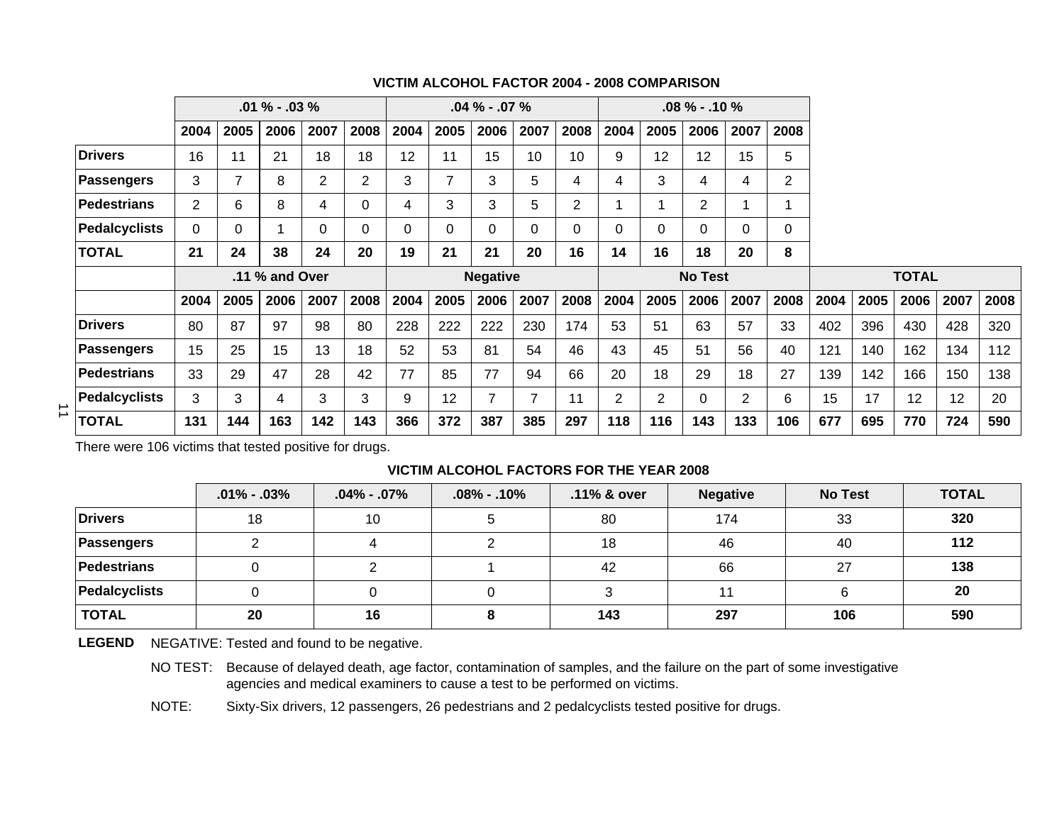**VICTIM ALCOHOL FACTOR 2004 - 2008 COMPARISON**

| | .01 % - .03 % | | | | | .04 % - .07 % | | | | | .08 % - .10 % | | | | |
|---|---|---|---|---|---|---|---|---|---|---|---|---|---|---|---|
| | 2004 | 2005 | 2006 | 2007 | 2008 | 2004 | 2005 | 2006 | 2007 | 2008 | 2004 | 2005 | 2006 | 2007 | 2008 |
| **Drivers** | 16 | 11 | 21 | 18 | 18 | 12 | 11 | 15 | 10 | 10 | 9 | 12 | 12 | 15 | 5 |
| **Passengers** | 3 | 7 | 8 | 2 | 2 | 3 | 7 | 3 | 5 | 4 | 4 | 3 | 4 | 4 | 2 |
| **Pedestrians** | 2 | 6 | 8 | 4 | 0 | 4 | 3 | 3 | 5 | 2 | 1 | 1 | 2 | 1 | 1 |
| **Pedalcyclists** | 0 | 0 | 1 | 0 | 0 | 0 | 0 | 0 | 0 | 0 | 0 | 0 | 0 | 0 | 0 |
| **TOTAL** | **21** | **24** | **38** | **24** | **20** | **19** | **21** | **21** | **20** | **16** | **14** | **16** | **18** | **20** | **8** |

| | .11 % and Over | | | | | Negative | | | | | No Test | | | | | TOTAL | | | | |
|---|---|---|---|---|---|---|---|---|---|---|---|---|---|---|---|---|---|---|---|---|
| | 2004 | 2005 | 2006 | 2007 | 2008 | 2004 | 2005 | 2006 | 2007 | 2008 | 2004 | 2005 | 2006 | 2007 | 2008 | 2004 | 2005 | 2006 | 2007 | 2008 |
| **Drivers** | 80 | 87 | 97 | 98 | 80 | 228 | 222 | 222 | 230 | 174 | 53 | 51 | 63 | 57 | 33 | 402 | 396 | 430 | 428 | 320 |
| **Passengers** | 15 | 25 | 15 | 13 | 18 | 52 | 53 | 81 | 54 | 46 | 43 | 45 | 51 | 56 | 40 | 121 | 140 | 162 | 134 | 112 |
| **Pedestrians** | 33 | 29 | 47 | 28 | 42 | 77 | 85 | 77 | 94 | 66 | 20 | 18 | 29 | 18 | 27 | 139 | 142 | 166 | 150 | 138 |
| **Pedalcyclists** | 3 | 3 | 4 | 3 | 3 | 9 | 12 | 7 | 7 | 11 | 2 | 2 | 0 | 2 | 6 | 15 | 17 | 12 | 12 | 20 |
| **TOTAL** | **131** | **144** | **163** | **142** | **143** | **366** | **372** | **387** | **385** | **297** | **118** | **116** | **143** | **133** | **106** | **677** | **695** | **770** | **724** | **590** |

There were 106 victims that tested positive for drugs.

**VICTIM ALCOHOL FACTORS FOR THE YEAR 2008**

| | .01% - .03% | .04% - .07% | .08% - .10% | .11% & over | Negative | No Test | TOTAL |
|---|---|---|---|---|---|---|---|
| **Drivers** | 18 | 10 | 5 | 80 | 174 | 33 | **320** |
| **Passengers** | 2 | 4 | 2 | 18 | 46 | 40 | **112** |
| **Pedestrians** | 0 | 2 | 1 | 42 | 66 | 27 | **138** |
| **Pedalcyclists** | 0 | 0 | 0 | 3 | 11 | 6 | **20** |
| **TOTAL** | **20** | **16** | **8** | **143** | **297** | **106** | **590** |

**LEGEND** NEGATIVE: Tested and found to be negative.

NO TEST: Because of delayed death, age factor, contamination of samples, and the failure on the part of some investigative agencies and medical examiners to cause a test to be performed on victims.

NOTE: Sixty-Six drivers, 12 passengers, 26 pedestrians and 2 pedalcyclists tested positive for drugs.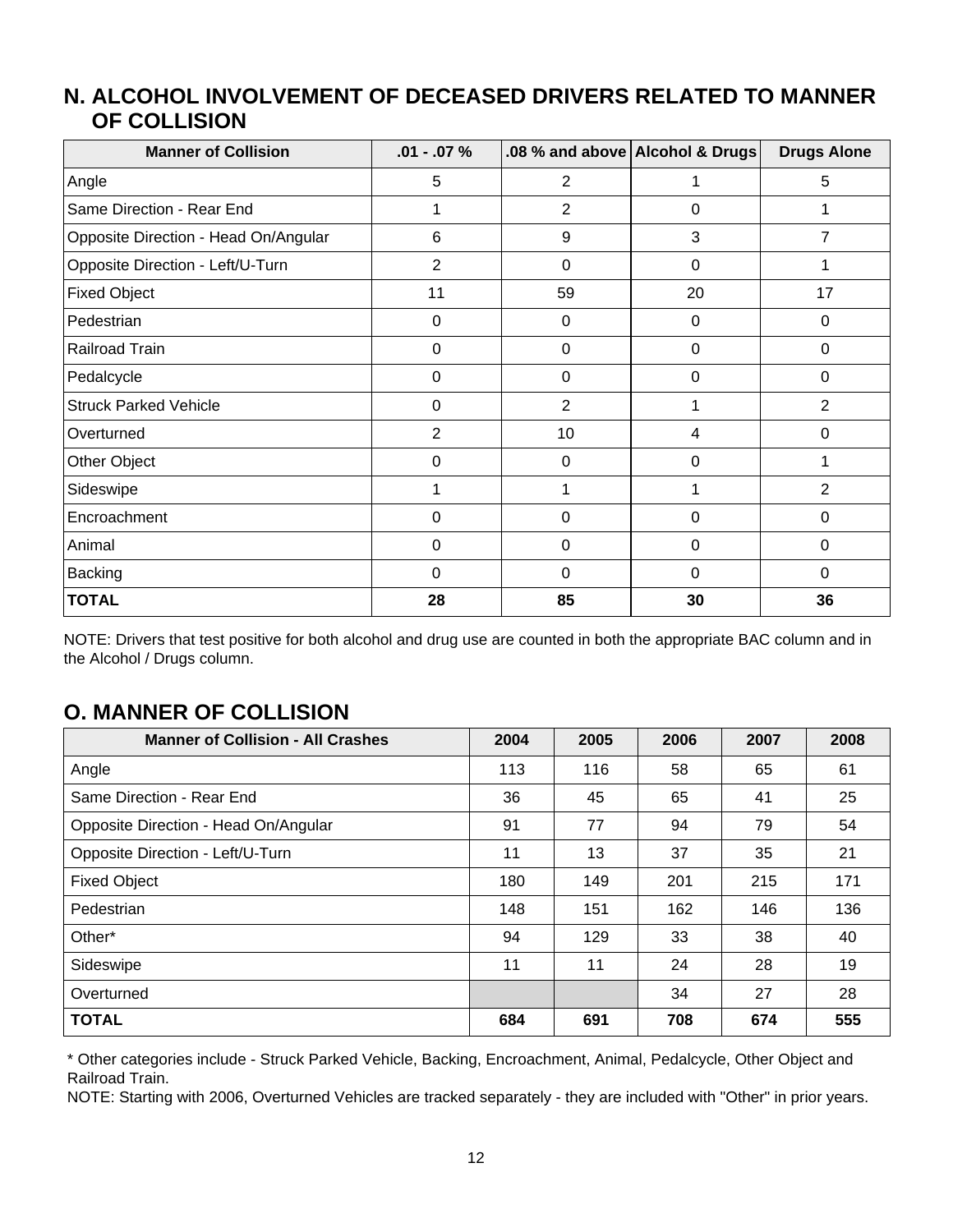## N. ALCOHOL INVOLVEMENT OF DECEASED DRIVERS RELATED TO MANNER OF COLLISION

| Manner of Collision | .01 - .07 % | .08 % and above | Alcohol & Drugs | Drugs Alone |
|---|---|---|---|---|
| Angle | 5 | 2 | 1 | 5 |
| Same Direction - Rear End | 1 | 2 | 0 | 1 |
| Opposite Direction - Head On/Angular | 6 | 9 | 3 | 7 |
| Opposite Direction - Left/U-Turn | 2 | 0 | 0 | 1 |
| Fixed Object | 11 | 59 | 20 | 17 |
| Pedestrian | 0 | 0 | 0 | 0 |
| Railroad Train | 0 | 0 | 0 | 0 |
| Pedalcycle | 0 | 0 | 0 | 0 |
| Struck Parked Vehicle | 0 | 2 | 1 | 2 |
| Overturned | 2 | 10 | 4 | 0 |
| Other Object | 0 | 0 | 0 | 1 |
| Sideswipe | 1 | 1 | 1 | 2 |
| Encroachment | 0 | 0 | 0 | 0 |
| Animal | 0 | 0 | 0 | 0 |
| Backing | 0 | 0 | 0 | 0 |
| **TOTAL** | **28** | **85** | **30** | **36** |

NOTE: Drivers that test positive for both alcohol and drug use are counted in both the appropriate BAC column and in the Alcohol / Drugs column.

## O. MANNER OF COLLISION

| Manner of Collision - All Crashes | 2004 | 2005 | 2006 | 2007 | 2008 |
|---|---|---|---|---|---|
| Angle | 113 | 116 | 58 | 65 | 61 |
| Same Direction - Rear End | 36 | 45 | 65 | 41 | 25 |
| Opposite Direction - Head On/Angular | 91 | 77 | 94 | 79 | 54 |
| Opposite Direction - Left/U-Turn | 11 | 13 | 37 | 35 | 21 |
| Fixed Object | 180 | 149 | 201 | 215 | 171 |
| Pedestrian | 148 | 151 | 162 | 146 | 136 |
| Other* | 94 | 129 | 33 | 38 | 40 |
| Sideswipe | 11 | 11 | 24 | 28 | 19 |
| Overturned | | | 34 | 27 | 28 |
| **TOTAL** | **684** | **691** | **708** | **674** | **555** |

* Other categories include - Struck Parked Vehicle, Backing, Encroachment, Animal, Pedalcycle, Other Object and Railroad Train.

NOTE: Starting with 2006, Overturned Vehicles are tracked separately - they are included with "Other" in prior years.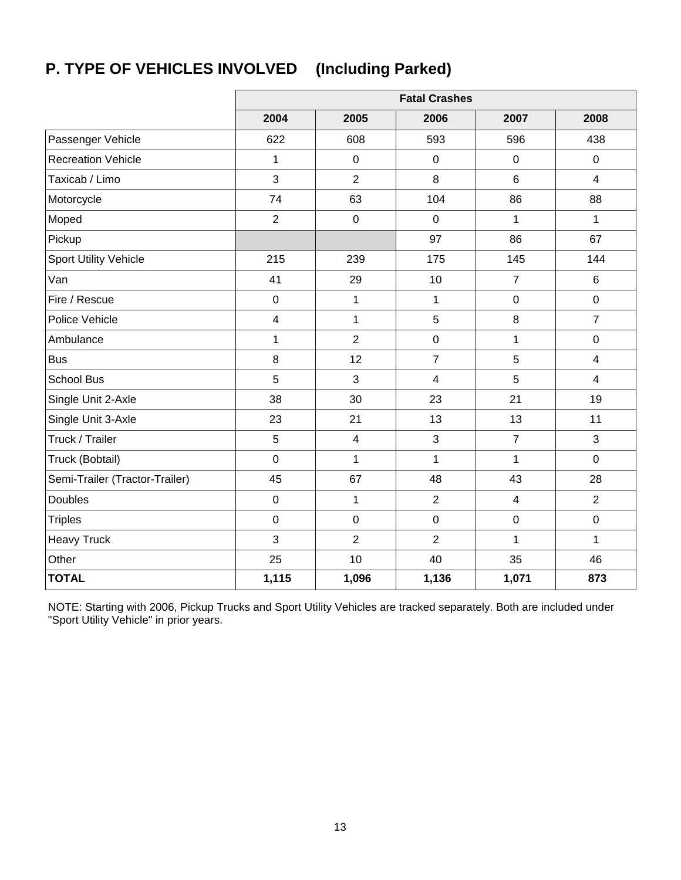## P. TYPE OF VEHICLES INVOLVED (Including Parked)

| | Fatal Crashes | | | | |
|---|---|---|---|---|---|
| | 2004 | 2005 | 2006 | 2007 | 2008 |
| Passenger Vehicle | 622 | 608 | 593 | 596 | 438 |
| Recreation Vehicle | 1 | 0 | 0 | 0 | 0 |
| Taxicab / Limo | 3 | 2 | 8 | 6 | 4 |
| Motorcycle | 74 | 63 | 104 | 86 | 88 |
| Moped | 2 | 0 | 0 | 1 | 1 |
| Pickup | | | 97 | 86 | 67 |
| Sport Utility Vehicle | 215 | 239 | 175 | 145 | 144 |
| Van | 41 | 29 | 10 | 7 | 6 |
| Fire / Rescue | 0 | 1 | 1 | 0 | 0 |
| Police Vehicle | 4 | 1 | 5 | 8 | 7 |
| Ambulance | 1 | 2 | 0 | 1 | 0 |
| Bus | 8 | 12 | 7 | 5 | 4 |
| School Bus | 5 | 3 | 4 | 5 | 4 |
| Single Unit 2-Axle | 38 | 30 | 23 | 21 | 19 |
| Single Unit 3-Axle | 23 | 21 | 13 | 13 | 11 |
| Truck / Trailer | 5 | 4 | 3 | 7 | 3 |
| Truck (Bobtail) | 0 | 1 | 1 | 1 | 0 |
| Semi-Trailer (Tractor-Trailer) | 45 | 67 | 48 | 43 | 28 |
| Doubles | 0 | 1 | 2 | 4 | 2 |
| Triples | 0 | 0 | 0 | 0 | 0 |
| Heavy Truck | 3 | 2 | 2 | 1 | 1 |
| Other | 25 | 10 | 40 | 35 | 46 |
| **TOTAL** | **1,115** | **1,096** | **1,136** | **1,071** | **873** |

NOTE: Starting with 2006, Pickup Trucks and Sport Utility Vehicles are tracked separately. Both are included under "Sport Utility Vehicle" in prior years.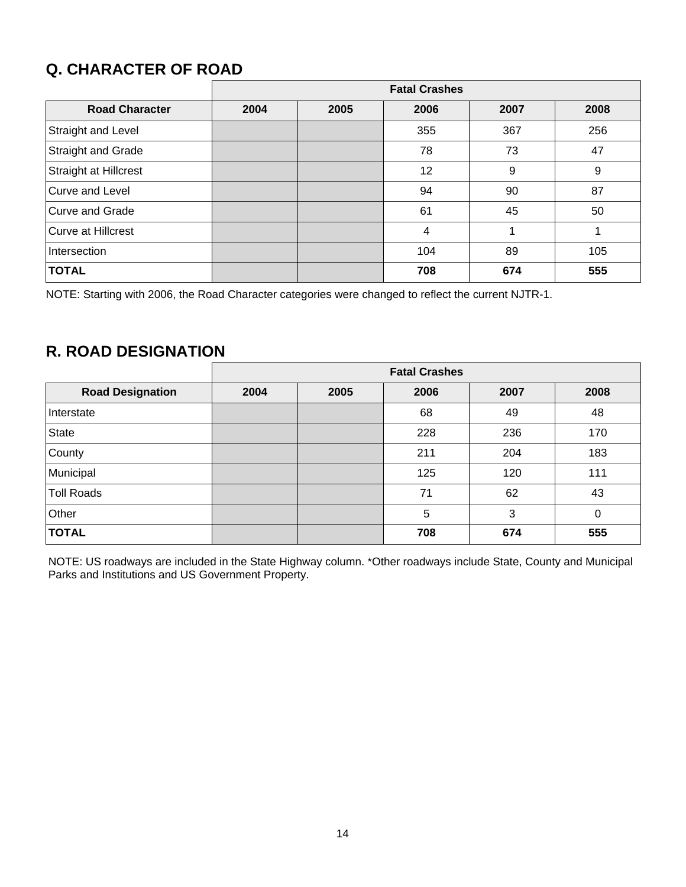## Q. CHARACTER OF ROAD

| | Fatal Crashes | | | | |
|---|---|---|---|---|---|
| **Road Character** | **2004** | **2005** | **2006** | **2007** | **2008** |
| Straight and Level | | | 355 | 367 | 256 |
| Straight and Grade | | | 78 | 73 | 47 |
| Straight at Hillcrest | | | 12 | 9 | 9 |
| Curve and Level | | | 94 | 90 | 87 |
| Curve and Grade | | | 61 | 45 | 50 |
| Curve at Hillcrest | | | 4 | 1 | 1 |
| Intersection | | | 104 | 89 | 105 |
| **TOTAL** | | | **708** | **674** | **555** |

NOTE: Starting with 2006, the Road Character categories were changed to reflect the current NJTR-1.

## R. ROAD DESIGNATION

| | Fatal Crashes | | | | |
|---|---|---|---|---|---|
| **Road Designation** | **2004** | **2005** | **2006** | **2007** | **2008** |
| Interstate | | | 68 | 49 | 48 |
| State | | | 228 | 236 | 170 |
| County | | | 211 | 204 | 183 |
| Municipal | | | 125 | 120 | 111 |
| Toll Roads | | | 71 | 62 | 43 |
| Other | | | 5 | 3 | 0 |
| **TOTAL** | | | **708** | **674** | **555** |

NOTE: US roadways are included in the State Highway column. *Other roadways include State, County and Municipal Parks and Institutions and US Government Property.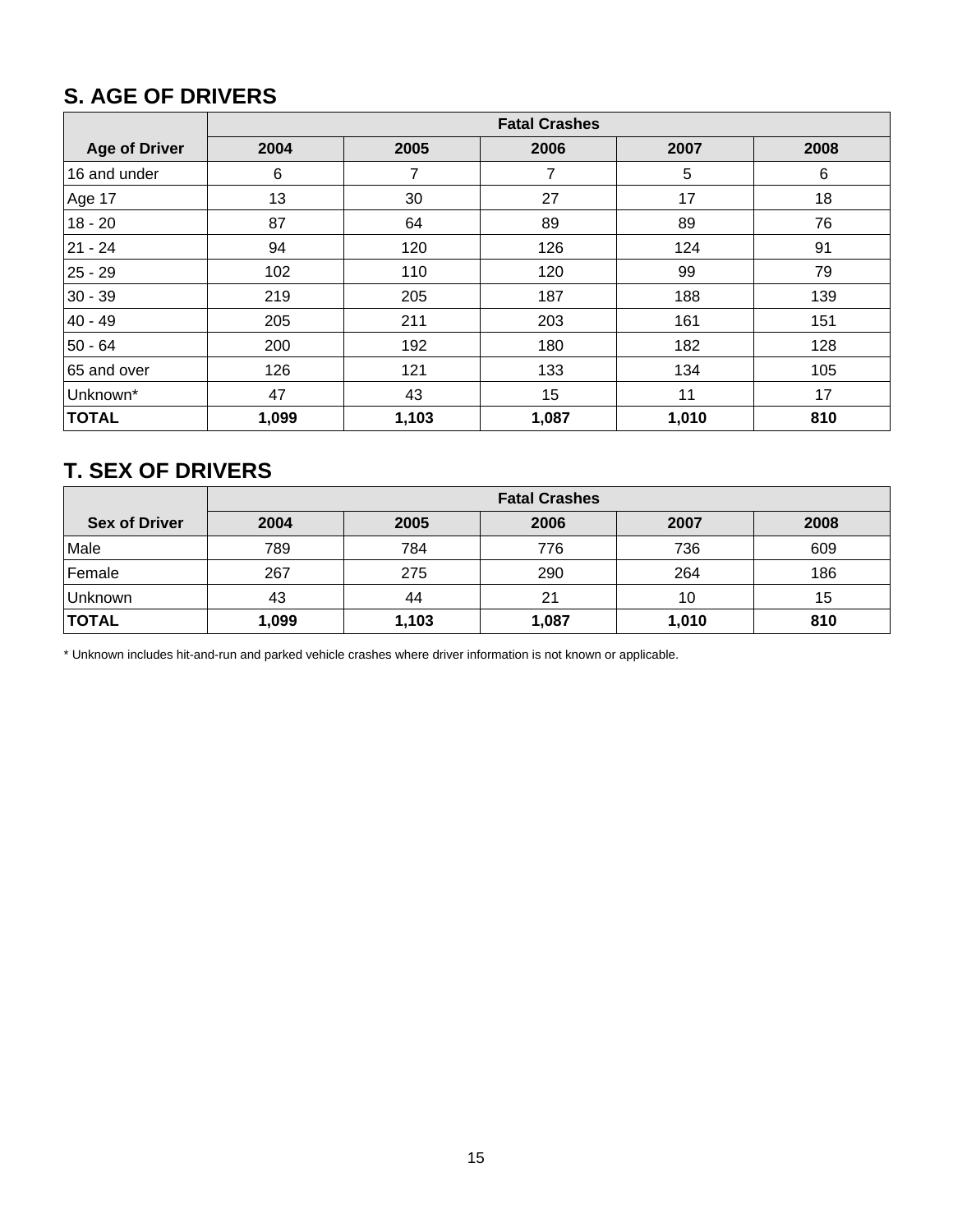## S. AGE OF DRIVERS

| Age of Driver | Fatal Crashes | | | | |
|---|---|---|---|---|---|
| | 2004 | 2005 | 2006 | 2007 | 2008 |
| 16 and under | 6 | 7 | 7 | 5 | 6 |
| Age 17 | 13 | 30 | 27 | 17 | 18 |
| 18 - 20 | 87 | 64 | 89 | 89 | 76 |
| 21 - 24 | 94 | 120 | 126 | 124 | 91 |
| 25 - 29 | 102 | 110 | 120 | 99 | 79 |
| 30 - 39 | 219 | 205 | 187 | 188 | 139 |
| 40 - 49 | 205 | 211 | 203 | 161 | 151 |
| 50 - 64 | 200 | 192 | 180 | 182 | 128 |
| 65 and over | 126 | 121 | 133 | 134 | 105 |
| Unknown* | 47 | 43 | 15 | 11 | 17 |
| **TOTAL** | **1,099** | **1,103** | **1,087** | **1,010** | **810** |

## T. SEX OF DRIVERS

| Sex of Driver | Fatal Crashes | | | | |
|---|---|---|---|---|---|
| | 2004 | 2005 | 2006 | 2007 | 2008 |
| Male | 789 | 784 | 776 | 736 | 609 |
| Female | 267 | 275 | 290 | 264 | 186 |
| Unknown | 43 | 44 | 21 | 10 | 15 |
| **TOTAL** | **1,099** | **1,103** | **1,087** | **1,010** | **810** |

* Unknown includes hit-and-run and parked vehicle crashes where driver information is not known or applicable.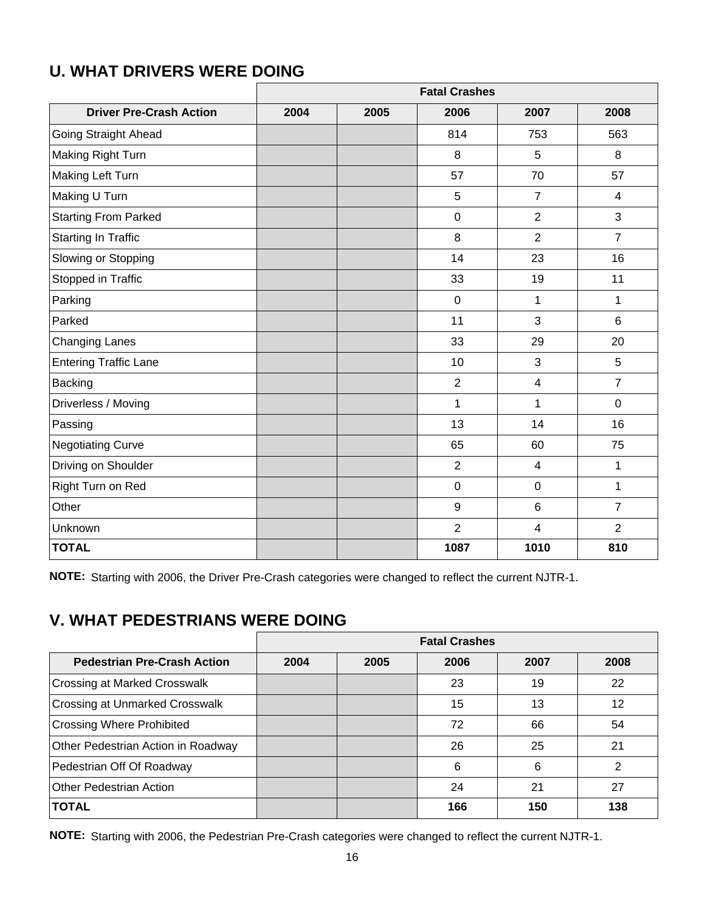## U. WHAT DRIVERS WERE DOING

| | Fatal Crashes | | | | |
|---|---|---|---|---|---|
| **Driver Pre-Crash Action** | **2004** | **2005** | **2006** | **2007** | **2008** |
| Going Straight Ahead | | | 814 | 753 | 563 |
| Making Right Turn | | | 8 | 5 | 8 |
| Making Left Turn | | | 57 | 70 | 57 |
| Making U Turn | | | 5 | 7 | 4 |
| Starting From Parked | | | 0 | 2 | 3 |
| Starting In Traffic | | | 8 | 2 | 7 |
| Slowing or Stopping | | | 14 | 23 | 16 |
| Stopped in Traffic | | | 33 | 19 | 11 |
| Parking | | | 0 | 1 | 1 |
| Parked | | | 11 | 3 | 6 |
| Changing Lanes | | | 33 | 29 | 20 |
| Entering Traffic Lane | | | 10 | 3 | 5 |
| Backing | | | 2 | 4 | 7 |
| Driverless / Moving | | | 1 | 1 | 0 |
| Passing | | | 13 | 14 | 16 |
| Negotiating Curve | | | 65 | 60 | 75 |
| Driving on Shoulder | | | 2 | 4 | 1 |
| Right Turn on Red | | | 0 | 0 | 1 |
| Other | | | 9 | 6 | 7 |
| Unknown | | | 2 | 4 | 2 |
| **TOTAL** | | | **1087** | **1010** | **810** |

**NOTE:** Starting with 2006, the Driver Pre-Crash categories were changed to reflect the current NJTR-1.

## V. WHAT PEDESTRIANS WERE DOING

| | Fatal Crashes | | | | |
|---|---|---|---|---|---|
| **Pedestrian Pre-Crash Action** | **2004** | **2005** | **2006** | **2007** | **2008** |
| Crossing at Marked Crosswalk | | | 23 | 19 | 22 |
| Crossing at Unmarked Crosswalk | | | 15 | 13 | 12 |
| Crossing Where Prohibited | | | 72 | 66 | 54 |
| Other Pedestrian Action in Roadway | | | 26 | 25 | 21 |
| Pedestrian Off Of Roadway | | | 6 | 6 | 2 |
| Other Pedestrian Action | | | 24 | 21 | 27 |
| **TOTAL** | | | **166** | **150** | **138** |

**NOTE:** Starting with 2006, the Pedestrian Pre-Crash categories were changed to reflect the current NJTR-1.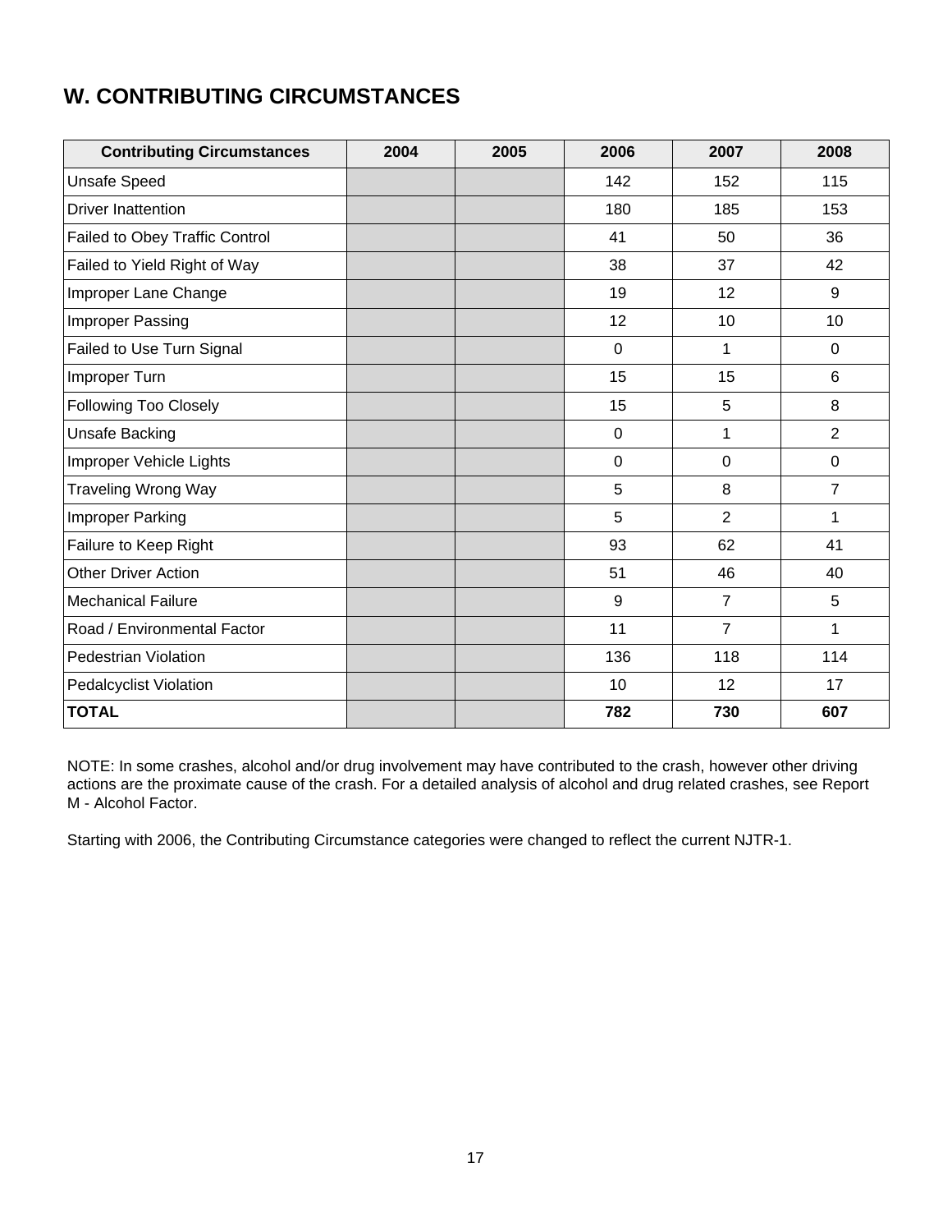## W. CONTRIBUTING CIRCUMSTANCES

| Contributing Circumstances | 2004 | 2005 | 2006 | 2007 | 2008 |
|---|---|---|---|---|---|
| Unsafe Speed | | | 142 | 152 | 115 |
| Driver Inattention | | | 180 | 185 | 153 |
| Failed to Obey Traffic Control | | | 41 | 50 | 36 |
| Failed to Yield Right of Way | | | 38 | 37 | 42 |
| Improper Lane Change | | | 19 | 12 | 9 |
| Improper Passing | | | 12 | 10 | 10 |
| Failed to Use Turn Signal | | | 0 | 1 | 0 |
| Improper Turn | | | 15 | 15 | 6 |
| Following Too Closely | | | 15 | 5 | 8 |
| Unsafe Backing | | | 0 | 1 | 2 |
| Improper Vehicle Lights | | | 0 | 0 | 0 |
| Traveling Wrong Way | | | 5 | 8 | 7 |
| Improper Parking | | | 5 | 2 | 1 |
| Failure to Keep Right | | | 93 | 62 | 41 |
| Other Driver Action | | | 51 | 46 | 40 |
| Mechanical Failure | | | 9 | 7 | 5 |
| Road / Environmental Factor | | | 11 | 7 | 1 |
| Pedestrian Violation | | | 136 | 118 | 114 |
| Pedalcyclist Violation | | | 10 | 12 | 17 |
| **TOTAL** | | | **782** | **730** | **607** |

NOTE: In some crashes, alcohol and/or drug involvement may have contributed to the crash, however other driving actions are the proximate cause of the crash. For a detailed analysis of alcohol and drug related crashes, see Report M - Alcohol Factor.

Starting with 2006, the Contributing Circumstance categories were changed to reflect the current NJTR-1.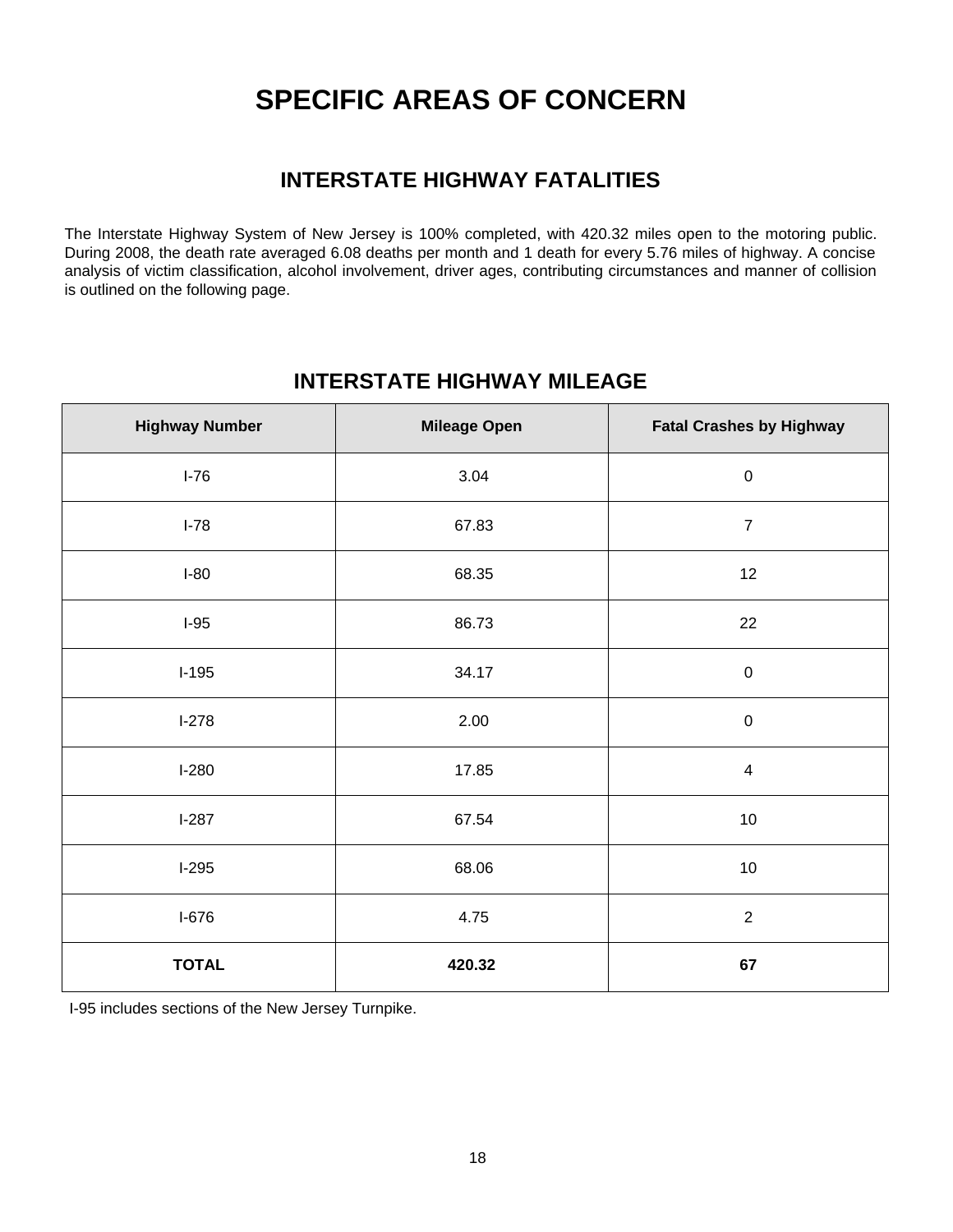# SPECIFIC AREAS OF CONCERN

## INTERSTATE HIGHWAY FATALITIES

The Interstate Highway System of New Jersey is 100% completed, with 420.32 miles open to the motoring public. During 2008, the death rate averaged 6.08 deaths per month and 1 death for every 5.76 miles of highway. A concise analysis of victim classification, alcohol involvement, driver ages, contributing circumstances and manner of collision is outlined on the following page.

## INTERSTATE HIGHWAY MILEAGE

| Highway Number | Mileage Open | Fatal Crashes by Highway |
|---|---|---|
| I-76 | 3.04 | 0 |
| I-78 | 67.83 | 7 |
| I-80 | 68.35 | 12 |
| I-95 | 86.73 | 22 |
| I-195 | 34.17 | 0 |
| I-278 | 2.00 | 0 |
| I-280 | 17.85 | 4 |
| I-287 | 67.54 | 10 |
| I-295 | 68.06 | 10 |
| I-676 | 4.75 | 2 |
| **TOTAL** | **420.32** | **67** |

I-95 includes sections of the New Jersey Turnpike.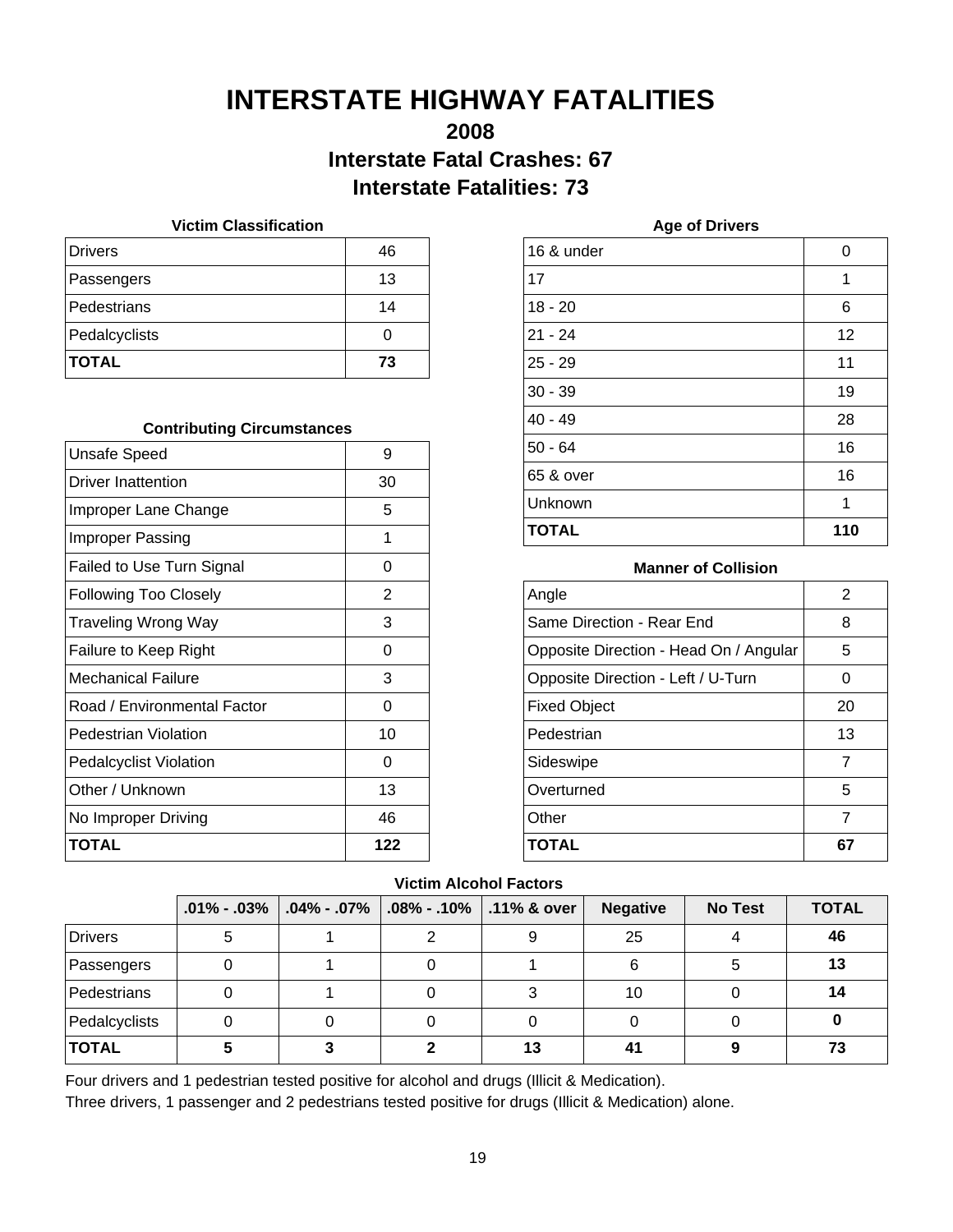# INTERSTATE HIGHWAY FATALITIES

## 2008

### Interstate Fatal Crashes: 67

### Interstate Fatalities: 73

**Victim Classification**

| | |
|---|---|
| Drivers | 46 |
| Passengers | 13 |
| Pedestrians | 14 |
| Pedalcyclists | 0 |
| **TOTAL** | **73** |

**Contributing Circumstances**

| | |
|---|---|
| Unsafe Speed | 9 |
| Driver Inattention | 30 |
| Improper Lane Change | 5 |
| Improper Passing | 1 |
| Failed to Use Turn Signal | 0 |
| Following Too Closely | 2 |
| Traveling Wrong Way | 3 |
| Failure to Keep Right | 0 |
| Mechanical Failure | 3 |
| Road / Environmental Factor | 0 |
| Pedestrian Violation | 10 |
| Pedalcyclist Violation | 0 |
| Other / Unknown | 13 |
| No Improper Driving | 46 |
| **TOTAL** | **122** |

**Age of Drivers**

| | |
|---|---|
| 16 & under | 0 |
| 17 | 1 |
| 18 - 20 | 6 |
| 21 - 24 | 12 |
| 25 - 29 | 11 |
| 30 - 39 | 19 |
| 40 - 49 | 28 |
| 50 - 64 | 16 |
| 65 & over | 16 |
| Unknown | 1 |
| **TOTAL** | **110** |

**Manner of Collision**

| | |
|---|---|
| Angle | 2 |
| Same Direction - Rear End | 8 |
| Opposite Direction - Head On / Angular | 5 |
| Opposite Direction - Left / U-Turn | 0 |
| Fixed Object | 20 |
| Pedestrian | 13 |
| Sideswipe | 7 |
| Overturned | 5 |
| Other | 7 |
| **TOTAL** | **67** |

**Victim Alcohol Factors**

| | .01% - .03% | .04% - .07% | .08% - .10% | .11% & over | Negative | No Test | TOTAL |
|---|---|---|---|---|---|---|---|
| Drivers | 5 | 1 | 2 | 9 | 25 | 4 | **46** |
| Passengers | 0 | 1 | 0 | 1 | 6 | 5 | **13** |
| Pedestrians | 0 | 1 | 0 | 3 | 10 | 0 | **14** |
| Pedalcyclists | 0 | 0 | 0 | 0 | 0 | 0 | **0** |
| **TOTAL** | **5** | **3** | **2** | **13** | **41** | **9** | **73** |

Four drivers and 1 pedestrian tested positive for alcohol and drugs (Illicit & Medication).

Three drivers, 1 passenger and 2 pedestrians tested positive for drugs (Illicit & Medication) alone.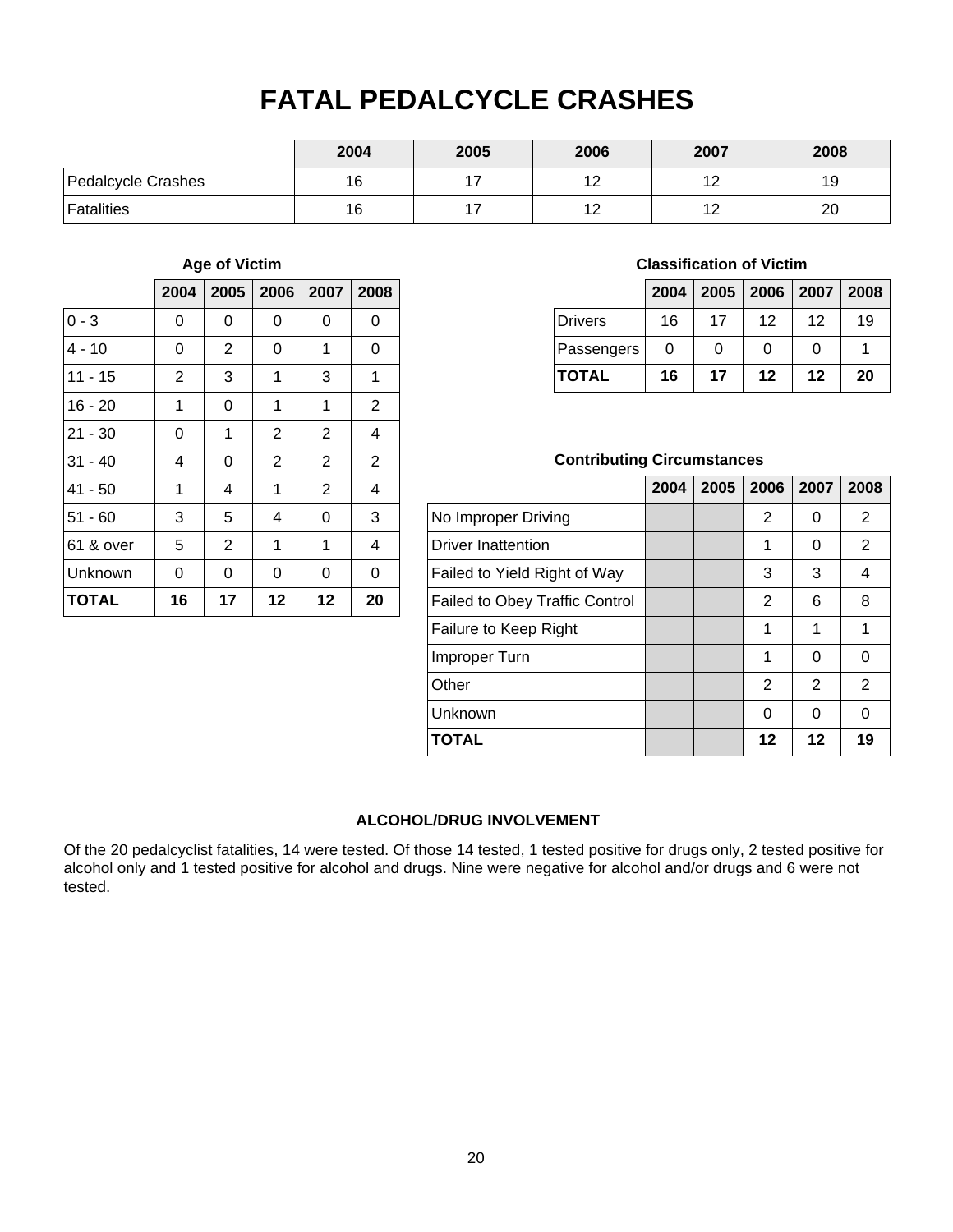# FATAL PEDALCYCLE CRASHES

| | 2004 | 2005 | 2006 | 2007 | 2008 |
|---|---|---|---|---|---|
| Pedalcycle Crashes | 16 | 17 | 12 | 12 | 19 |
| Fatalities | 16 | 17 | 12 | 12 | 20 |

### Age of Victim

| | 2004 | 2005 | 2006 | 2007 | 2008 |
|---|---|---|---|---|---|
| 0 - 3 | 0 | 0 | 0 | 0 | 0 |
| 4 - 10 | 0 | 2 | 0 | 1 | 0 |
| 11 - 15 | 2 | 3 | 1 | 3 | 1 |
| 16 - 20 | 1 | 0 | 1 | 1 | 2 |
| 21 - 30 | 0 | 1 | 2 | 2 | 4 |
| 31 - 40 | 4 | 0 | 2 | 2 | 2 |
| 41 - 50 | 1 | 4 | 1 | 2 | 4 |
| 51 - 60 | 3 | 5 | 4 | 0 | 3 |
| 61 & over | 5 | 2 | 1 | 1 | 4 |
| Unknown | 0 | 0 | 0 | 0 | 0 |
| **TOTAL** | **16** | **17** | **12** | **12** | **20** |

### Classification of Victim

| | 2004 | 2005 | 2006 | 2007 | 2008 |
|---|---|---|---|---|---|
| Drivers | 16 | 17 | 12 | 12 | 19 |
| Passengers | 0 | 0 | 0 | 0 | 1 |
| **TOTAL** | **16** | **17** | **12** | **12** | **20** |

### Contributing Circumstances

| | 2004 | 2005 | 2006 | 2007 | 2008 |
|---|---|---|---|---|---|
| No Improper Driving | | | 2 | 0 | 2 |
| Driver Inattention | | | 1 | 0 | 2 |
| Failed to Yield Right of Way | | | 3 | 3 | 4 |
| Failed to Obey Traffic Control | | | 2 | 6 | 8 |
| Failure to Keep Right | | | 1 | 1 | 1 |
| Improper Turn | | | 1 | 0 | 0 |
| Other | | | 2 | 2 | 2 |
| Unknown | | | 0 | 0 | 0 |
| **TOTAL** | | | **12** | **12** | **19** |

### ALCOHOL/DRUG INVOLVEMENT

Of the 20 pedalcyclist fatalities, 14 were tested. Of those 14 tested, 1 tested positive for drugs only, 2 tested positive for alcohol only and 1 tested positive for alcohol and drugs. Nine were negative for alcohol and/or drugs and 6 were not tested.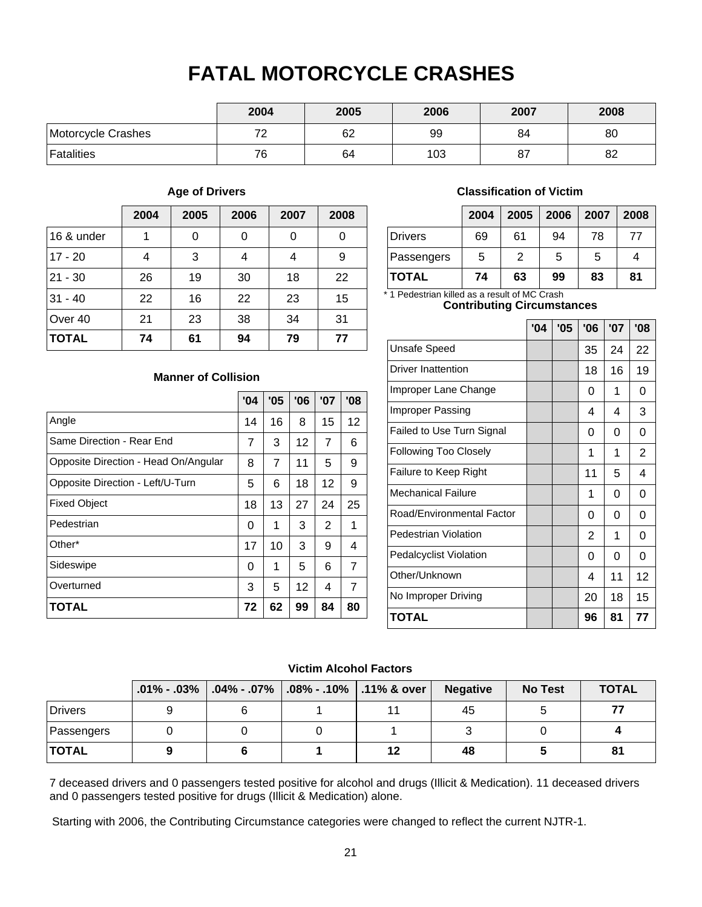# FATAL MOTORCYCLE CRASHES

| | 2004 | 2005 | 2006 | 2007 | 2008 |
|---|---|---|---|---|---|
| Motorcycle Crashes | 72 | 62 | 99 | 84 | 80 |
| Fatalities | 76 | 64 | 103 | 87 | 82 |

### Age of Drivers

| | 2004 | 2005 | 2006 | 2007 | 2008 |
|---|---|---|---|---|---|
| 16 & under | 1 | 0 | 0 | 0 | 0 |
| 17 - 20 | 4 | 3 | 4 | 4 | 9 |
| 21 - 30 | 26 | 19 | 30 | 18 | 22 |
| 31 - 40 | 22 | 16 | 22 | 23 | 15 |
| Over 40 | 21 | 23 | 38 | 34 | 31 |
| **TOTAL** | **74** | **61** | **94** | **79** | **77** |

### Manner of Collision

| | '04 | '05 | '06 | '07 | '08 |
|---|---|---|---|---|---|
| Angle | 14 | 16 | 8 | 15 | 12 |
| Same Direction - Rear End | 7 | 3 | 12 | 7 | 6 |
| Opposite Direction - Head On/Angular | 8 | 7 | 11 | 5 | 9 |
| Opposite Direction - Left/U-Turn | 5 | 6 | 18 | 12 | 9 |
| Fixed Object | 18 | 13 | 27 | 24 | 25 |
| Pedestrian | 0 | 1 | 3 | 2 | 1 |
| Other* | 17 | 10 | 3 | 9 | 4 |
| Sideswipe | 0 | 1 | 5 | 6 | 7 |
| Overturned | 3 | 5 | 12 | 4 | 7 |
| **TOTAL** | **72** | **62** | **99** | **84** | **80** |

### Classification of Victim

| | 2004 | 2005 | 2006 | 2007 | 2008 |
|---|---|---|---|---|---|
| Drivers | 69 | 61 | 94 | 78 | 77 |
| Passengers | 5 | 2 | 5 | 5 | 4 |
| **TOTAL** | **74** | **63** | **99** | **83** | **81** |

* 1 Pedestrian killed as a result of MC Crash

### Contributing Circumstances

| | '04 | '05 | '06 | '07 | '08 |
|---|---|---|---|---|---|
| Unsafe Speed | | | 35 | 24 | 22 |
| Driver Inattention | | | 18 | 16 | 19 |
| Improper Lane Change | | | 0 | 1 | 0 |
| Improper Passing | | | 4 | 4 | 3 |
| Failed to Use Turn Signal | | | 0 | 0 | 0 |
| Following Too Closely | | | 1 | 1 | 2 |
| Failure to Keep Right | | | 11 | 5 | 4 |
| Mechanical Failure | | | 1 | 0 | 0 |
| Road/Environmental Factor | | | 0 | 0 | 0 |
| Pedestrian Violation | | | 2 | 1 | 0 |
| Pedalcyclist Violation | | | 0 | 0 | 0 |
| Other/Unknown | | | 4 | 11 | 12 |
| No Improper Driving | | | 20 | 18 | 15 |
| **TOTAL** | | | **96** | **81** | **77** |

### Victim Alcohol Factors

| | .01% - .03% | .04% - .07% | .08% - .10% | .11% & over | Negative | No Test | TOTAL |
|---|---|---|---|---|---|---|---|
| Drivers | 9 | 6 | 1 | 11 | 45 | 5 | **77** |
| Passengers | 0 | 0 | 0 | 1 | 3 | 0 | **4** |
| **TOTAL** | **9** | **6** | **1** | **12** | **48** | **5** | **81** |

7 deceased drivers and 0 passengers tested positive for alcohol and drugs (Illicit & Medication). 11 deceased drivers and 0 passengers tested positive for drugs (Illicit & Medication) alone.

Starting with 2006, the Contributing Circumstance categories were changed to reflect the current NJTR-1.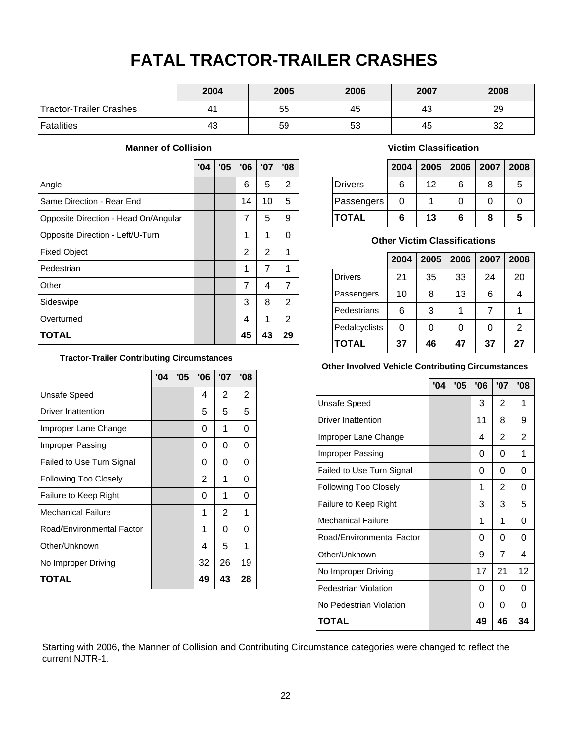# FATAL TRACTOR-TRAILER CRASHES

| | 2004 | 2005 | 2006 | 2007 | 2008 |
|---|---|---|---|---|---|
| Tractor-Trailer Crashes | 41 | 55 | 45 | 43 | 29 |
| Fatalities | 43 | 59 | 53 | 45 | 32 |

### Manner of Collision

| | '04 | '05 | '06 | '07 | '08 |
|---|---|---|---|---|---|
| Angle | | | 6 | 5 | 2 |
| Same Direction - Rear End | | | 14 | 10 | 5 |
| Opposite Direction - Head On/Angular | | | 7 | 5 | 9 |
| Opposite Direction - Left/U-Turn | | | 1 | 1 | 0 |
| Fixed Object | | | 2 | 2 | 1 |
| Pedestrian | | | 1 | 7 | 1 |
| Other | | | 7 | 4 | 7 |
| Sideswipe | | | 3 | 8 | 2 |
| Overturned | | | 4 | 1 | 2 |
| **TOTAL** | | | **45** | **43** | **29** |

### Victim Classification

| | 2004 | 2005 | 2006 | 2007 | 2008 |
|---|---|---|---|---|---|
| Drivers | 6 | 12 | 6 | 8 | 5 |
| Passengers | 0 | 1 | 0 | 0 | 0 |
| **TOTAL** | **6** | **13** | **6** | **8** | **5** |

### Other Victim Classifications

| | 2004 | 2005 | 2006 | 2007 | 2008 |
|---|---|---|---|---|---|
| Drivers | 21 | 35 | 33 | 24 | 20 |
| Passengers | 10 | 8 | 13 | 6 | 4 |
| Pedestrians | 6 | 3 | 1 | 7 | 1 |
| Pedalcyclists | 0 | 0 | 0 | 0 | 2 |
| **TOTAL** | **37** | **46** | **47** | **37** | **27** |

### Tractor-Trailer Contributing Circumstances

| | '04 | '05 | '06 | '07 | '08 |
|---|---|---|---|---|---|
| Unsafe Speed | | | 4 | 2 | 2 |
| Driver Inattention | | | 5 | 5 | 5 |
| Improper Lane Change | | | 0 | 1 | 0 |
| Improper Passing | | | 0 | 0 | 0 |
| Failed to Use Turn Signal | | | 0 | 0 | 0 |
| Following Too Closely | | | 2 | 1 | 0 |
| Failure to Keep Right | | | 0 | 1 | 0 |
| Mechanical Failure | | | 1 | 2 | 1 |
| Road/Environmental Factor | | | 1 | 0 | 0 |
| Other/Unknown | | | 4 | 5 | 1 |
| No Improper Driving | | | 32 | 26 | 19 |
| **TOTAL** | | | **49** | **43** | **28** |

### Other Involved Vehicle Contributing Circumstances

| | '04 | '05 | '06 | '07 | '08 |
|---|---|---|---|---|---|
| Unsafe Speed | | | 3 | 2 | 1 |
| Driver Inattention | | | 11 | 8 | 9 |
| Improper Lane Change | | | 4 | 2 | 2 |
| Improper Passing | | | 0 | 0 | 1 |
| Failed to Use Turn Signal | | | 0 | 0 | 0 |
| Following Too Closely | | | 1 | 2 | 0 |
| Failure to Keep Right | | | 3 | 3 | 5 |
| Mechanical Failure | | | 1 | 1 | 0 |
| Road/Environmental Factor | | | 0 | 0 | 0 |
| Other/Unknown | | | 9 | 7 | 4 |
| No Improper Driving | | | 17 | 21 | 12 |
| Pedestrian Violation | | | 0 | 0 | 0 |
| No Pedestrian Violation | | | 0 | 0 | 0 |
| **TOTAL** | | | **49** | **46** | **34** |

Starting with 2006, the Manner of Collision and Contributing Circumstance categories were changed to reflect the current NJTR-1.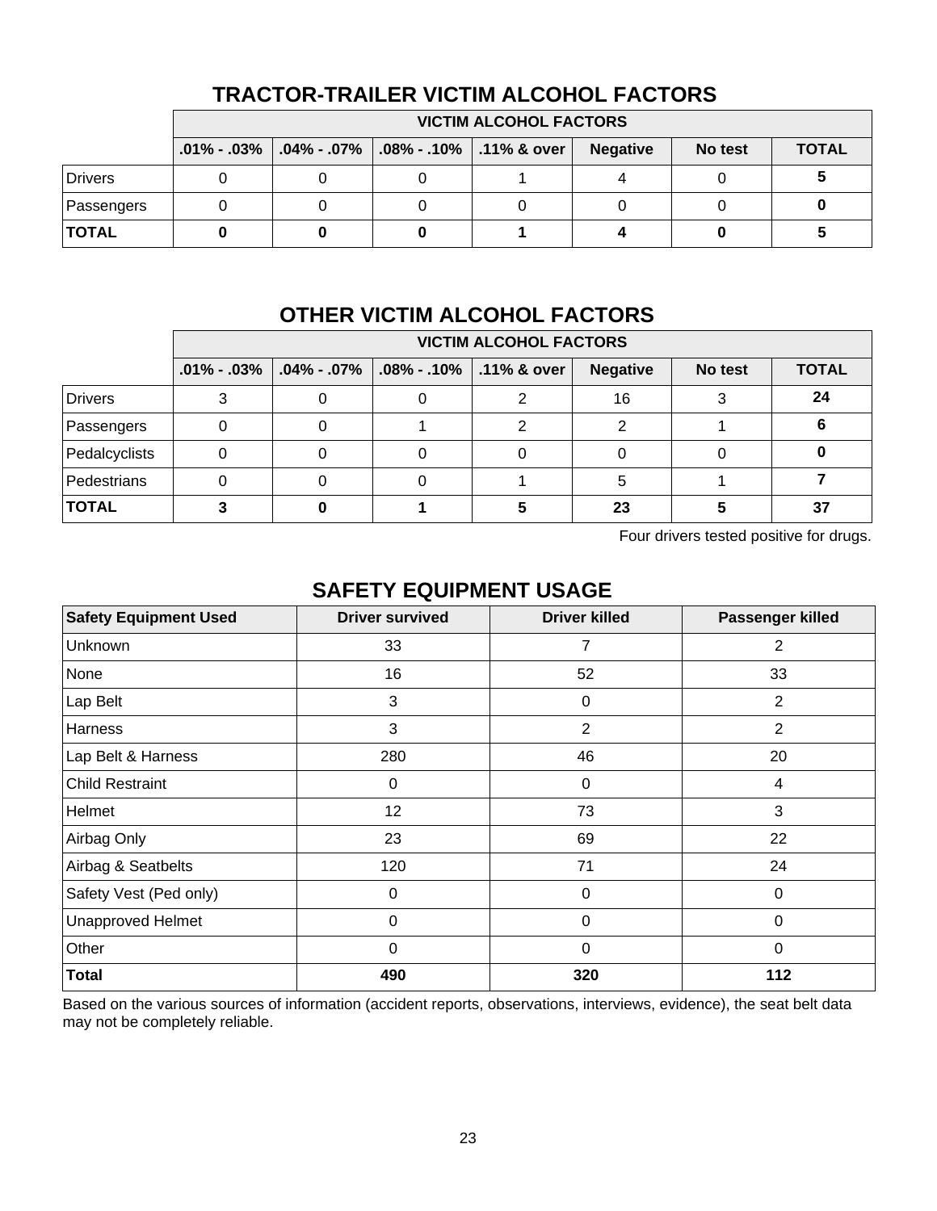## TRACTOR-TRAILER VICTIM ALCOHOL FACTORS

| | VICTIM ALCOHOL FACTORS | | | | | | |
|---|---|---|---|---|---|---|---|
| | .01% - .03% | .04% - .07% | .08% - .10% | .11% & over | Negative | No test | TOTAL |
| Drivers | 0 | 0 | 0 | 1 | 4 | 0 | **5** |
| Passengers | 0 | 0 | 0 | 0 | 0 | 0 | **0** |
| **TOTAL** | **0** | **0** | **0** | **1** | **4** | **0** | **5** |

## OTHER VICTIM ALCOHOL FACTORS

| | VICTIM ALCOHOL FACTORS | | | | | | |
|---|---|---|---|---|---|---|---|
| | .01% - .03% | .04% - .07% | .08% - .10% | .11% & over | Negative | No test | TOTAL |
| Drivers | 3 | 0 | 0 | 2 | 16 | 3 | **24** |
| Passengers | 0 | 0 | 1 | 2 | 2 | 1 | **6** |
| Pedalcyclists | 0 | 0 | 0 | 0 | 0 | 0 | **0** |
| Pedestrians | 0 | 0 | 0 | 1 | 5 | 1 | **7** |
| **TOTAL** | **3** | **0** | **1** | **5** | **23** | **5** | **37** |

Four drivers tested positive for drugs.

## SAFETY EQUIPMENT USAGE

| Safety Equipment Used | Driver survived | Driver killed | Passenger killed |
|---|---|---|---|
| Unknown | 33 | 7 | 2 |
| None | 16 | 52 | 33 |
| Lap Belt | 3 | 0 | 2 |
| Harness | 3 | 2 | 2 |
| Lap Belt & Harness | 280 | 46 | 20 |
| Child Restraint | 0 | 0 | 4 |
| Helmet | 12 | 73 | 3 |
| Airbag Only | 23 | 69 | 22 |
| Airbag & Seatbelts | 120 | 71 | 24 |
| Safety Vest (Ped only) | 0 | 0 | 0 |
| Unapproved Helmet | 0 | 0 | 0 |
| Other | 0 | 0 | 0 |
| **Total** | **490** | **320** | **112** |

Based on the various sources of information (accident reports, observations, interviews, evidence), the seat belt data may not be completely reliable.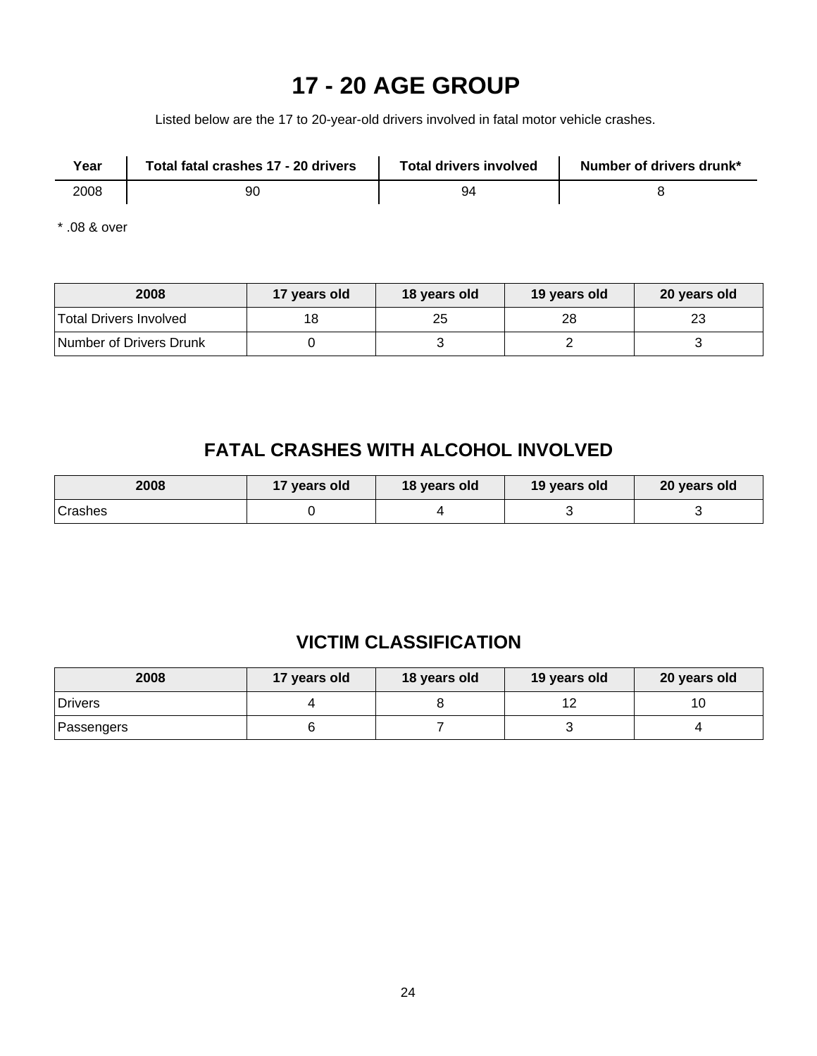# 17 - 20 AGE GROUP

Listed below are the 17 to 20-year-old drivers involved in fatal motor vehicle crashes.

| Year | Total fatal crashes 17 - 20 drivers | Total drivers involved | Number of drivers drunk* |
|---|---|---|---|
| 2008 | 90 | 94 | 8 |

* .08 & over

| 2008 | 17 years old | 18 years old | 19 years old | 20 years old |
|---|---|---|---|---|
| Total Drivers Involved | 18 | 25 | 28 | 23 |
| Number of Drivers Drunk | 0 | 3 | 2 | 3 |

## FATAL CRASHES WITH ALCOHOL INVOLVED

| 2008 | 17 years old | 18 years old | 19 years old | 20 years old |
|---|---|---|---|---|
| Crashes | 0 | 4 | 3 | 3 |

## VICTIM CLASSIFICATION

| 2008 | 17 years old | 18 years old | 19 years old | 20 years old |
|---|---|---|---|---|
| Drivers | 4 | 8 | 12 | 10 |
| Passengers | 6 | 7 | 3 | 4 |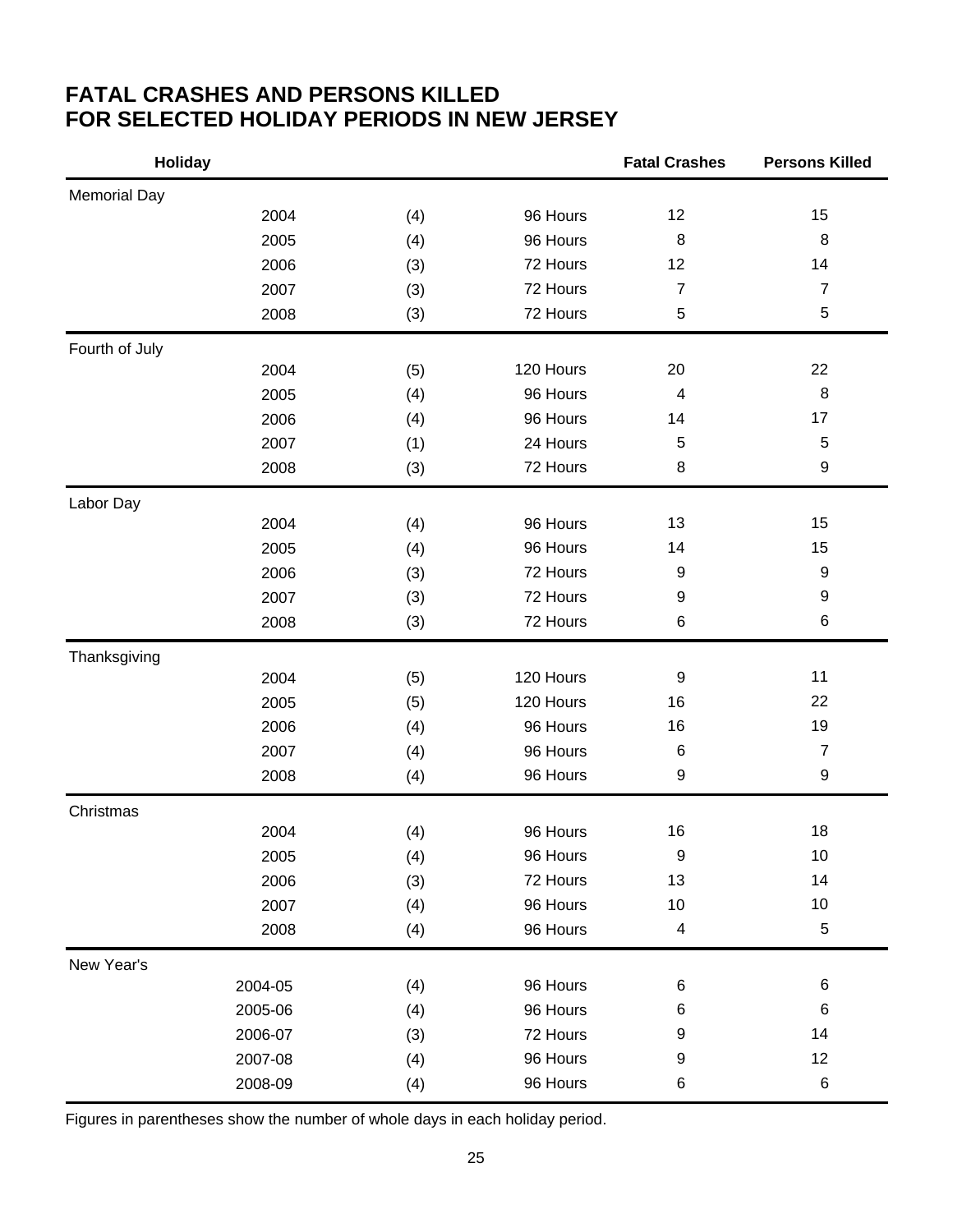# FATAL CRASHES AND PERSONS KILLED FOR SELECTED HOLIDAY PERIODS IN NEW JERSEY

| Holiday | | | | Fatal Crashes | Persons Killed |
|---|---|---|---|---|---|
| Memorial Day | | | | | |
| | 2004 | (4) | 96 Hours | 12 | 15 |
| | 2005 | (4) | 96 Hours | 8 | 8 |
| | 2006 | (3) | 72 Hours | 12 | 14 |
| | 2007 | (3) | 72 Hours | 7 | 7 |
| | 2008 | (3) | 72 Hours | 5 | 5 |
| Fourth of July | | | | | |
| | 2004 | (5) | 120 Hours | 20 | 22 |
| | 2005 | (4) | 96 Hours | 4 | 8 |
| | 2006 | (4) | 96 Hours | 14 | 17 |
| | 2007 | (1) | 24 Hours | 5 | 5 |
| | 2008 | (3) | 72 Hours | 8 | 9 |
| Labor Day | | | | | |
| | 2004 | (4) | 96 Hours | 13 | 15 |
| | 2005 | (4) | 96 Hours | 14 | 15 |
| | 2006 | (3) | 72 Hours | 9 | 9 |
| | 2007 | (3) | 72 Hours | 9 | 9 |
| | 2008 | (3) | 72 Hours | 6 | 6 |
| Thanksgiving | | | | | |
| | 2004 | (5) | 120 Hours | 9 | 11 |
| | 2005 | (5) | 120 Hours | 16 | 22 |
| | 2006 | (4) | 96 Hours | 16 | 19 |
| | 2007 | (4) | 96 Hours | 6 | 7 |
| | 2008 | (4) | 96 Hours | 9 | 9 |
| Christmas | | | | | |
| | 2004 | (4) | 96 Hours | 16 | 18 |
| | 2005 | (4) | 96 Hours | 9 | 10 |
| | 2006 | (3) | 72 Hours | 13 | 14 |
| | 2007 | (4) | 96 Hours | 10 | 10 |
| | 2008 | (4) | 96 Hours | 4 | 5 |
| New Year's | | | | | |
| | 2004-05 | (4) | 96 Hours | 6 | 6 |
| | 2005-06 | (4) | 96 Hours | 6 | 6 |
| | 2006-07 | (3) | 72 Hours | 9 | 14 |
| | 2007-08 | (4) | 96 Hours | 9 | 12 |
| | 2008-09 | (4) | 96 Hours | 6 | 6 |

Figures in parentheses show the number of whole days in each holiday period.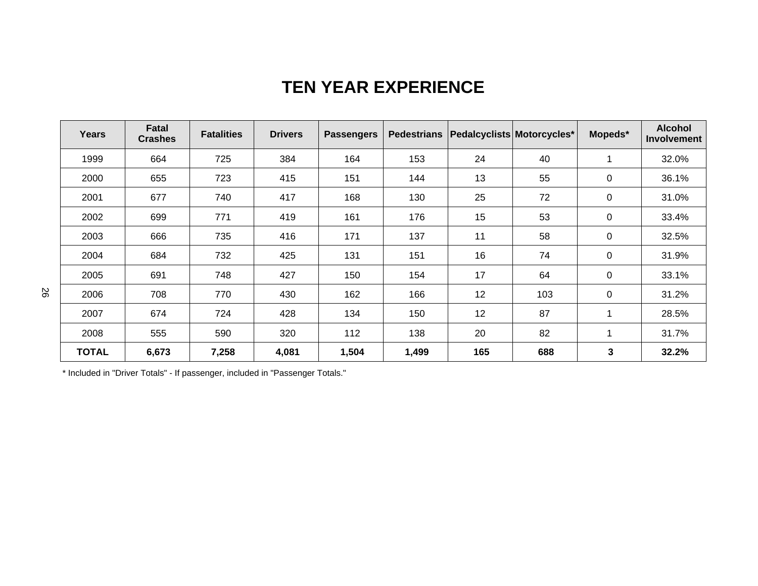# TEN YEAR EXPERIENCE

| Years | Fatal Crashes | Fatalities | Drivers | Passengers | Pedestrians | Pedalcyclists | Motorcycles* | Mopeds* | Alcohol Involvement |
|---|---|---|---|---|---|---|---|---|---|
| 1999 | 664 | 725 | 384 | 164 | 153 | 24 | 40 | 1 | 32.0% |
| 2000 | 655 | 723 | 415 | 151 | 144 | 13 | 55 | 0 | 36.1% |
| 2001 | 677 | 740 | 417 | 168 | 130 | 25 | 72 | 0 | 31.0% |
| 2002 | 699 | 771 | 419 | 161 | 176 | 15 | 53 | 0 | 33.4% |
| 2003 | 666 | 735 | 416 | 171 | 137 | 11 | 58 | 0 | 32.5% |
| 2004 | 684 | 732 | 425 | 131 | 151 | 16 | 74 | 0 | 31.9% |
| 2005 | 691 | 748 | 427 | 150 | 154 | 17 | 64 | 0 | 33.1% |
| 2006 | 708 | 770 | 430 | 162 | 166 | 12 | 103 | 0 | 31.2% |
| 2007 | 674 | 724 | 428 | 134 | 150 | 12 | 87 | 1 | 28.5% |
| 2008 | 555 | 590 | 320 | 112 | 138 | 20 | 82 | 1 | 31.7% |
| **TOTAL** | **6,673** | **7,258** | **4,081** | **1,504** | **1,499** | **165** | **688** | **3** | **32.2%** |

* Included in "Driver Totals" - If passenger, included in "Passenger Totals."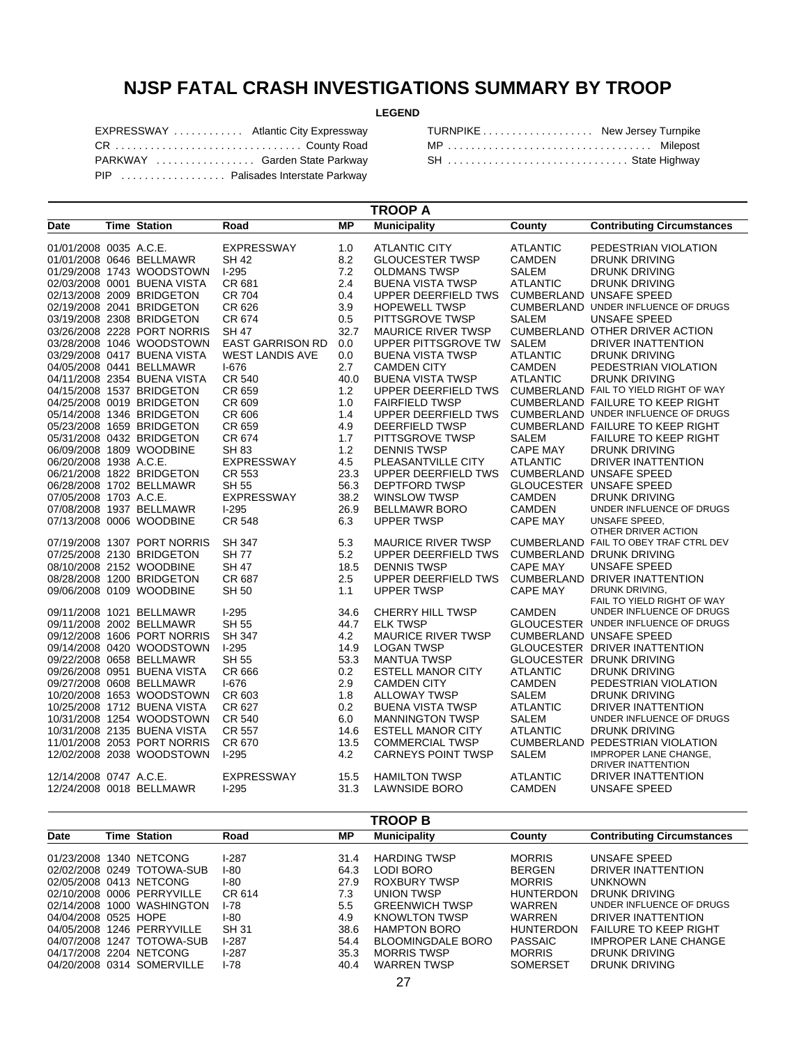# NJSP FATAL CRASH INVESTIGATIONS SUMMARY BY TROOP

**LEGEND**

| | | | |
|---|---|---|---|
| EXPRESSWAY | Atlantic City Expressway | TURNPIKE | New Jersey Turnpike |
| CR | County Road | MP | Milepost |
| PARKWAY | Garden State Parkway | SH | State Highway |
| PIP | Palisades Interstate Parkway | | |

## TROOP A

| Date | Time | Station | Road | MP | Municipality | County | Contributing Circumstances |
|---|---|---|---|---|---|---|---|
| 01/01/2008 | 0035 | A.C.E. | EXPRESSWAY | 1.0 | ATLANTIC CITY | ATLANTIC | PEDESTRIAN VIOLATION |
| 01/01/2008 | 0646 | BELLMAWR | SH 42 | 8.2 | GLOUCESTER TWSP | CAMDEN | DRUNK DRIVING |
| 01/29/2008 | 1743 | WOODSTOWN | I-295 | 7.2 | OLDMANS TWSP | SALEM | DRUNK DRIVING |
| 02/03/2008 | 0001 | BUENA VISTA | CR 681 | 2.4 | BUENA VISTA TWSP | ATLANTIC | DRUNK DRIVING |
| 02/13/2008 | 2009 | BRIDGETON | CR 704 | 0.4 | UPPER DEERFIELD TWS | CUMBERLAND | UNSAFE SPEED |
| 02/19/2008 | 2041 | BRIDGETON | CR 626 | 3.9 | HOPEWELL TWSP | CUMBERLAND | UNDER INFLUENCE OF DRUGS |
| 03/19/2008 | 2308 | BRIDGETON | CR 674 | 0.5 | PITTSGROVE TWSP | SALEM | UNSAFE SPEED |
| 03/26/2008 | 2228 | PORT NORRIS | SH 47 | 32.7 | MAURICE RIVER TWSP | CUMBERLAND | OTHER DRIVER ACTION |
| 03/28/2008 | 1046 | WOODSTOWN | EAST GARRISON RD | 0.0 | UPPER PITTSGROVE TW | SALEM | DRIVER INATTENTION |
| 03/29/2008 | 0417 | BUENA VISTA | WEST LANDIS AVE | 0.0 | BUENA VISTA TWSP | ATLANTIC | DRUNK DRIVING |
| 04/05/2008 | 0441 | BELLMAWR | I-676 | 2.7 | CAMDEN CITY | CAMDEN | PEDESTRIAN VIOLATION |
| 04/11/2008 | 2354 | BUENA VISTA | CR 540 | 40.0 | BUENA VISTA TWSP | ATLANTIC | DRUNK DRIVING |
| 04/15/2008 | 1537 | BRIDGETON | CR 659 | 1.2 | UPPER DEERFIELD TWS | CUMBERLAND | FAIL TO YIELD RIGHT OF WAY |
| 04/25/2008 | 0019 | BRIDGETON | CR 609 | 1.0 | FAIRFIELD TWSP | CUMBERLAND | FAILURE TO KEEP RIGHT |
| 05/14/2008 | 1346 | BRIDGETON | CR 606 | 1.4 | UPPER DEERFIELD TWS | CUMBERLAND | UNDER INFLUENCE OF DRUGS |
| 05/23/2008 | 1659 | BRIDGETON | CR 659 | 4.9 | DEERFIELD TWSP | CUMBERLAND | FAILURE TO KEEP RIGHT |
| 05/31/2008 | 0432 | BRIDGETON | CR 674 | 1.7 | PITTSGROVE TWSP | SALEM | FAILURE TO KEEP RIGHT |
| 06/09/2008 | 1809 | WOODBINE | SH 83 | 1.2 | DENNIS TWSP | CAPE MAY | DRUNK DRIVING |
| 06/20/2008 | 1938 | A.C.E. | EXPRESSWAY | 4.5 | PLEASANTVILLE CITY | ATLANTIC | DRIVER INATTENTION |
| 06/21/2008 | 1822 | BRIDGETON | CR 553 | 23.3 | UPPER DEERFIELD TWS | CUMBERLAND | UNSAFE SPEED |
| 06/28/2008 | 1702 | BELLMAWR | SH 55 | 56.3 | DEPTFORD TWSP | GLOUCESTER | UNSAFE SPEED |
| 07/05/2008 | 1703 | A.C.E. | EXPRESSWAY | 38.2 | WINSLOW TWSP | CAMDEN | DRUNK DRIVING |
| 07/08/2008 | 1937 | BELLMAWR | I-295 | 26.9 | BELLMAWR BORO | CAMDEN | UNDER INFLUENCE OF DRUGS |
| 07/13/2008 | 0006 | WOODBINE | CR 548 | 6.3 | UPPER TWSP | CAPE MAY | UNSAFE SPEED, OTHER DRIVER ACTION |
| 07/19/2008 | 1307 | PORT NORRIS | SH 347 | 5.3 | MAURICE RIVER TWSP | CUMBERLAND | FAIL TO OBEY TRAF CTRL DEV |
| 07/25/2008 | 2130 | BRIDGETON | SH 77 | 5.2 | UPPER DEERFIELD TWS | CUMBERLAND | DRUNK DRIVING |
| 08/10/2008 | 2152 | WOODBINE | SH 47 | 18.5 | DENNIS TWSP | CAPE MAY | UNSAFE SPEED |
| 08/28/2008 | 1200 | BRIDGETON | CR 687 | 2.5 | UPPER DEERFIELD TWS | CUMBERLAND | DRIVER INATTENTION |
| 09/06/2008 | 0109 | WOODBINE | SH 50 | 1.1 | UPPER TWSP | CAPE MAY | DRUNK DRIVING, FAIL TO YIELD RIGHT OF WAY |
| 09/11/2008 | 1021 | BELLMAWR | I-295 | 34.6 | CHERRY HILL TWSP | CAMDEN | UNDER INFLUENCE OF DRUGS |
| 09/11/2008 | 2002 | BELLMAWR | SH 55 | 44.7 | ELK TWSP | GLOUCESTER | UNDER INFLUENCE OF DRUGS |
| 09/12/2008 | 1606 | PORT NORRIS | SH 347 | 4.2 | MAURICE RIVER TWSP | CUMBERLAND | UNSAFE SPEED |
| 09/14/2008 | 0420 | WOODSTOWN | I-295 | 14.9 | LOGAN TWSP | GLOUCESTER | DRIVER INATTENTION |
| 09/22/2008 | 0658 | BELLMAWR | SH 55 | 53.3 | MANTUA TWSP | GLOUCESTER | DRUNK DRIVING |
| 09/26/2008 | 0951 | BUENA VISTA | CR 666 | 0.2 | ESTELL MANOR CITY | ATLANTIC | DRUNK DRIVING |
| 09/27/2008 | 0608 | BELLMAWR | I-676 | 2.9 | CAMDEN CITY | CAMDEN | PEDESTRIAN VIOLATION |
| 10/20/2008 | 1653 | WOODSTOWN | CR 603 | 1.8 | ALLOWAY TWSP | SALEM | DRUNK DRIVING |
| 10/25/2008 | 1712 | BUENA VISTA | CR 627 | 0.2 | BUENA VISTA TWSP | ATLANTIC | DRIVER INATTENTION |
| 10/31/2008 | 1254 | WOODSTOWN | CR 540 | 6.0 | MANNINGTON TWSP | SALEM | UNDER INFLUENCE OF DRUGS |
| 10/31/2008 | 2135 | BUENA VISTA | CR 557 | 14.6 | ESTELL MANOR CITY | ATLANTIC | DRUNK DRIVING |
| 11/01/2008 | 2053 | PORT NORRIS | CR 670 | 13.5 | COMMERCIAL TWSP | CUMBERLAND | PEDESTRIAN VIOLATION |
| 12/02/2008 | 2038 | WOODSTOWN | I-295 | 4.2 | CARNEYS POINT TWSP | SALEM | IMPROPER LANE CHANGE, DRIVER INATTENTION |
| 12/14/2008 | 0747 | A.C.E. | EXPRESSWAY | 15.5 | HAMILTON TWSP | ATLANTIC | DRIVER INATTENTION |
| 12/24/2008 | 0018 | BELLMAWR | I-295 | 31.3 | LAWNSIDE BORO | CAMDEN | UNSAFE SPEED |

## TROOP B

| Date | Time | Station | Road | MP | Municipality | County | Contributing Circumstances |
|---|---|---|---|---|---|---|---|
| 01/23/2008 | 1340 | NETCONG | I-287 | 31.4 | HARDING TWSP | MORRIS | UNSAFE SPEED |
| 02/02/2008 | 0249 | TOTOWA-SUB | I-80 | 64.3 | LODI BORO | BERGEN | DRIVER INATTENTION |
| 02/05/2008 | 0413 | NETCONG | I-80 | 27.9 | ROXBURY TWSP | MORRIS | UNKNOWN |
| 02/10/2008 | 0006 | PERRYVILLE | CR 614 | 7.3 | UNION TWSP | HUNTERDON | DRUNK DRIVING |
| 02/14/2008 | 1000 | WASHINGTON | I-78 | 5.5 | GREENWICH TWSP | WARREN | UNDER INFLUENCE OF DRUGS |
| 04/04/2008 | 0525 | HOPE | I-80 | 4.9 | KNOWLTON TWSP | WARREN | DRIVER INATTENTION |
| 04/05/2008 | 1246 | PERRYVILLE | SH 31 | 38.6 | HAMPTON BORO | HUNTERDON | FAILURE TO KEEP RIGHT |
| 04/07/2008 | 1247 | TOTOWA-SUB | I-287 | 54.4 | BLOOMINGDALE BORO | PASSAIC | IMPROPER LANE CHANGE |
| 04/17/2008 | 2204 | NETCONG | I-287 | 35.3 | MORRIS TWSP | MORRIS | DRUNK DRIVING |
| 04/20/2008 | 0314 | SOMERVILLE | I-78 | 40.4 | WARREN TWSP | SOMERSET | DRUNK DRIVING |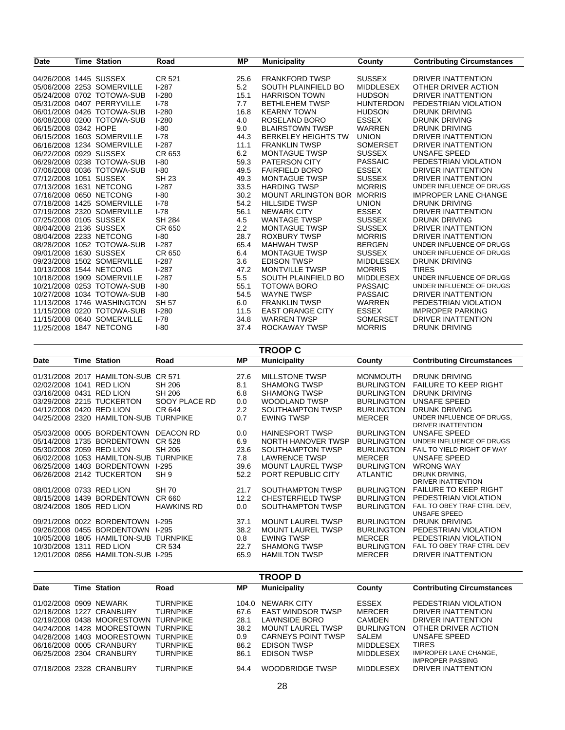| Date | Time | Station | Road | MP | Municipality | County | Contributing Circumstances |
|---|---|---|---|---|---|---|---|
| 04/26/2008 | 1445 | SUSSEX | CR 521 | 25.6 | FRANKFORD TWSP | SUSSEX | DRIVER INATTENTION |
| 05/06/2008 | 2253 | SOMERVILLE | I-287 | 5.2 | SOUTH PLAINFIELD BO | MIDDLESEX | OTHER DRIVER ACTION |
| 05/24/2008 | 0702 | TOTOWA-SUB | I-280 | 15.1 | HARRISON TOWN | HUDSON | DRIVER INATTENTION |
| 05/31/2008 | 0407 | PERRYVILLE | I-78 | 7.7 | BETHLEHEM TWSP | HUNTERDON | PEDESTRIAN VIOLATION |
| 06/01/2008 | 0426 | TOTOWA-SUB | I-280 | 16.8 | KEARNY TOWN | HUDSON | DRUNK DRIVING |
| 06/08/2008 | 0200 | TOTOWA-SUB | I-280 | 4.0 | ROSELAND BORO | ESSEX | DRUNK DRIVING |
| 06/15/2008 | 0342 | HOPE | I-80 | 9.0 | BLAIRSTOWN TWSP | WARREN | DRUNK DRIVING |
| 06/15/2008 | 1603 | SOMERVILLE | I-78 | 44.3 | BERKELEY HEIGHTS TW | UNION | DRIVER INATTENTION |
| 06/16/2008 | 1234 | SOMERVILLE | I-287 | 11.1 | FRANKLIN TWSP | SOMERSET | DRIVER INATTENTION |
| 06/22/2008 | 0929 | SUSSEX | CR 653 | 6.2 | MONTAGUE TWSP | SUSSEX | UNSAFE SPEED |
| 06/29/2008 | 0238 | TOTOWA-SUB | I-80 | 59.3 | PATERSON CITY | PASSAIC | PEDESTRIAN VIOLATION |
| 07/06/2008 | 0036 | TOTOWA-SUB | I-80 | 49.5 | FAIRFIELD BORO | ESSEX | DRIVER INATTENTION |
| 07/12/2008 | 1051 | SUSSEX | SH 23 | 49.3 | MONTAGUE TWSP | SUSSEX | DRIVER INATTENTION |
| 07/13/2008 | 1631 | NETCONG | I-287 | 33.5 | HARDING TWSP | MORRIS | UNDER INFLUENCE OF DRUGS |
| 07/16/2008 | 0650 | NETCONG | I-80 | 30.2 | MOUNT ARLINGTON BOR | MORRIS | IMPROPER LANE CHANGE |
| 07/18/2008 | 1425 | SOMERVILLE | I-78 | 54.2 | HILLSIDE TWSP | UNION | DRUNK DRIVING |
| 07/19/2008 | 2320 | SOMERVILLE | I-78 | 56.1 | NEWARK CITY | ESSEX | DRIVER INATTENTION |
| 07/25/2008 | 0105 | SUSSEX | SH 284 | 4.5 | WANTAGE TWSP | SUSSEX | DRUNK DRIVING |
| 08/04/2008 | 2136 | SUSSEX | CR 650 | 2.2 | MONTAGUE TWSP | SUSSEX | DRIVER INATTENTION |
| 08/04/2008 | 2233 | NETCONG | I-80 | 28.7 | ROXBURY TWSP | MORRIS | DRIVER INATTENTION |
| 08/28/2008 | 1052 | TOTOWA-SUB | I-287 | 65.4 | MAHWAH TWSP | BERGEN | UNDER INFLUENCE OF DRUGS |
| 09/01/2008 | 1630 | SUSSEX | CR 650 | 6.4 | MONTAGUE TWSP | SUSSEX | UNDER INFLUENCE OF DRUGS |
| 09/23/2008 | 1502 | SOMERVILLE | I-287 | 3.6 | EDISON TWSP | MIDDLESEX | DRUNK DRIVING |
| 10/13/2008 | 1544 | NETCONG | I-287 | 47.2 | MONTVILLE TWSP | MORRIS | TIRES |
| 10/18/2008 | 1909 | SOMERVILLE | I-287 | 5.5 | SOUTH PLAINFIELD BO | MIDDLESEX | UNDER INFLUENCE OF DRUGS |
| 10/21/2008 | 0253 | TOTOWA-SUB | I-80 | 55.1 | TOTOWA BORO | PASSAIC | UNDER INFLUENCE OF DRUGS |
| 10/27/2008 | 1034 | TOTOWA-SUB | I-80 | 54.5 | WAYNE TWSP | PASSAIC | DRIVER INATTENTION |
| 11/13/2008 | 1746 | WASHINGTON | SH 57 | 6.0 | FRANKLIN TWSP | WARREN | PEDESTRIAN VIOLATION |
| 11/15/2008 | 0220 | TOTOWA-SUB | I-280 | 11.5 | EAST ORANGE CITY | ESSEX | IMPROPER PARKING |
| 11/15/2008 | 0640 | SOMERVILLE | I-78 | 34.8 | WARREN TWSP | SOMERSET | DRIVER INATTENTION |
| 11/25/2008 | 1847 | NETCONG | I-80 | 37.4 | ROCKAWAY TWSP | MORRIS | DRUNK DRIVING |

## TROOP C

| Date | Time | Station | Road | MP | Municipality | County | Contributing Circumstances |
|---|---|---|---|---|---|---|---|
| 01/31/2008 | 2017 | HAMILTON-SUB | CR 571 | 27.6 | MILLSTONE TWSP | MONMOUTH | DRUNK DRIVING |
| 02/02/2008 | 1041 | RED LION | SH 206 | 8.1 | SHAMONG TWSP | BURLINGTON | FAILURE TO KEEP RIGHT |
| 03/16/2008 | 0431 | RED LION | SH 206 | 6.8 | SHAMONG TWSP | BURLINGTON | DRUNK DRIVING |
| 03/29/2008 | 2215 | TUCKERTON | SOOY PLACE RD | 0.0 | WOODLAND TWSP | BURLINGTON | UNSAFE SPEED |
| 04/12/2008 | 0420 | RED LION | CR 644 | 2.2 | SOUTHAMPTON TWSP | BURLINGTON | DRUNK DRIVING |
| 04/25/2008 | 2320 | HAMILTON-SUB | TURNPIKE | 0.7 | EWING TWSP | MERCER | UNDER INFLUENCE OF DRUGS, DRIVER INATTENTION |
| 05/03/2008 | 0005 | BORDENTOWN | DEACON RD | 0.0 | HAINESPORT TWSP | BURLINGTON | UNSAFE SPEED |
| 05/14/2008 | 1735 | BORDENTOWN | CR 528 | 6.9 | NORTH HANOVER TWSP | BURLINGTON | UNDER INFLUENCE OF DRUGS |
| 05/30/2008 | 2059 | RED LION | SH 206 | 23.6 | SOUTHAMPTON TWSP | BURLINGTON | FAIL TO YIELD RIGHT OF WAY |
| 06/02/2008 | 1053 | HAMILTON-SUB | TURNPIKE | 7.8 | LAWRENCE TWSP | MERCER | UNSAFE SPEED |
| 06/25/2008 | 1403 | BORDENTOWN | I-295 | 39.6 | MOUNT LAUREL TWSP | BURLINGTON | WRONG WAY |
| 06/26/2008 | 2142 | TUCKERTON | SH 9 | 52.2 | PORT REPUBLIC CITY | ATLANTIC | DRUNK DRIVING, DRIVER INATTENTION |
| 08/01/2008 | 0733 | RED LION | SH 70 | 21.7 | SOUTHAMPTON TWSP | BURLINGTON | FAILURE TO KEEP RIGHT |
| 08/15/2008 | 1439 | BORDENTOWN | CR 660 | 12.2 | CHESTERFIELD TWSP | BURLINGTON | PEDESTRIAN VIOLATION |
| 08/24/2008 | 1805 | RED LION | HAWKINS RD | 0.0 | SOUTHAMPTON TWSP | BURLINGTON | FAIL TO OBEY TRAF CTRL DEV, UNSAFE SPEED |
| 09/21/2008 | 0022 | BORDENTOWN | I-295 | 37.1 | MOUNT LAUREL TWSP | BURLINGTON | DRUNK DRIVING |
| 09/26/2008 | 0455 | BORDENTOWN | I-295 | 38.2 | MOUNT LAUREL TWSP | BURLINGTON | PEDESTRIAN VIOLATION |
| 10/05/2008 | 1805 | HAMILTON-SUB | TURNPIKE | 0.8 | EWING TWSP | MERCER | PEDESTRIAN VIOLATION |
| 10/30/2008 | 1311 | RED LION | CR 534 | 22.7 | SHAMONG TWSP | BURLINGTON | FAIL TO OBEY TRAF CTRL DEV |
| 12/01/2008 | 0856 | HAMILTON-SUB | I-295 | 65.9 | HAMILTON TWSP | MERCER | DRIVER INATTENTION |

## TROOP D

| Date | Time | Station | Road | MP | Municipality | County | Contributing Circumstances |
|---|---|---|---|---|---|---|---|
| 01/02/2008 | 0909 | NEWARK | TURNPIKE | 104.0 | NEWARK CITY | ESSEX | PEDESTRIAN VIOLATION |
| 02/18/2008 | 1227 | CRANBURY | TURNPIKE | 67.6 | EAST WINDSOR TWSP | MERCER | DRIVER INATTENTION |
| 02/19/2008 | 0438 | MOORESTOWN | TURNPIKE | 28.1 | LAWNSIDE BORO | CAMDEN | DRIVER INATTENTION |
| 04/24/2008 | 1428 | MOORESTOWN | TURNPIKE | 38.2 | MOUNT LAUREL TWSP | BURLINGTON | OTHER DRIVER ACTION |
| 04/28/2008 | 1403 | MOORESTOWN | TURNPIKE | 0.9 | CARNEYS POINT TWSP | SALEM | UNSAFE SPEED |
| 06/16/2008 | 0005 | CRANBURY | TURNPIKE | 86.2 | EDISON TWSP | MIDDLESEX | TIRES |
| 06/25/2008 | 2304 | CRANBURY | TURNPIKE | 86.1 | EDISON TWSP | MIDDLESEX | IMPROPER LANE CHANGE, IMPROPER PASSING |
| 07/18/2008 | 2328 | CRANBURY | TURNPIKE | 94.4 | WOODBRIDGE TWSP | MIDDLESEX | DRIVER INATTENTION |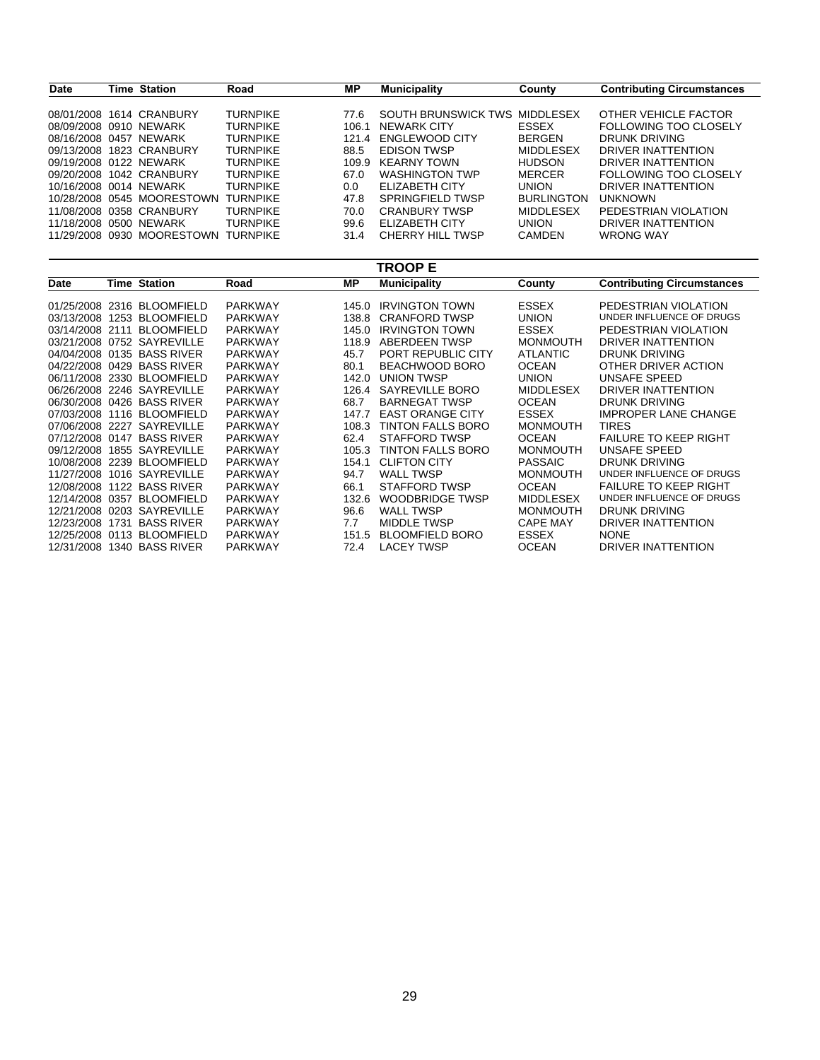| Date | Time | Station | Road | MP | Municipality | County | Contributing Circumstances |
|---|---|---|---|---|---|---|---|
| 08/01/2008 | 1614 | CRANBURY | TURNPIKE | 77.6 | SOUTH BRUNSWICK TWS | MIDDLESEX | OTHER VEHICLE FACTOR |
| 08/09/2008 | 0910 | NEWARK | TURNPIKE | 106.1 | NEWARK CITY | ESSEX | FOLLOWING TOO CLOSELY |
| 08/16/2008 | 0457 | NEWARK | TURNPIKE | 121.4 | ENGLEWOOD CITY | BERGEN | DRUNK DRIVING |
| 09/13/2008 | 1823 | CRANBURY | TURNPIKE | 88.5 | EDISON TWSP | MIDDLESEX | DRIVER INATTENTION |
| 09/19/2008 | 0122 | NEWARK | TURNPIKE | 109.9 | KEARNY TOWN | HUDSON | DRIVER INATTENTION |
| 09/20/2008 | 1042 | CRANBURY | TURNPIKE | 67.0 | WASHINGTON TWP | MERCER | FOLLOWING TOO CLOSELY |
| 10/16/2008 | 0014 | NEWARK | TURNPIKE | 0.0 | ELIZABETH CITY | UNION | DRIVER INATTENTION |
| 10/28/2008 | 0545 | MOORESTOWN | TURNPIKE | 47.8 | SPRINGFIELD TWSP | BURLINGTON | UNKNOWN |
| 11/08/2008 | 0358 | CRANBURY | TURNPIKE | 70.0 | CRANBURY TWSP | MIDDLESEX | PEDESTRIAN VIOLATION |
| 11/18/2008 | 0500 | NEWARK | TURNPIKE | 99.6 | ELIZABETH CITY | UNION | DRIVER INATTENTION |
| 11/29/2008 | 0930 | MOORESTOWN | TURNPIKE | 31.4 | CHERRY HILL TWSP | CAMDEN | WRONG WAY |

## TROOP E

| Date | Time | Station | Road | MP | Municipality | County | Contributing Circumstances |
|---|---|---|---|---|---|---|---|
| 01/25/2008 | 2316 | BLOOMFIELD | PARKWAY | 145.0 | IRVINGTON TOWN | ESSEX | PEDESTRIAN VIOLATION |
| 03/13/2008 | 1253 | BLOOMFIELD | PARKWAY | 138.8 | CRANFORD TWSP | UNION | UNDER INFLUENCE OF DRUGS |
| 03/14/2008 | 2111 | BLOOMFIELD | PARKWAY | 145.0 | IRVINGTON TOWN | ESSEX | PEDESTRIAN VIOLATION |
| 03/21/2008 | 0752 | SAYREVILLE | PARKWAY | 118.9 | ABERDEEN TWSP | MONMOUTH | DRIVER INATTENTION |
| 04/04/2008 | 0135 | BASS RIVER | PARKWAY | 45.7 | PORT REPUBLIC CITY | ATLANTIC | DRUNK DRIVING |
| 04/22/2008 | 0429 | BASS RIVER | PARKWAY | 80.1 | BEACHWOOD BORO | OCEAN | OTHER DRIVER ACTION |
| 06/11/2008 | 2330 | BLOOMFIELD | PARKWAY | 142.0 | UNION TWSP | UNION | UNSAFE SPEED |
| 06/26/2008 | 2246 | SAYREVILLE | PARKWAY | 126.4 | SAYREVILLE BORO | MIDDLESEX | DRIVER INATTENTION |
| 06/30/2008 | 0426 | BASS RIVER | PARKWAY | 68.7 | BARNEGAT TWSP | OCEAN | DRUNK DRIVING |
| 07/03/2008 | 1116 | BLOOMFIELD | PARKWAY | 147.7 | EAST ORANGE CITY | ESSEX | IMPROPER LANE CHANGE |
| 07/06/2008 | 2227 | SAYREVILLE | PARKWAY | 108.3 | TINTON FALLS BORO | MONMOUTH | TIRES |
| 07/12/2008 | 0147 | BASS RIVER | PARKWAY | 62.4 | STAFFORD TWSP | OCEAN | FAILURE TO KEEP RIGHT |
| 09/12/2008 | 1855 | SAYREVILLE | PARKWAY | 105.3 | TINTON FALLS BORO | MONMOUTH | UNSAFE SPEED |
| 10/08/2008 | 2239 | BLOOMFIELD | PARKWAY | 154.1 | CLIFTON CITY | PASSAIC | DRUNK DRIVING |
| 11/27/2008 | 1016 | SAYREVILLE | PARKWAY | 94.7 | WALL TWSP | MONMOUTH | UNDER INFLUENCE OF DRUGS |
| 12/08/2008 | 1122 | BASS RIVER | PARKWAY | 66.1 | STAFFORD TWSP | OCEAN | FAILURE TO KEEP RIGHT |
| 12/14/2008 | 0357 | BLOOMFIELD | PARKWAY | 132.6 | WOODBRIDGE TWSP | MIDDLESEX | UNDER INFLUENCE OF DRUGS |
| 12/21/2008 | 0203 | SAYREVILLE | PARKWAY | 96.6 | WALL TWSP | MONMOUTH | DRUNK DRIVING |
| 12/23/2008 | 1731 | BASS RIVER | PARKWAY | 7.7 | MIDDLE TWSP | CAPE MAY | DRIVER INATTENTION |
| 12/25/2008 | 0113 | BLOOMFIELD | PARKWAY | 151.5 | BLOOMFIELD BORO | ESSEX | NONE |
| 12/31/2008 | 1340 | BASS RIVER | PARKWAY | 72.4 | LACEY TWSP | OCEAN | DRIVER INATTENTION |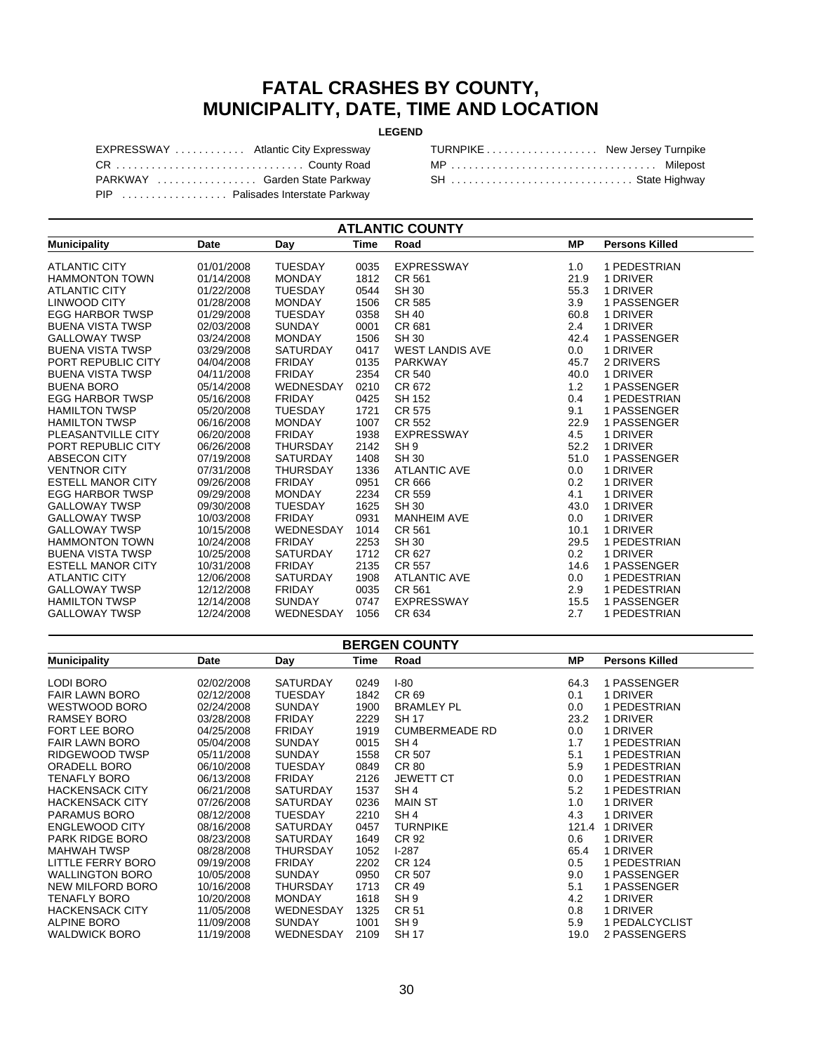# FATAL CRASHES BY COUNTY, MUNICIPALITY, DATE, TIME AND LOCATION

**LEGEND**

| | | | |
|---|---|---|---|
| EXPRESSWAY | Atlantic City Expressway | TURNPIKE | New Jersey Turnpike |
| CR | County Road | MP | Milepost |
| PARKWAY | Garden State Parkway | SH | State Highway |
| PIP | Palisades Interstate Parkway | | |

## ATLANTIC COUNTY

| Municipality | Date | Day | Time | Road | MP | Persons Killed |
|---|---|---|---|---|---|---|
| ATLANTIC CITY | 01/01/2008 | TUESDAY | 0035 | EXPRESSWAY | 1.0 | 1 PEDESTRIAN |
| HAMMONTON TOWN | 01/14/2008 | MONDAY | 1812 | CR 561 | 21.9 | 1 DRIVER |
| ATLANTIC CITY | 01/22/2008 | TUESDAY | 0544 | SH 30 | 55.3 | 1 DRIVER |
| LINWOOD CITY | 01/28/2008 | MONDAY | 1506 | CR 585 | 3.9 | 1 PASSENGER |
| EGG HARBOR TWSP | 01/29/2008 | TUESDAY | 0358 | SH 40 | 60.8 | 1 DRIVER |
| BUENA VISTA TWSP | 02/03/2008 | SUNDAY | 0001 | CR 681 | 2.4 | 1 DRIVER |
| GALLOWAY TWSP | 03/24/2008 | MONDAY | 1506 | SH 30 | 42.4 | 1 PASSENGER |
| BUENA VISTA TWSP | 03/29/2008 | SATURDAY | 0417 | WEST LANDIS AVE | 0.0 | 1 DRIVER |
| PORT REPUBLIC CITY | 04/04/2008 | FRIDAY | 0135 | PARKWAY | 45.7 | 2 DRIVERS |
| BUENA VISTA TWSP | 04/11/2008 | FRIDAY | 2354 | CR 540 | 40.0 | 1 DRIVER |
| BUENA BORO | 05/14/2008 | WEDNESDAY | 0210 | CR 672 | 1.2 | 1 PASSENGER |
| EGG HARBOR TWSP | 05/16/2008 | FRIDAY | 0425 | SH 152 | 0.4 | 1 PEDESTRIAN |
| HAMILTON TWSP | 05/20/2008 | TUESDAY | 1721 | CR 575 | 9.1 | 1 PASSENGER |
| HAMILTON TWSP | 06/16/2008 | MONDAY | 1007 | CR 552 | 22.9 | 1 PASSENGER |
| PLEASANTVILLE CITY | 06/20/2008 | FRIDAY | 1938 | EXPRESSWAY | 4.5 | 1 DRIVER |
| PORT REPUBLIC CITY | 06/26/2008 | THURSDAY | 2142 | SH 9 | 52.2 | 1 DRIVER |
| ABSECON CITY | 07/19/2008 | SATURDAY | 1408 | SH 30 | 51.0 | 1 PASSENGER |
| VENTNOR CITY | 07/31/2008 | THURSDAY | 1336 | ATLANTIC AVE | 0.0 | 1 DRIVER |
| ESTELL MANOR CITY | 09/26/2008 | FRIDAY | 0951 | CR 666 | 0.2 | 1 DRIVER |
| EGG HARBOR TWSP | 09/29/2008 | MONDAY | 2234 | CR 559 | 4.1 | 1 DRIVER |
| GALLOWAY TWSP | 09/30/2008 | TUESDAY | 1625 | SH 30 | 43.0 | 1 DRIVER |
| GALLOWAY TWSP | 10/03/2008 | FRIDAY | 0931 | MANHEIM AVE | 0.0 | 1 DRIVER |
| GALLOWAY TWSP | 10/15/2008 | WEDNESDAY | 1014 | CR 561 | 10.1 | 1 DRIVER |
| HAMMONTON TOWN | 10/24/2008 | FRIDAY | 2253 | SH 30 | 29.5 | 1 PEDESTRIAN |
| BUENA VISTA TWSP | 10/25/2008 | SATURDAY | 1712 | CR 627 | 0.2 | 1 DRIVER |
| ESTELL MANOR CITY | 10/31/2008 | FRIDAY | 2135 | CR 557 | 14.6 | 1 PASSENGER |
| ATLANTIC CITY | 12/06/2008 | SATURDAY | 1908 | ATLANTIC AVE | 0.0 | 1 PEDESTRIAN |
| GALLOWAY TWSP | 12/12/2008 | FRIDAY | 0035 | CR 561 | 2.9 | 1 PEDESTRIAN |
| HAMILTON TWSP | 12/14/2008 | SUNDAY | 0747 | EXPRESSWAY | 15.5 | 1 PASSENGER |
| GALLOWAY TWSP | 12/24/2008 | WEDNESDAY | 1056 | CR 634 | 2.7 | 1 PEDESTRIAN |

## BERGEN COUNTY

| Municipality | Date | Day | Time | Road | MP | Persons Killed |
|---|---|---|---|---|---|---|
| LODI BORO | 02/02/2008 | SATURDAY | 0249 | I-80 | 64.3 | 1 PASSENGER |
| FAIR LAWN BORO | 02/12/2008 | TUESDAY | 1842 | CR 69 | 0.1 | 1 DRIVER |
| WESTWOOD BORO | 02/24/2008 | SUNDAY | 1900 | BRAMLEY PL | 0.0 | 1 PEDESTRIAN |
| RAMSEY BORO | 03/28/2008 | FRIDAY | 2229 | SH 17 | 23.2 | 1 DRIVER |
| FORT LEE BORO | 04/25/2008 | FRIDAY | 1919 | CUMBERMEADE RD | 0.0 | 1 DRIVER |
| FAIR LAWN BORO | 05/04/2008 | SUNDAY | 0015 | SH 4 | 1.7 | 1 PEDESTRIAN |
| RIDGEWOOD TWSP | 05/11/2008 | SUNDAY | 1558 | CR 507 | 5.1 | 1 PEDESTRIAN |
| ORADELL BORO | 06/10/2008 | TUESDAY | 0849 | CR 80 | 5.9 | 1 PEDESTRIAN |
| TENAFLY BORO | 06/13/2008 | FRIDAY | 2126 | JEWETT CT | 0.0 | 1 PEDESTRIAN |
| HACKENSACK CITY | 06/21/2008 | SATURDAY | 1537 | SH 4 | 5.2 | 1 PEDESTRIAN |
| HACKENSACK CITY | 07/26/2008 | SATURDAY | 0236 | MAIN ST | 1.0 | 1 DRIVER |
| PARAMUS BORO | 08/12/2008 | TUESDAY | 2210 | SH 4 | 4.3 | 1 DRIVER |
| ENGLEWOOD CITY | 08/16/2008 | SATURDAY | 0457 | TURNPIKE | 121.4 | 1 DRIVER |
| PARK RIDGE BORO | 08/23/2008 | SATURDAY | 1649 | CR 92 | 0.6 | 1 DRIVER |
| MAHWAH TWSP | 08/28/2008 | THURSDAY | 1052 | I-287 | 65.4 | 1 DRIVER |
| LITTLE FERRY BORO | 09/19/2008 | FRIDAY | 2202 | CR 124 | 0.5 | 1 PEDESTRIAN |
| WALLINGTON BORO | 10/05/2008 | SUNDAY | 0950 | CR 507 | 9.0 | 1 PASSENGER |
| NEW MILFORD BORO | 10/16/2008 | THURSDAY | 1713 | CR 49 | 5.1 | 1 PASSENGER |
| TENAFLY BORO | 10/20/2008 | MONDAY | 1618 | SH 9 | 4.2 | 1 DRIVER |
| HACKENSACK CITY | 11/05/2008 | WEDNESDAY | 1325 | CR 51 | 0.8 | 1 DRIVER |
| ALPINE BORO | 11/09/2008 | SUNDAY | 1001 | SH 9 | 5.9 | 1 PEDALCYCLIST |
| WALDWICK BORO | 11/19/2008 | WEDNESDAY | 2109 | SH 17 | 19.0 | 2 PASSENGERS |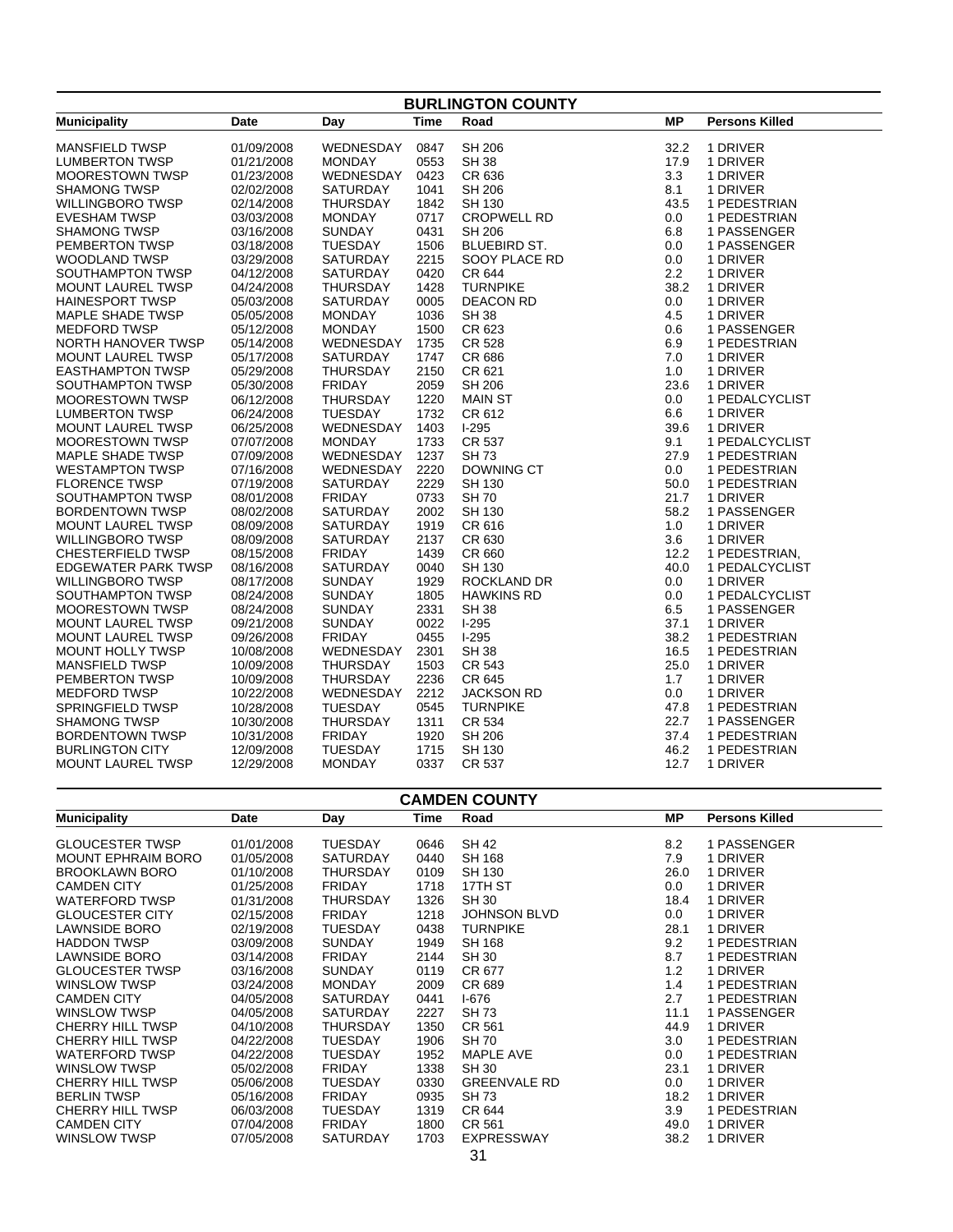## BURLINGTON COUNTY

| Municipality | Date | Day | Time | Road | MP | Persons Killed |
|---|---|---|---|---|---|---|
| MANSFIELD TWSP | 01/09/2008 | WEDNESDAY | 0847 | SH 206 | 32.2 | 1 DRIVER |
| LUMBERTON TWSP | 01/21/2008 | MONDAY | 0553 | SH 38 | 17.9 | 1 DRIVER |
| MOORESTOWN TWSP | 01/23/2008 | WEDNESDAY | 0423 | CR 636 | 3.3 | 1 DRIVER |
| SHAMONG TWSP | 02/02/2008 | SATURDAY | 1041 | SH 206 | 8.1 | 1 DRIVER |
| WILLINGBORO TWSP | 02/14/2008 | THURSDAY | 1842 | SH 130 | 43.5 | 1 PEDESTRIAN |
| EVESHAM TWSP | 03/03/2008 | MONDAY | 0717 | CROPWELL RD | 0.0 | 1 PEDESTRIAN |
| SHAMONG TWSP | 03/16/2008 | SUNDAY | 0431 | SH 206 | 6.8 | 1 PASSENGER |
| PEMBERTON TWSP | 03/18/2008 | TUESDAY | 1506 | BLUEBIRD ST. | 0.0 | 1 PASSENGER |
| WOODLAND TWSP | 03/29/2008 | SATURDAY | 2215 | SOOY PLACE RD | 0.0 | 1 DRIVER |
| SOUTHAMPTON TWSP | 04/12/2008 | SATURDAY | 0420 | CR 644 | 2.2 | 1 DRIVER |
| MOUNT LAUREL TWSP | 04/24/2008 | THURSDAY | 1428 | TURNPIKE | 38.2 | 1 DRIVER |
| HAINESPORT TWSP | 05/03/2008 | SATURDAY | 0005 | DEACON RD | 0.0 | 1 DRIVER |
| MAPLE SHADE TWSP | 05/05/2008 | MONDAY | 1036 | SH 38 | 4.5 | 1 DRIVER |
| MEDFORD TWSP | 05/12/2008 | MONDAY | 1500 | CR 623 | 0.6 | 1 PASSENGER |
| NORTH HANOVER TWSP | 05/14/2008 | WEDNESDAY | 1735 | CR 528 | 6.9 | 1 PEDESTRIAN |
| MOUNT LAUREL TWSP | 05/17/2008 | SATURDAY | 1747 | CR 686 | 7.0 | 1 DRIVER |
| EASTHAMPTON TWSP | 05/29/2008 | THURSDAY | 2150 | CR 621 | 1.0 | 1 DRIVER |
| SOUTHAMPTON TWSP | 05/30/2008 | FRIDAY | 2059 | SH 206 | 23.6 | 1 DRIVER |
| MOORESTOWN TWSP | 06/12/2008 | THURSDAY | 1220 | MAIN ST | 0.0 | 1 PEDALCYCLIST |
| LUMBERTON TWSP | 06/24/2008 | TUESDAY | 1732 | CR 612 | 6.6 | 1 DRIVER |
| MOUNT LAUREL TWSP | 06/25/2008 | WEDNESDAY | 1403 | I-295 | 39.6 | 1 DRIVER |
| MOORESTOWN TWSP | 07/07/2008 | MONDAY | 1733 | CR 537 | 9.1 | 1 PEDALCYCLIST |
| MAPLE SHADE TWSP | 07/09/2008 | WEDNESDAY | 1237 | SH 73 | 27.9 | 1 PEDESTRIAN |
| WESTAMPTON TWSP | 07/16/2008 | WEDNESDAY | 2220 | DOWNING CT | 0.0 | 1 PEDESTRIAN |
| FLORENCE TWSP | 07/19/2008 | SATURDAY | 2229 | SH 130 | 50.0 | 1 PEDESTRIAN |
| SOUTHAMPTON TWSP | 08/01/2008 | FRIDAY | 0733 | SH 70 | 21.7 | 1 DRIVER |
| BORDENTOWN TWSP | 08/02/2008 | SATURDAY | 2002 | SH 130 | 58.2 | 1 PASSENGER |
| MOUNT LAUREL TWSP | 08/09/2008 | SATURDAY | 1919 | CR 616 | 1.0 | 1 DRIVER |
| WILLINGBORO TWSP | 08/09/2008 | SATURDAY | 2137 | CR 630 | 3.6 | 1 DRIVER |
| CHESTERFIELD TWSP | 08/15/2008 | FRIDAY | 1439 | CR 660 | 12.2 | 1 PEDESTRIAN, |
| EDGEWATER PARK TWSP | 08/16/2008 | SATURDAY | 0040 | SH 130 | 40.0 | 1 PEDALCYCLIST |
| WILLINGBORO TWSP | 08/17/2008 | SUNDAY | 1929 | ROCKLAND DR | 0.0 | 1 DRIVER |
| SOUTHAMPTON TWSP | 08/24/2008 | SUNDAY | 1805 | HAWKINS RD | 0.0 | 1 PEDALCYCLIST |
| MOORESTOWN TWSP | 08/24/2008 | SUNDAY | 2331 | SH 38 | 6.5 | 1 PASSENGER |
| MOUNT LAUREL TWSP | 09/21/2008 | SUNDAY | 0022 | I-295 | 37.1 | 1 DRIVER |
| MOUNT LAUREL TWSP | 09/26/2008 | FRIDAY | 0455 | I-295 | 38.2 | 1 PEDESTRIAN |
| MOUNT HOLLY TWSP | 10/08/2008 | WEDNESDAY | 2301 | SH 38 | 16.5 | 1 PEDESTRIAN |
| MANSFIELD TWSP | 10/09/2008 | THURSDAY | 1503 | CR 543 | 25.0 | 1 DRIVER |
| PEMBERTON TWSP | 10/09/2008 | THURSDAY | 2236 | CR 645 | 1.7 | 1 DRIVER |
| MEDFORD TWSP | 10/22/2008 | WEDNESDAY | 2212 | JACKSON RD | 0.0 | 1 DRIVER |
| SPRINGFIELD TWSP | 10/28/2008 | TUESDAY | 0545 | TURNPIKE | 47.8 | 1 PEDESTRIAN |
| SHAMONG TWSP | 10/30/2008 | THURSDAY | 1311 | CR 534 | 22.7 | 1 PASSENGER |
| BORDENTOWN TWSP | 10/31/2008 | FRIDAY | 1920 | SH 206 | 37.4 | 1 PEDESTRIAN |
| BURLINGTON CITY | 12/09/2008 | TUESDAY | 1715 | SH 130 | 46.2 | 1 PEDESTRIAN |
| MOUNT LAUREL TWSP | 12/29/2008 | MONDAY | 0337 | CR 537 | 12.7 | 1 DRIVER |

## CAMDEN COUNTY

| Municipality | Date | Day | Time | Road | MP | Persons Killed |
|---|---|---|---|---|---|---|
| GLOUCESTER TWSP | 01/01/2008 | TUESDAY | 0646 | SH 42 | 8.2 | 1 PASSENGER |
| MOUNT EPHRAIM BORO | 01/05/2008 | SATURDAY | 0440 | SH 168 | 7.9 | 1 DRIVER |
| BROOKLAWN BORO | 01/10/2008 | THURSDAY | 0109 | SH 130 | 26.0 | 1 DRIVER |
| CAMDEN CITY | 01/25/2008 | FRIDAY | 1718 | 17TH ST | 0.0 | 1 DRIVER |
| WATERFORD TWSP | 01/31/2008 | THURSDAY | 1326 | SH 30 | 18.4 | 1 DRIVER |
| GLOUCESTER CITY | 02/15/2008 | FRIDAY | 1218 | JOHNSON BLVD | 0.0 | 1 DRIVER |
| LAWNSIDE BORO | 02/19/2008 | TUESDAY | 0438 | TURNPIKE | 28.1 | 1 DRIVER |
| HADDON TWSP | 03/09/2008 | SUNDAY | 1949 | SH 168 | 9.2 | 1 PEDESTRIAN |
| LAWNSIDE BORO | 03/14/2008 | FRIDAY | 2144 | SH 30 | 8.7 | 1 PEDESTRIAN |
| GLOUCESTER TWSP | 03/16/2008 | SUNDAY | 0119 | CR 677 | 1.2 | 1 DRIVER |
| WINSLOW TWSP | 03/24/2008 | MONDAY | 2009 | CR 689 | 1.4 | 1 PEDESTRIAN |
| CAMDEN CITY | 04/05/2008 | SATURDAY | 0441 | I-676 | 2.7 | 1 PEDESTRIAN |
| WINSLOW TWSP | 04/05/2008 | SATURDAY | 2227 | SH 73 | 11.1 | 1 PASSENGER |
| CHERRY HILL TWSP | 04/10/2008 | THURSDAY | 1350 | CR 561 | 44.9 | 1 DRIVER |
| CHERRY HILL TWSP | 04/22/2008 | TUESDAY | 1906 | SH 70 | 3.0 | 1 PEDESTRIAN |
| WATERFORD TWSP | 04/22/2008 | TUESDAY | 1952 | MAPLE AVE | 0.0 | 1 PEDESTRIAN |
| WINSLOW TWSP | 05/02/2008 | FRIDAY | 1338 | SH 30 | 23.1 | 1 DRIVER |
| CHERRY HILL TWSP | 05/06/2008 | TUESDAY | 0330 | GREENVALE RD | 0.0 | 1 DRIVER |
| BERLIN TWSP | 05/16/2008 | FRIDAY | 0935 | SH 73 | 18.2 | 1 DRIVER |
| CHERRY HILL TWSP | 06/03/2008 | TUESDAY | 1319 | CR 644 | 3.9 | 1 PEDESTRIAN |
| CAMDEN CITY | 07/04/2008 | FRIDAY | 1800 | CR 561 | 49.0 | 1 DRIVER |
| WINSLOW TWSP | 07/05/2008 | SATURDAY | 1703 | EXPRESSWAY | 38.2 | 1 DRIVER |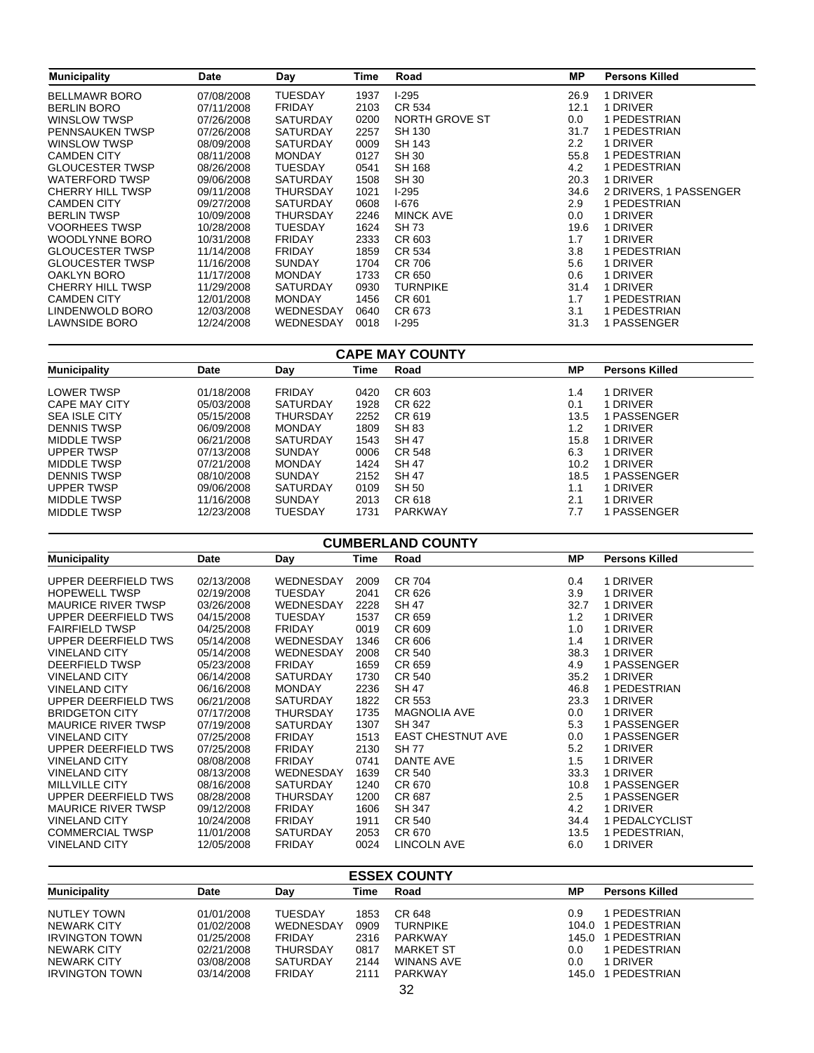| Municipality | Date | Day | Time | Road | MP | Persons Killed |
|---|---|---|---|---|---|---|
| BELLMAWR BORO | 07/08/2008 | TUESDAY | 1937 | I-295 | 26.9 | 1 DRIVER |
| BERLIN BORO | 07/11/2008 | FRIDAY | 2103 | CR 534 | 12.1 | 1 DRIVER |
| WINSLOW TWSP | 07/26/2008 | SATURDAY | 0200 | NORTH GROVE ST | 0.0 | 1 PEDESTRIAN |
| PENNSAUKEN TWSP | 07/26/2008 | SATURDAY | 2257 | SH 130 | 31.7 | 1 PEDESTRIAN |
| WINSLOW TWSP | 08/09/2008 | SATURDAY | 0009 | SH 143 | 2.2 | 1 DRIVER |
| CAMDEN CITY | 08/11/2008 | MONDAY | 0127 | SH 30 | 55.8 | 1 PEDESTRIAN |
| GLOUCESTER TWSP | 08/26/2008 | TUESDAY | 0541 | SH 168 | 4.2 | 1 PEDESTRIAN |
| WATERFORD TWSP | 09/06/2008 | SATURDAY | 1508 | SH 30 | 20.3 | 1 DRIVER |
| CHERRY HILL TWSP | 09/11/2008 | THURSDAY | 1021 | I-295 | 34.6 | 2 DRIVERS, 1 PASSENGER |
| CAMDEN CITY | 09/27/2008 | SATURDAY | 0608 | I-676 | 2.9 | 1 PEDESTRIAN |
| BERLIN TWSP | 10/09/2008 | THURSDAY | 2246 | MINCK AVE | 0.0 | 1 DRIVER |
| VOORHEES TWSP | 10/28/2008 | TUESDAY | 1624 | SH 73 | 19.6 | 1 DRIVER |
| WOODLYNNE BORO | 10/31/2008 | FRIDAY | 2333 | CR 603 | 1.7 | 1 DRIVER |
| GLOUCESTER TWSP | 11/14/2008 | FRIDAY | 1859 | CR 534 | 3.8 | 1 PEDESTRIAN |
| GLOUCESTER TWSP | 11/16/2008 | SUNDAY | 1704 | CR 706 | 5.6 | 1 DRIVER |
| OAKLYN BORO | 11/17/2008 | MONDAY | 1733 | CR 650 | 0.6 | 1 DRIVER |
| CHERRY HILL TWSP | 11/29/2008 | SATURDAY | 0930 | TURNPIKE | 31.4 | 1 DRIVER |
| CAMDEN CITY | 12/01/2008 | MONDAY | 1456 | CR 601 | 1.7 | 1 PEDESTRIAN |
| LINDENWOLD BORO | 12/03/2008 | WEDNESDAY | 0640 | CR 673 | 3.1 | 1 PEDESTRIAN |
| LAWNSIDE BORO | 12/24/2008 | WEDNESDAY | 0018 | I-295 | 31.3 | 1 PASSENGER |

## CAPE MAY COUNTY

| Municipality | Date | Day | Time | Road | MP | Persons Killed |
|---|---|---|---|---|---|---|
| LOWER TWSP | 01/18/2008 | FRIDAY | 0420 | CR 603 | 1.4 | 1 DRIVER |
| CAPE MAY CITY | 05/03/2008 | SATURDAY | 1928 | CR 622 | 0.1 | 1 DRIVER |
| SEA ISLE CITY | 05/15/2008 | THURSDAY | 2252 | CR 619 | 13.5 | 1 PASSENGER |
| DENNIS TWSP | 06/09/2008 | MONDAY | 1809 | SH 83 | 1.2 | 1 DRIVER |
| MIDDLE TWSP | 06/21/2008 | SATURDAY | 1543 | SH 47 | 15.8 | 1 DRIVER |
| UPPER TWSP | 07/13/2008 | SUNDAY | 0006 | CR 548 | 6.3 | 1 DRIVER |
| MIDDLE TWSP | 07/21/2008 | MONDAY | 1424 | SH 47 | 10.2 | 1 DRIVER |
| DENNIS TWSP | 08/10/2008 | SUNDAY | 2152 | SH 47 | 18.5 | 1 PASSENGER |
| UPPER TWSP | 09/06/2008 | SATURDAY | 0109 | SH 50 | 1.1 | 1 DRIVER |
| MIDDLE TWSP | 11/16/2008 | SUNDAY | 2013 | CR 618 | 2.1 | 1 DRIVER |
| MIDDLE TWSP | 12/23/2008 | TUESDAY | 1731 | PARKWAY | 7.7 | 1 PASSENGER |

## CUMBERLAND COUNTY

| Municipality | Date | Day | Time | Road | MP | Persons Killed |
|---|---|---|---|---|---|---|
| UPPER DEERFIELD TWS | 02/13/2008 | WEDNESDAY | 2009 | CR 704 | 0.4 | 1 DRIVER |
| HOPEWELL TWSP | 02/19/2008 | TUESDAY | 2041 | CR 626 | 3.9 | 1 DRIVER |
| MAURICE RIVER TWSP | 03/26/2008 | WEDNESDAY | 2228 | SH 47 | 32.7 | 1 DRIVER |
| UPPER DEERFIELD TWS | 04/15/2008 | TUESDAY | 1537 | CR 659 | 1.2 | 1 DRIVER |
| FAIRFIELD TWSP | 04/25/2008 | FRIDAY | 0019 | CR 609 | 1.0 | 1 DRIVER |
| UPPER DEERFIELD TWS | 05/14/2008 | WEDNESDAY | 1346 | CR 606 | 1.4 | 1 DRIVER |
| VINELAND CITY | 05/14/2008 | WEDNESDAY | 2008 | CR 540 | 38.3 | 1 DRIVER |
| DEERFIELD TWSP | 05/23/2008 | FRIDAY | 1659 | CR 659 | 4.9 | 1 PASSENGER |
| VINELAND CITY | 06/14/2008 | SATURDAY | 1730 | CR 540 | 35.2 | 1 DRIVER |
| VINELAND CITY | 06/16/2008 | MONDAY | 2236 | SH 47 | 46.8 | 1 PEDESTRIAN |
| UPPER DEERFIELD TWS | 06/21/2008 | SATURDAY | 1822 | CR 553 | 23.3 | 1 DRIVER |
| BRIDGETON CITY | 07/17/2008 | THURSDAY | 1735 | MAGNOLIA AVE | 0.0 | 1 DRIVER |
| MAURICE RIVER TWSP | 07/19/2008 | SATURDAY | 1307 | SH 347 | 5.3 | 1 PASSENGER |
| VINELAND CITY | 07/25/2008 | FRIDAY | 1513 | EAST CHESTNUT AVE | 0.0 | 1 PASSENGER |
| UPPER DEERFIELD TWS | 07/25/2008 | FRIDAY | 2130 | SH 77 | 5.2 | 1 DRIVER |
| VINELAND CITY | 08/08/2008 | FRIDAY | 0741 | DANTE AVE | 1.5 | 1 DRIVER |
| VINELAND CITY | 08/13/2008 | WEDNESDAY | 1639 | CR 540 | 33.3 | 1 DRIVER |
| MILLVILLE CITY | 08/16/2008 | SATURDAY | 1240 | CR 670 | 10.8 | 1 PASSENGER |
| UPPER DEERFIELD TWS | 08/28/2008 | THURSDAY | 1200 | CR 687 | 2.5 | 1 PASSENGER |
| MAURICE RIVER TWSP | 09/12/2008 | FRIDAY | 1606 | SH 347 | 4.2 | 1 DRIVER |
| VINELAND CITY | 10/24/2008 | FRIDAY | 1911 | CR 540 | 34.4 | 1 PEDALCYCLIST |
| COMMERCIAL TWSP | 11/01/2008 | SATURDAY | 2053 | CR 670 | 13.5 | 1 PEDESTRIAN, |
| VINELAND CITY | 12/05/2008 | FRIDAY | 0024 | LINCOLN AVE | 6.0 | 1 DRIVER |

## ESSEX COUNTY

| Municipality | Date | Day | Time | Road | MP | Persons Killed |
|---|---|---|---|---|---|---|
| NUTLEY TOWN | 01/01/2008 | TUESDAY | 1853 | CR 648 | 0.9 | 1 PEDESTRIAN |
| NEWARK CITY | 01/02/2008 | WEDNESDAY | 0909 | TURNPIKE | 104.0 | 1 PEDESTRIAN |
| IRVINGTON TOWN | 01/25/2008 | FRIDAY | 2316 | PARKWAY | 145.0 | 1 PEDESTRIAN |
| NEWARK CITY | 02/21/2008 | THURSDAY | 0817 | MARKET ST | 0.0 | 1 PEDESTRIAN |
| NEWARK CITY | 03/08/2008 | SATURDAY | 2144 | WINANS AVE | 0.0 | 1 DRIVER |
| IRVINGTON TOWN | 03/14/2008 | FRIDAY | 2111 | PARKWAY | 145.0 | 1 PEDESTRIAN |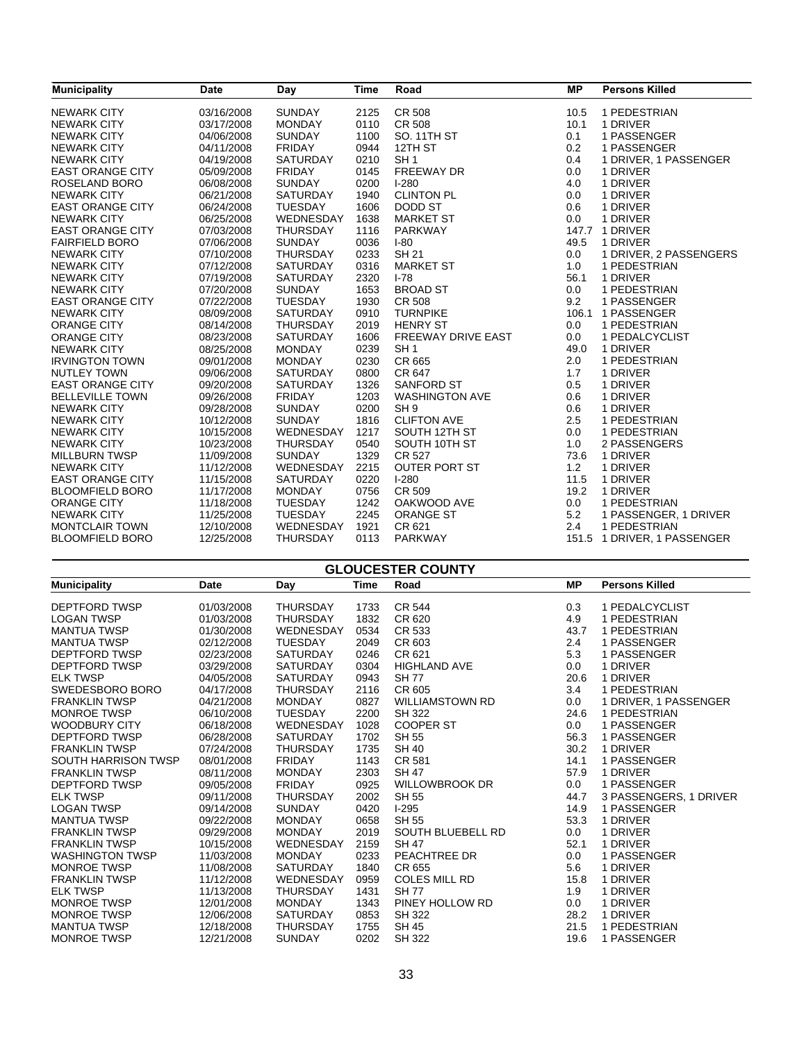| Municipality | Date | Day | Time | Road | MP | Persons Killed |
|---|---|---|---|---|---|---|
| NEWARK CITY | 03/16/2008 | SUNDAY | 2125 | CR 508 | 10.5 | 1 PEDESTRIAN |
| NEWARK CITY | 03/17/2008 | MONDAY | 0110 | CR 508 | 10.1 | 1 DRIVER |
| NEWARK CITY | 04/06/2008 | SUNDAY | 1100 | SO. 11TH ST | 0.1 | 1 PASSENGER |
| NEWARK CITY | 04/11/2008 | FRIDAY | 0944 | 12TH ST | 0.2 | 1 PASSENGER |
| NEWARK CITY | 04/19/2008 | SATURDAY | 0210 | SH 1 | 0.4 | 1 DRIVER, 1 PASSENGER |
| EAST ORANGE CITY | 05/09/2008 | FRIDAY | 0145 | FREEWAY DR | 0.0 | 1 DRIVER |
| ROSELAND BORO | 06/08/2008 | SUNDAY | 0200 | I-280 | 4.0 | 1 DRIVER |
| NEWARK CITY | 06/21/2008 | SATURDAY | 1940 | CLINTON PL | 0.0 | 1 DRIVER |
| EAST ORANGE CITY | 06/24/2008 | TUESDAY | 1606 | DODD ST | 0.6 | 1 DRIVER |
| NEWARK CITY | 06/25/2008 | WEDNESDAY | 1638 | MARKET ST | 0.0 | 1 DRIVER |
| EAST ORANGE CITY | 07/03/2008 | THURSDAY | 1116 | PARKWAY | 147.7 | 1 DRIVER |
| FAIRFIELD BORO | 07/06/2008 | SUNDAY | 0036 | I-80 | 49.5 | 1 DRIVER |
| NEWARK CITY | 07/10/2008 | THURSDAY | 0233 | SH 21 | 0.0 | 1 DRIVER, 2 PASSENGERS |
| NEWARK CITY | 07/12/2008 | SATURDAY | 0316 | MARKET ST | 1.0 | 1 PEDESTRIAN |
| NEWARK CITY | 07/19/2008 | SATURDAY | 2320 | I-78 | 56.1 | 1 DRIVER |
| NEWARK CITY | 07/20/2008 | SUNDAY | 1653 | BROAD ST | 0.0 | 1 PEDESTRIAN |
| EAST ORANGE CITY | 07/22/2008 | TUESDAY | 1930 | CR 508 | 9.2 | 1 PASSENGER |
| NEWARK CITY | 08/09/2008 | SATURDAY | 0910 | TURNPIKE | 106.1 | 1 PASSENGER |
| ORANGE CITY | 08/14/2008 | THURSDAY | 2019 | HENRY ST | 0.0 | 1 PEDESTRIAN |
| ORANGE CITY | 08/23/2008 | SATURDAY | 1606 | FREEWAY DRIVE EAST | 0.0 | 1 PEDALCYCLIST |
| NEWARK CITY | 08/25/2008 | MONDAY | 0239 | SH 1 | 49.0 | 1 DRIVER |
| IRVINGTON TOWN | 09/01/2008 | MONDAY | 0230 | CR 665 | 2.0 | 1 PEDESTRIAN |
| NUTLEY TOWN | 09/06/2008 | SATURDAY | 0800 | CR 647 | 1.7 | 1 DRIVER |
| EAST ORANGE CITY | 09/20/2008 | SATURDAY | 1326 | SANFORD ST | 0.5 | 1 DRIVER |
| BELLEVILLE TOWN | 09/26/2008 | FRIDAY | 1203 | WASHINGTON AVE | 0.6 | 1 DRIVER |
| NEWARK CITY | 09/28/2008 | SUNDAY | 0200 | SH 9 | 0.6 | 1 DRIVER |
| NEWARK CITY | 10/12/2008 | SUNDAY | 1816 | CLIFTON AVE | 2.5 | 1 PEDESTRIAN |
| NEWARK CITY | 10/15/2008 | WEDNESDAY | 1217 | SOUTH 12TH ST | 0.0 | 1 PEDESTRIAN |
| NEWARK CITY | 10/23/2008 | THURSDAY | 0540 | SOUTH 10TH ST | 1.0 | 2 PASSENGERS |
| MILLBURN TWSP | 11/09/2008 | SUNDAY | 1329 | CR 527 | 73.6 | 1 DRIVER |
| NEWARK CITY | 11/12/2008 | WEDNESDAY | 2215 | OUTER PORT ST | 1.2 | 1 DRIVER |
| EAST ORANGE CITY | 11/15/2008 | SATURDAY | 0220 | I-280 | 11.5 | 1 DRIVER |
| BLOOMFIELD BORO | 11/17/2008 | MONDAY | 0756 | CR 509 | 19.2 | 1 DRIVER |
| ORANGE CITY | 11/18/2008 | TUESDAY | 1242 | OAKWOOD AVE | 0.0 | 1 PEDESTRIAN |
| NEWARK CITY | 11/25/2008 | TUESDAY | 2245 | ORANGE ST | 5.2 | 1 PASSENGER, 1 DRIVER |
| MONTCLAIR TOWN | 12/10/2008 | WEDNESDAY | 1921 | CR 621 | 2.4 | 1 PEDESTRIAN |
| BLOOMFIELD BORO | 12/25/2008 | THURSDAY | 0113 | PARKWAY | 151.5 | 1 DRIVER, 1 PASSENGER |

## GLOUCESTER COUNTY

| Municipality | Date | Day | Time | Road | MP | Persons Killed |
|---|---|---|---|---|---|---|
| DEPTFORD TWSP | 01/03/2008 | THURSDAY | 1733 | CR 544 | 0.3 | 1 PEDALCYCLIST |
| LOGAN TWSP | 01/03/2008 | THURSDAY | 1832 | CR 620 | 4.9 | 1 PEDESTRIAN |
| MANTUA TWSP | 01/30/2008 | WEDNESDAY | 0534 | CR 533 | 43.7 | 1 PEDESTRIAN |
| MANTUA TWSP | 02/12/2008 | TUESDAY | 2049 | CR 603 | 2.4 | 1 PASSENGER |
| DEPTFORD TWSP | 02/23/2008 | SATURDAY | 0246 | CR 621 | 5.3 | 1 PASSENGER |
| DEPTFORD TWSP | 03/29/2008 | SATURDAY | 0304 | HIGHLAND AVE | 0.0 | 1 DRIVER |
| ELK TWSP | 04/05/2008 | SATURDAY | 0943 | SH 77 | 20.6 | 1 DRIVER |
| SWEDESBORO BORO | 04/17/2008 | THURSDAY | 2116 | CR 605 | 3.4 | 1 PEDESTRIAN |
| FRANKLIN TWSP | 04/21/2008 | MONDAY | 0827 | WILLIAMSTOWN RD | 0.0 | 1 DRIVER, 1 PASSENGER |
| MONROE TWSP | 06/10/2008 | TUESDAY | 2200 | SH 322 | 24.6 | 1 PEDESTRIAN |
| WOODBURY CITY | 06/18/2008 | WEDNESDAY | 1028 | COOPER ST | 0.0 | 1 PASSENGER |
| DEPTFORD TWSP | 06/28/2008 | SATURDAY | 1702 | SH 55 | 56.3 | 1 PASSENGER |
| FRANKLIN TWSP | 07/24/2008 | THURSDAY | 1735 | SH 40 | 30.2 | 1 DRIVER |
| SOUTH HARRISON TWSP | 08/01/2008 | FRIDAY | 1143 | CR 581 | 14.1 | 1 PASSENGER |
| FRANKLIN TWSP | 08/11/2008 | MONDAY | 2303 | SH 47 | 57.9 | 1 DRIVER |
| DEPTFORD TWSP | 09/05/2008 | FRIDAY | 0925 | WILLOWBROOK DR | 0.0 | 1 PASSENGER |
| ELK TWSP | 09/11/2008 | THURSDAY | 2002 | SH 55 | 44.7 | 3 PASSENGERS, 1 DRIVER |
| LOGAN TWSP | 09/14/2008 | SUNDAY | 0420 | I-295 | 14.9 | 1 PASSENGER |
| MANTUA TWSP | 09/22/2008 | MONDAY | 0658 | SH 55 | 53.3 | 1 DRIVER |
| FRANKLIN TWSP | 09/29/2008 | MONDAY | 2019 | SOUTH BLUEBELL RD | 0.0 | 1 DRIVER |
| FRANKLIN TWSP | 10/15/2008 | WEDNESDAY | 2159 | SH 47 | 52.1 | 1 DRIVER |
| WASHINGTON TWSP | 11/03/2008 | MONDAY | 0233 | PEACHTREE DR | 0.0 | 1 PASSENGER |
| MONROE TWSP | 11/08/2008 | SATURDAY | 1840 | CR 655 | 5.6 | 1 DRIVER |
| FRANKLIN TWSP | 11/12/2008 | WEDNESDAY | 0959 | COLES MILL RD | 15.8 | 1 DRIVER |
| ELK TWSP | 11/13/2008 | THURSDAY | 1431 | SH 77 | 1.9 | 1 DRIVER |
| MONROE TWSP | 12/01/2008 | MONDAY | 1343 | PINEY HOLLOW RD | 0.0 | 1 DRIVER |
| MONROE TWSP | 12/06/2008 | SATURDAY | 0853 | SH 322 | 28.2 | 1 DRIVER |
| MANTUA TWSP | 12/18/2008 | THURSDAY | 1755 | SH 45 | 21.5 | 1 PEDESTRIAN |
| MONROE TWSP | 12/21/2008 | SUNDAY | 0202 | SH 322 | 19.6 | 1 PASSENGER |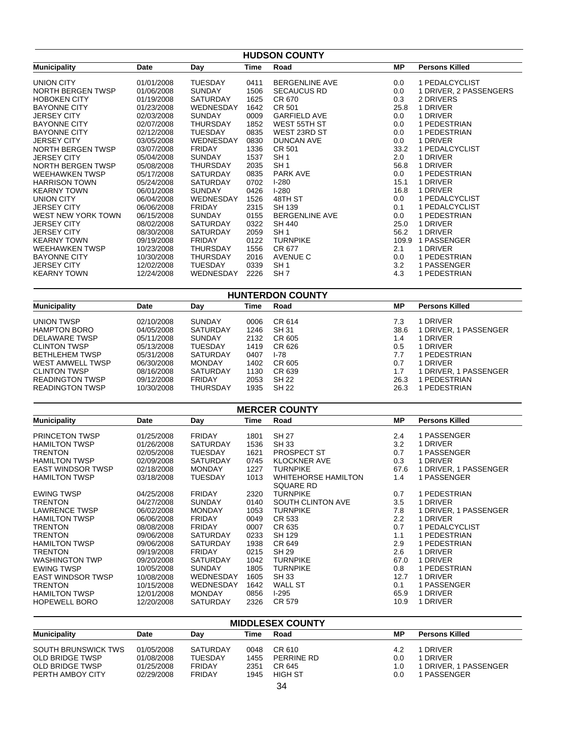## HUDSON COUNTY

| Municipality | Date | Day | Time | Road | MP | Persons Killed |
|---|---|---|---|---|---|---|
| UNION CITY | 01/01/2008 | TUESDAY | 0411 | BERGENLINE AVE | 0.0 | 1 PEDALCYCLIST |
| NORTH BERGEN TWSP | 01/06/2008 | SUNDAY | 1506 | SECAUCUS RD | 0.0 | 1 DRIVER, 2 PASSENGERS |
| HOBOKEN CITY | 01/19/2008 | SATURDAY | 1625 | CR 670 | 0.3 | 2 DRIVERS |
| BAYONNE CITY | 01/23/2008 | WEDNESDAY | 1642 | CR 501 | 25.8 | 1 DRIVER |
| JERSEY CITY | 02/03/2008 | SUNDAY | 0009 | GARFIELD AVE | 0.0 | 1 DRIVER |
| BAYONNE CITY | 02/07/2008 | THURSDAY | 1852 | WEST 55TH ST | 0.0 | 1 PEDESTRIAN |
| BAYONNE CITY | 02/12/2008 | TUESDAY | 0835 | WEST 23RD ST | 0.0 | 1 PEDESTRIAN |
| JERSEY CITY | 03/05/2008 | WEDNESDAY | 0830 | DUNCAN AVE | 0.0 | 1 DRIVER |
| NORTH BERGEN TWSP | 03/07/2008 | FRIDAY | 1336 | CR 501 | 33.2 | 1 PEDALCYCLIST |
| JERSEY CITY | 05/04/2008 | SUNDAY | 1537 | SH 1 | 2.0 | 1 DRIVER |
| NORTH BERGEN TWSP | 05/08/2008 | THURSDAY | 2035 | SH 1 | 56.8 | 1 DRIVER |
| WEEHAWKEN TWSP | 05/17/2008 | SATURDAY | 0835 | PARK AVE | 0.0 | 1 PEDESTRIAN |
| HARRISON TOWN | 05/24/2008 | SATURDAY | 0702 | I-280 | 15.1 | 1 DRIVER |
| KEARNY TOWN | 06/01/2008 | SUNDAY | 0426 | I-280 | 16.8 | 1 DRIVER |
| UNION CITY | 06/04/2008 | WEDNESDAY | 1526 | 48TH ST | 0.0 | 1 PEDALCYCLIST |
| JERSEY CITY | 06/06/2008 | FRIDAY | 2315 | SH 139 | 0.1 | 1 PEDALCYCLIST |
| WEST NEW YORK TOWN | 06/15/2008 | SUNDAY | 0155 | BERGENLINE AVE | 0.0 | 1 PEDESTRIAN |
| JERSEY CITY | 08/02/2008 | SATURDAY | 0322 | SH 440 | 25.0 | 1 DRIVER |
| JERSEY CITY | 08/30/2008 | SATURDAY | 2059 | SH 1 | 56.2 | 1 DRIVER |
| KEARNY TOWN | 09/19/2008 | FRIDAY | 0122 | TURNPIKE | 109.9 | 1 PASSENGER |
| WEEHAWKEN TWSP | 10/23/2008 | THURSDAY | 1556 | CR 677 | 2.1 | 1 DRIVER |
| BAYONNE CITY | 10/30/2008 | THURSDAY | 2016 | AVENUE C | 0.0 | 1 PEDESTRIAN |
| JERSEY CITY | 12/02/2008 | TUESDAY | 0339 | SH 1 | 3.2 | 1 PASSENGER |
| KEARNY TOWN | 12/24/2008 | WEDNESDAY | 2226 | SH 7 | 4.3 | 1 PEDESTRIAN |

## HUNTERDON COUNTY

| Municipality | Date | Day | Time | Road | MP | Persons Killed |
|---|---|---|---|---|---|---|
| UNION TWSP | 02/10/2008 | SUNDAY | 0006 | CR 614 | 7.3 | 1 DRIVER |
| HAMPTON BORO | 04/05/2008 | SATURDAY | 1246 | SH 31 | 38.6 | 1 DRIVER, 1 PASSENGER |
| DELAWARE TWSP | 05/11/2008 | SUNDAY | 2132 | CR 605 | 1.4 | 1 DRIVER |
| CLINTON TWSP | 05/13/2008 | TUESDAY | 1419 | CR 626 | 0.5 | 1 DRIVER |
| BETHLEHEM TWSP | 05/31/2008 | SATURDAY | 0407 | I-78 | 7.7 | 1 PEDESTRIAN |
| WEST AMWELL TWSP | 06/30/2008 | MONDAY | 1402 | CR 605 | 0.7 | 1 DRIVER |
| CLINTON TWSP | 08/16/2008 | SATURDAY | 1130 | CR 639 | 1.7 | 1 DRIVER, 1 PASSENGER |
| READINGTON TWSP | 09/12/2008 | FRIDAY | 2053 | SH 22 | 26.3 | 1 PEDESTRIAN |
| READINGTON TWSP | 10/30/2008 | THURSDAY | 1935 | SH 22 | 26.3 | 1 PEDESTRIAN |

## MERCER COUNTY

| Municipality | Date | Day | Time | Road | MP | Persons Killed |
|---|---|---|---|---|---|---|
| PRINCETON TWSP | 01/25/2008 | FRIDAY | 1801 | SH 27 | 2.4 | 1 PASSENGER |
| HAMILTON TWSP | 01/26/2008 | SATURDAY | 1536 | SH 33 | 3.2 | 1 DRIVER |
| TRENTON | 02/05/2008 | TUESDAY | 1621 | PROSPECT ST | 0.7 | 1 PASSENGER |
| HAMILTON TWSP | 02/09/2008 | SATURDAY | 0745 | KLOCKNER AVE | 0.3 | 1 DRIVER |
| EAST WINDSOR TWSP | 02/18/2008 | MONDAY | 1227 | TURNPIKE | 67.6 | 1 DRIVER, 1 PASSENGER |
| HAMILTON TWSP | 03/18/2008 | TUESDAY | 1013 | WHITEHORSE HAMILTON SQUARE RD | 1.4 | 1 PASSENGER |
| EWING TWSP | 04/25/2008 | FRIDAY | 2320 | TURNPIKE | 0.7 | 1 PEDESTRIAN |
| TRENTON | 04/27/2008 | SUNDAY | 0140 | SOUTH CLINTON AVE | 3.5 | 1 DRIVER |
| LAWRENCE TWSP | 06/02/2008 | MONDAY | 1053 | TURNPIKE | 7.8 | 1 DRIVER, 1 PASSENGER |
| HAMILTON TWSP | 06/06/2008 | FRIDAY | 0049 | CR 533 | 2.2 | 1 DRIVER |
| TRENTON | 08/08/2008 | FRIDAY | 0007 | CR 635 | 0.7 | 1 PEDALCYCLIST |
| TRENTON | 09/06/2008 | SATURDAY | 0233 | SH 129 | 1.1 | 1 PEDESTRIAN |
| HAMILTON TWSP | 09/06/2008 | SATURDAY | 1938 | CR 649 | 2.9 | 1 PEDESTRIAN |
| TRENTON | 09/19/2008 | FRIDAY | 0215 | SH 29 | 2.6 | 1 DRIVER |
| WASHINGTON TWP | 09/20/2008 | SATURDAY | 1042 | TURNPIKE | 67.0 | 1 DRIVER |
| EWING TWSP | 10/05/2008 | SUNDAY | 1805 | TURNPIKE | 0.8 | 1 PEDESTRIAN |
| EAST WINDSOR TWSP | 10/08/2008 | WEDNESDAY | 1605 | SH 33 | 12.7 | 1 DRIVER |
| TRENTON | 10/15/2008 | WEDNESDAY | 1642 | WALL ST | 0.1 | 1 PASSENGER |
| HAMILTON TWSP | 12/01/2008 | MONDAY | 0856 | I-295 | 65.9 | 1 DRIVER |
| HOPEWELL BORO | 12/20/2008 | SATURDAY | 2326 | CR 579 | 10.9 | 1 DRIVER |

## MIDDLESEX COUNTY

| Municipality | Date | Day | Time | Road | MP | Persons Killed |
|---|---|---|---|---|---|---|
| SOUTH BRUNSWICK TWS | 01/05/2008 | SATURDAY | 0048 | CR 610 | 4.2 | 1 DRIVER |
| OLD BRIDGE TWSP | 01/08/2008 | TUESDAY | 1455 | PERRINE RD | 0.0 | 1 DRIVER |
| OLD BRIDGE TWSP | 01/25/2008 | FRIDAY | 2351 | CR 645 | 1.0 | 1 DRIVER, 1 PASSENGER |
| PERTH AMBOY CITY | 02/29/2008 | FRIDAY | 1945 | HIGH ST | 0.0 | 1 PASSENGER |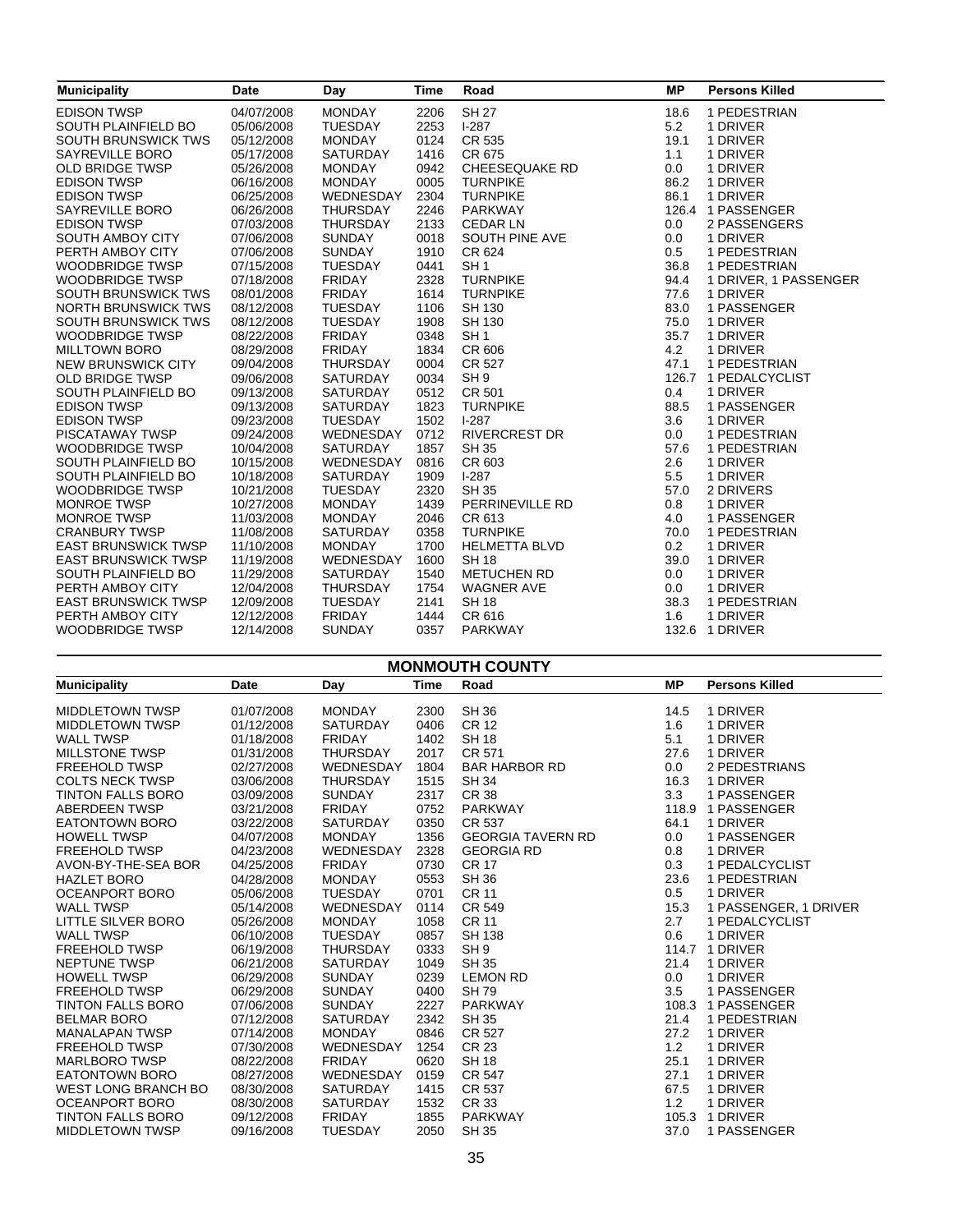| Municipality | Date | Day | Time | Road | MP | Persons Killed |
|---|---|---|---|---|---|---|
| EDISON TWSP | 04/07/2008 | MONDAY | 2206 | SH 27 | 18.6 | 1 PEDESTRIAN |
| SOUTH PLAINFIELD BO | 05/06/2008 | TUESDAY | 2253 | I-287 | 5.2 | 1 DRIVER |
| SOUTH BRUNSWICK TWS | 05/12/2008 | MONDAY | 0124 | CR 535 | 19.1 | 1 DRIVER |
| SAYREVILLE BORO | 05/17/2008 | SATURDAY | 1416 | CR 675 | 1.1 | 1 DRIVER |
| OLD BRIDGE TWSP | 05/26/2008 | MONDAY | 0942 | CHEESEQUAKE RD | 0.0 | 1 DRIVER |
| EDISON TWSP | 06/16/2008 | MONDAY | 0005 | TURNPIKE | 86.2 | 1 DRIVER |
| EDISON TWSP | 06/25/2008 | WEDNESDAY | 2304 | TURNPIKE | 86.1 | 1 DRIVER |
| SAYREVILLE BORO | 06/26/2008 | THURSDAY | 2246 | PARKWAY | 126.4 | 1 PASSENGER |
| EDISON TWSP | 07/03/2008 | THURSDAY | 2133 | CEDAR LN | 0.0 | 2 PASSENGERS |
| SOUTH AMBOY CITY | 07/06/2008 | SUNDAY | 0018 | SOUTH PINE AVE | 0.0 | 1 DRIVER |
| PERTH AMBOY CITY | 07/06/2008 | SUNDAY | 1910 | CR 624 | 0.5 | 1 PEDESTRIAN |
| WOODBRIDGE TWSP | 07/15/2008 | TUESDAY | 0441 | SH 1 | 36.8 | 1 PEDESTRIAN |
| WOODBRIDGE TWSP | 07/18/2008 | FRIDAY | 2328 | TURNPIKE | 94.4 | 1 DRIVER, 1 PASSENGER |
| SOUTH BRUNSWICK TWS | 08/01/2008 | FRIDAY | 1614 | TURNPIKE | 77.6 | 1 DRIVER |
| NORTH BRUNSWICK TWS | 08/12/2008 | TUESDAY | 1106 | SH 130 | 83.0 | 1 PASSENGER |
| SOUTH BRUNSWICK TWS | 08/12/2008 | TUESDAY | 1908 | SH 130 | 75.0 | 1 DRIVER |
| WOODBRIDGE TWSP | 08/22/2008 | FRIDAY | 0348 | SH 1 | 35.7 | 1 DRIVER |
| MILLTOWN BORO | 08/29/2008 | FRIDAY | 1834 | CR 606 | 4.2 | 1 DRIVER |
| NEW BRUNSWICK CITY | 09/04/2008 | THURSDAY | 0004 | CR 527 | 47.1 | 1 PEDESTRIAN |
| OLD BRIDGE TWSP | 09/06/2008 | SATURDAY | 0034 | SH 9 | 126.7 | 1 PEDALCYCLIST |
| SOUTH PLAINFIELD BO | 09/13/2008 | SATURDAY | 0512 | CR 501 | 0.4 | 1 DRIVER |
| EDISON TWSP | 09/13/2008 | SATURDAY | 1823 | TURNPIKE | 88.5 | 1 PASSENGER |
| EDISON TWSP | 09/23/2008 | TUESDAY | 1502 | I-287 | 3.6 | 1 DRIVER |
| PISCATAWAY TWSP | 09/24/2008 | WEDNESDAY | 0712 | RIVERCREST DR | 0.0 | 1 PEDESTRIAN |
| WOODBRIDGE TWSP | 10/04/2008 | SATURDAY | 1857 | SH 35 | 57.6 | 1 PEDESTRIAN |
| SOUTH PLAINFIELD BO | 10/15/2008 | WEDNESDAY | 0816 | CR 603 | 2.6 | 1 DRIVER |
| SOUTH PLAINFIELD BO | 10/18/2008 | SATURDAY | 1909 | I-287 | 5.5 | 1 DRIVER |
| WOODBRIDGE TWSP | 10/21/2008 | TUESDAY | 2320 | SH 35 | 57.0 | 2 DRIVERS |
| MONROE TWSP | 10/27/2008 | MONDAY | 1439 | PERRINEVILLE RD | 0.8 | 1 DRIVER |
| MONROE TWSP | 11/03/2008 | MONDAY | 2046 | CR 613 | 4.0 | 1 PASSENGER |
| CRANBURY TWSP | 11/08/2008 | SATURDAY | 0358 | TURNPIKE | 70.0 | 1 PEDESTRIAN |
| EAST BRUNSWICK TWSP | 11/10/2008 | MONDAY | 1700 | HELMETTA BLVD | 0.2 | 1 DRIVER |
| EAST BRUNSWICK TWSP | 11/19/2008 | WEDNESDAY | 1600 | SH 18 | 39.0 | 1 DRIVER |
| SOUTH PLAINFIELD BO | 11/29/2008 | SATURDAY | 1540 | METUCHEN RD | 0.0 | 1 DRIVER |
| PERTH AMBOY CITY | 12/04/2008 | THURSDAY | 1754 | WAGNER AVE | 0.0 | 1 DRIVER |
| EAST BRUNSWICK TWSP | 12/09/2008 | TUESDAY | 2141 | SH 18 | 38.3 | 1 PEDESTRIAN |
| PERTH AMBOY CITY | 12/12/2008 | FRIDAY | 1444 | CR 616 | 1.6 | 1 DRIVER |
| WOODBRIDGE TWSP | 12/14/2008 | SUNDAY | 0357 | PARKWAY | 132.6 | 1 DRIVER |

## MONMOUTH COUNTY

| Municipality | Date | Day | Time | Road | MP | Persons Killed |
|---|---|---|---|---|---|---|
| MIDDLETOWN TWSP | 01/07/2008 | MONDAY | 2300 | SH 36 | 14.5 | 1 DRIVER |
| MIDDLETOWN TWSP | 01/12/2008 | SATURDAY | 0406 | CR 12 | 1.6 | 1 DRIVER |
| WALL TWSP | 01/18/2008 | FRIDAY | 1402 | SH 18 | 5.1 | 1 DRIVER |
| MILLSTONE TWSP | 01/31/2008 | THURSDAY | 2017 | CR 571 | 27.6 | 1 DRIVER |
| FREEHOLD TWSP | 02/27/2008 | WEDNESDAY | 1804 | BAR HARBOR RD | 0.0 | 2 PEDESTRIANS |
| COLTS NECK TWSP | 03/06/2008 | THURSDAY | 1515 | SH 34 | 16.3 | 1 DRIVER |
| TINTON FALLS BORO | 03/09/2008 | SUNDAY | 2317 | CR 38 | 3.3 | 1 PASSENGER |
| ABERDEEN TWSP | 03/21/2008 | FRIDAY | 0752 | PARKWAY | 118.9 | 1 PASSENGER |
| EATONTOWN BORO | 03/22/2008 | SATURDAY | 0350 | CR 537 | 64.1 | 1 DRIVER |
| HOWELL TWSP | 04/07/2008 | MONDAY | 1356 | GEORGIA TAVERN RD | 0.0 | 1 PASSENGER |
| FREEHOLD TWSP | 04/23/2008 | WEDNESDAY | 2328 | GEORGIA RD | 0.8 | 1 DRIVER |
| AVON-BY-THE-SEA BOR | 04/25/2008 | FRIDAY | 0730 | CR 17 | 0.3 | 1 PEDALCYCLIST |
| HAZLET BORO | 04/28/2008 | MONDAY | 0553 | SH 36 | 23.6 | 1 PEDESTRIAN |
| OCEANPORT BORO | 05/06/2008 | TUESDAY | 0701 | CR 11 | 0.5 | 1 DRIVER |
| WALL TWSP | 05/14/2008 | WEDNESDAY | 0114 | CR 549 | 15.3 | 1 PASSENGER, 1 DRIVER |
| LITTLE SILVER BORO | 05/26/2008 | MONDAY | 1058 | CR 11 | 2.7 | 1 PEDALCYCLIST |
| WALL TWSP | 06/10/2008 | TUESDAY | 0857 | SH 138 | 0.6 | 1 DRIVER |
| FREEHOLD TWSP | 06/19/2008 | THURSDAY | 0333 | SH 9 | 114.7 | 1 DRIVER |
| NEPTUNE TWSP | 06/21/2008 | SATURDAY | 1049 | SH 35 | 21.4 | 1 DRIVER |
| HOWELL TWSP | 06/29/2008 | SUNDAY | 0239 | LEMON RD | 0.0 | 1 DRIVER |
| FREEHOLD TWSP | 06/29/2008 | SUNDAY | 0400 | SH 79 | 3.5 | 1 PASSENGER |
| TINTON FALLS BORO | 07/06/2008 | SUNDAY | 2227 | PARKWAY | 108.3 | 1 PASSENGER |
| BELMAR BORO | 07/12/2008 | SATURDAY | 2342 | SH 35 | 21.4 | 1 PEDESTRIAN |
| MANALAPAN TWSP | 07/14/2008 | MONDAY | 0846 | CR 527 | 27.2 | 1 DRIVER |
| FREEHOLD TWSP | 07/30/2008 | WEDNESDAY | 1254 | CR 23 | 1.2 | 1 DRIVER |
| MARLBORO TWSP | 08/22/2008 | FRIDAY | 0620 | SH 18 | 25.1 | 1 DRIVER |
| EATONTOWN BORO | 08/27/2008 | WEDNESDAY | 0159 | CR 547 | 27.1 | 1 DRIVER |
| WEST LONG BRANCH BO | 08/30/2008 | SATURDAY | 1415 | CR 537 | 67.5 | 1 DRIVER |
| OCEANPORT BORO | 08/30/2008 | SATURDAY | 1532 | CR 33 | 1.2 | 1 DRIVER |
| TINTON FALLS BORO | 09/12/2008 | FRIDAY | 1855 | PARKWAY | 105.3 | 1 DRIVER |
| MIDDLETOWN TWSP | 09/16/2008 | TUESDAY | 2050 | SH 35 | 37.0 | 1 PASSENGER |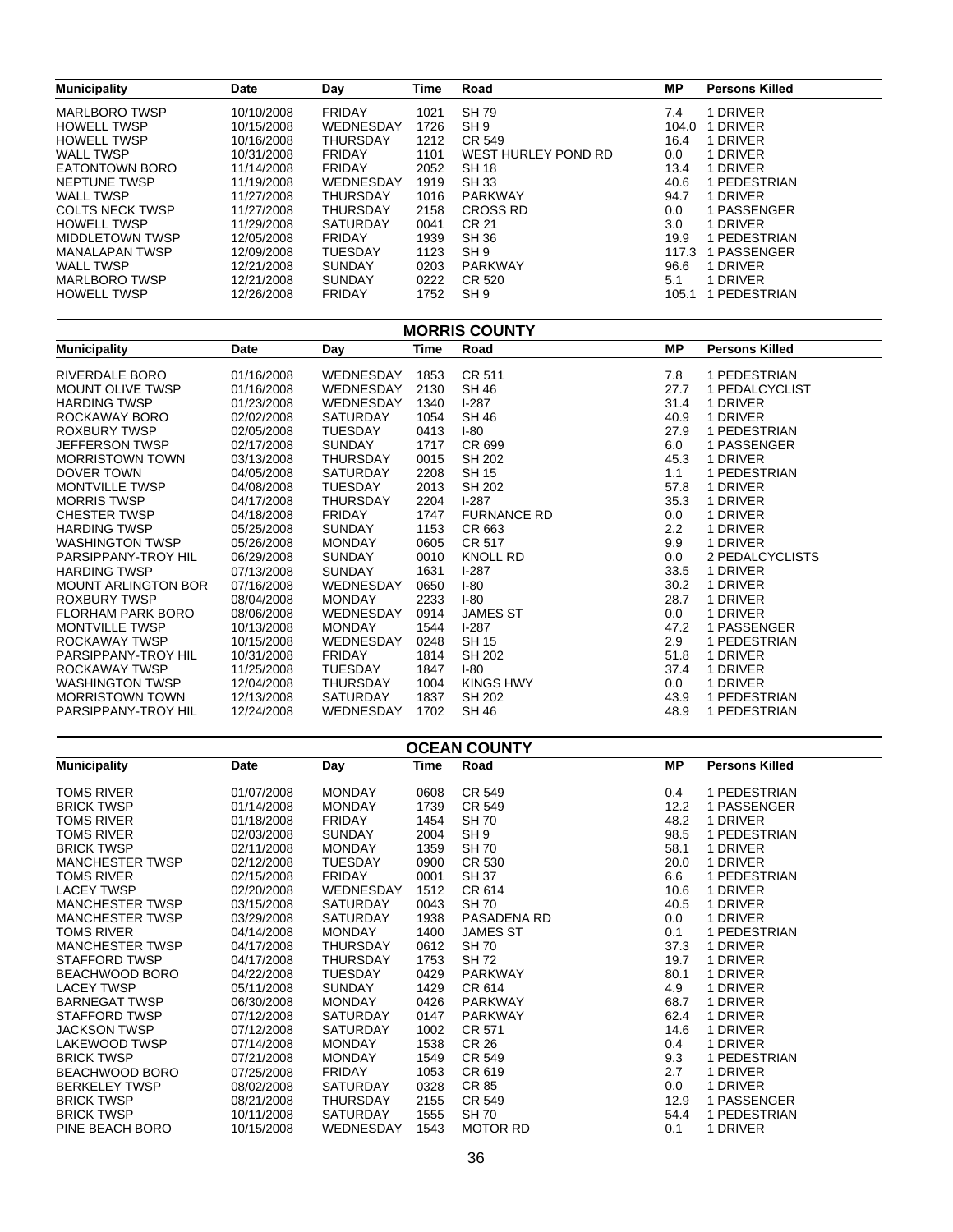| Municipality | Date | Day | Time | Road | MP | Persons Killed |
|---|---|---|---|---|---|---|
| MARLBORO TWSP | 10/10/2008 | FRIDAY | 1021 | SH 79 | 7.4 | 1 DRIVER |
| HOWELL TWSP | 10/15/2008 | WEDNESDAY | 1726 | SH 9 | 104.0 | 1 DRIVER |
| HOWELL TWSP | 10/16/2008 | THURSDAY | 1212 | CR 549 | 16.4 | 1 DRIVER |
| WALL TWSP | 10/31/2008 | FRIDAY | 1101 | WEST HURLEY POND RD | 0.0 | 1 DRIVER |
| EATONTOWN BORO | 11/14/2008 | FRIDAY | 2052 | SH 18 | 13.4 | 1 DRIVER |
| NEPTUNE TWSP | 11/19/2008 | WEDNESDAY | 1919 | SH 33 | 40.6 | 1 PEDESTRIAN |
| WALL TWSP | 11/27/2008 | THURSDAY | 1016 | PARKWAY | 94.7 | 1 DRIVER |
| COLTS NECK TWSP | 11/27/2008 | THURSDAY | 2158 | CROSS RD | 0.0 | 1 PASSENGER |
| HOWELL TWSP | 11/29/2008 | SATURDAY | 0041 | CR 21 | 3.0 | 1 DRIVER |
| MIDDLETOWN TWSP | 12/05/2008 | FRIDAY | 1939 | SH 36 | 19.9 | 1 PEDESTRIAN |
| MANALAPAN TWSP | 12/09/2008 | TUESDAY | 1123 | SH 9 | 117.3 | 1 PASSENGER |
| WALL TWSP | 12/21/2008 | SUNDAY | 0203 | PARKWAY | 96.6 | 1 DRIVER |
| MARLBORO TWSP | 12/21/2008 | SUNDAY | 0222 | CR 520 | 5.1 | 1 DRIVER |
| HOWELL TWSP | 12/26/2008 | FRIDAY | 1752 | SH 9 | 105.1 | 1 PEDESTRIAN |

## MORRIS COUNTY

| Municipality | Date | Day | Time | Road | MP | Persons Killed |
|---|---|---|---|---|---|---|
| RIVERDALE BORO | 01/16/2008 | WEDNESDAY | 1853 | CR 511 | 7.8 | 1 PEDESTRIAN |
| MOUNT OLIVE TWSP | 01/16/2008 | WEDNESDAY | 2130 | SH 46 | 27.7 | 1 PEDALCYCLIST |
| HARDING TWSP | 01/23/2008 | WEDNESDAY | 1340 | I-287 | 31.4 | 1 DRIVER |
| ROCKAWAY BORO | 02/02/2008 | SATURDAY | 1054 | SH 46 | 40.9 | 1 DRIVER |
| ROXBURY TWSP | 02/05/2008 | TUESDAY | 0413 | I-80 | 27.9 | 1 PEDESTRIAN |
| JEFFERSON TWSP | 02/17/2008 | SUNDAY | 1717 | CR 699 | 6.0 | 1 PASSENGER |
| MORRISTOWN TOWN | 03/13/2008 | THURSDAY | 0015 | SH 202 | 45.3 | 1 DRIVER |
| DOVER TOWN | 04/05/2008 | SATURDAY | 2208 | SH 15 | 1.1 | 1 PEDESTRIAN |
| MONTVILLE TWSP | 04/08/2008 | TUESDAY | 2013 | SH 202 | 57.8 | 1 DRIVER |
| MORRIS TWSP | 04/17/2008 | THURSDAY | 2204 | I-287 | 35.3 | 1 DRIVER |
| CHESTER TWSP | 04/18/2008 | FRIDAY | 1747 | FURNANCE RD | 0.0 | 1 DRIVER |
| HARDING TWSP | 05/25/2008 | SUNDAY | 1153 | CR 663 | 2.2 | 1 DRIVER |
| WASHINGTON TWSP | 05/26/2008 | MONDAY | 0605 | CR 517 | 9.9 | 1 DRIVER |
| PARSIPPANY-TROY HIL | 06/29/2008 | SUNDAY | 0010 | KNOLL RD | 0.0 | 2 PEDALCYCLISTS |
| HARDING TWSP | 07/13/2008 | SUNDAY | 1631 | I-287 | 33.5 | 1 DRIVER |
| MOUNT ARLINGTON BOR | 07/16/2008 | WEDNESDAY | 0650 | I-80 | 30.2 | 1 DRIVER |
| ROXBURY TWSP | 08/04/2008 | MONDAY | 2233 | I-80 | 28.7 | 1 DRIVER |
| FLORHAM PARK BORO | 08/06/2008 | WEDNESDAY | 0914 | JAMES ST | 0.0 | 1 DRIVER |
| MONTVILLE TWSP | 10/13/2008 | MONDAY | 1544 | I-287 | 47.2 | 1 PASSENGER |
| ROCKAWAY TWSP | 10/15/2008 | WEDNESDAY | 0248 | SH 15 | 2.9 | 1 PEDESTRIAN |
| PARSIPPANY-TROY HIL | 10/31/2008 | FRIDAY | 1814 | SH 202 | 51.8 | 1 DRIVER |
| ROCKAWAY TWSP | 11/25/2008 | TUESDAY | 1847 | I-80 | 37.4 | 1 DRIVER |
| WASHINGTON TWSP | 12/04/2008 | THURSDAY | 1004 | KINGS HWY | 0.0 | 1 DRIVER |
| MORRISTOWN TOWN | 12/13/2008 | SATURDAY | 1837 | SH 202 | 43.9 | 1 PEDESTRIAN |
| PARSIPPANY-TROY HIL | 12/24/2008 | WEDNESDAY | 1702 | SH 46 | 48.9 | 1 PEDESTRIAN |

## OCEAN COUNTY

| Municipality | Date | Day | Time | Road | MP | Persons Killed |
|---|---|---|---|---|---|---|
| TOMS RIVER | 01/07/2008 | MONDAY | 0608 | CR 549 | 0.4 | 1 PEDESTRIAN |
| BRICK TWSP | 01/14/2008 | MONDAY | 1739 | CR 549 | 12.2 | 1 PASSENGER |
| TOMS RIVER | 01/18/2008 | FRIDAY | 1454 | SH 70 | 48.2 | 1 DRIVER |
| TOMS RIVER | 02/03/2008 | SUNDAY | 2004 | SH 9 | 98.5 | 1 PEDESTRIAN |
| BRICK TWSP | 02/11/2008 | MONDAY | 1359 | SH 70 | 58.1 | 1 DRIVER |
| MANCHESTER TWSP | 02/12/2008 | TUESDAY | 0900 | CR 530 | 20.0 | 1 DRIVER |
| TOMS RIVER | 02/15/2008 | FRIDAY | 0001 | SH 37 | 6.6 | 1 PEDESTRIAN |
| LACEY TWSP | 02/20/2008 | WEDNESDAY | 1512 | CR 614 | 10.6 | 1 DRIVER |
| MANCHESTER TWSP | 03/15/2008 | SATURDAY | 0043 | SH 70 | 40.5 | 1 DRIVER |
| MANCHESTER TWSP | 03/29/2008 | SATURDAY | 1938 | PASADENA RD | 0.0 | 1 DRIVER |
| TOMS RIVER | 04/14/2008 | MONDAY | 1400 | JAMES ST | 0.1 | 1 PEDESTRIAN |
| MANCHESTER TWSP | 04/17/2008 | THURSDAY | 0612 | SH 70 | 37.3 | 1 DRIVER |
| STAFFORD TWSP | 04/17/2008 | THURSDAY | 1753 | SH 72 | 19.7 | 1 DRIVER |
| BEACHWOOD BORO | 04/22/2008 | TUESDAY | 0429 | PARKWAY | 80.1 | 1 DRIVER |
| LACEY TWSP | 05/11/2008 | SUNDAY | 1429 | CR 614 | 4.9 | 1 DRIVER |
| BARNEGAT TWSP | 06/30/2008 | MONDAY | 0426 | PARKWAY | 68.7 | 1 DRIVER |
| STAFFORD TWSP | 07/12/2008 | SATURDAY | 0147 | PARKWAY | 62.4 | 1 DRIVER |
| JACKSON TWSP | 07/12/2008 | SATURDAY | 1002 | CR 571 | 14.6 | 1 DRIVER |
| LAKEWOOD TWSP | 07/14/2008 | MONDAY | 1538 | CR 26 | 0.4 | 1 DRIVER |
| BRICK TWSP | 07/21/2008 | MONDAY | 1549 | CR 549 | 9.3 | 1 PEDESTRIAN |
| BEACHWOOD BORO | 07/25/2008 | FRIDAY | 1053 | CR 619 | 2.7 | 1 DRIVER |
| BERKELEY TWSP | 08/02/2008 | SATURDAY | 0328 | CR 85 | 0.0 | 1 DRIVER |
| BRICK TWSP | 08/21/2008 | THURSDAY | 2155 | CR 549 | 12.9 | 1 PASSENGER |
| BRICK TWSP | 10/11/2008 | SATURDAY | 1555 | SH 70 | 54.4 | 1 PEDESTRIAN |
| PINE BEACH BORO | 10/15/2008 | WEDNESDAY | 1543 | MOTOR RD | 0.1 | 1 DRIVER |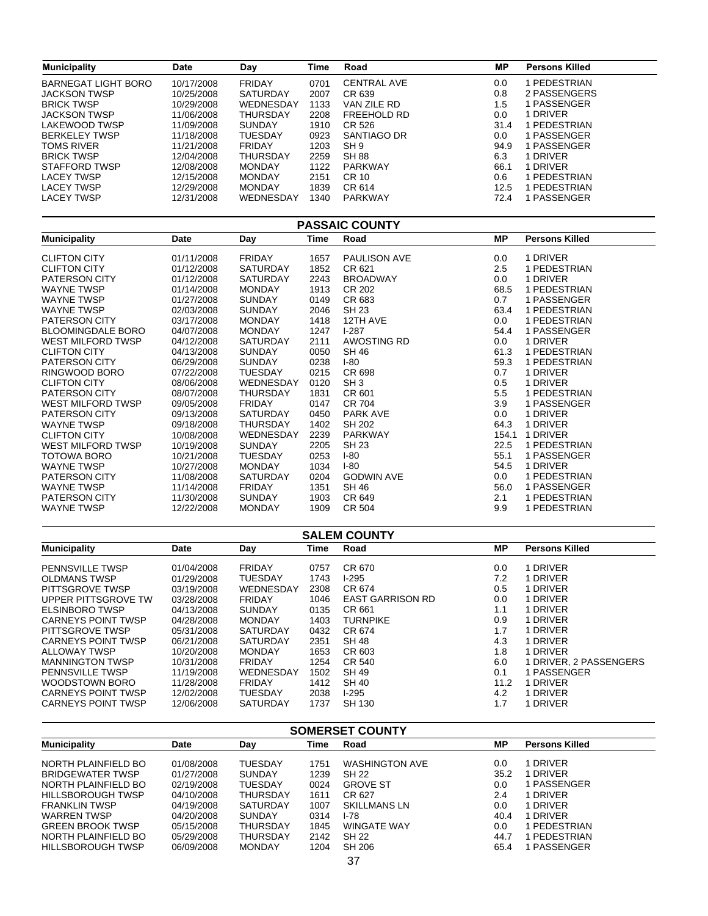| Municipality | Date | Day | Time | Road | MP | Persons Killed |
|---|---|---|---|---|---|---|
| BARNEGAT LIGHT BORO | 10/17/2008 | FRIDAY | 0701 | CENTRAL AVE | 0.0 | 1 PEDESTRIAN |
| JACKSON TWSP | 10/25/2008 | SATURDAY | 2007 | CR 639 | 0.8 | 2 PASSENGERS |
| BRICK TWSP | 10/29/2008 | WEDNESDAY | 1133 | VAN ZILE RD | 1.5 | 1 PASSENGER |
| JACKSON TWSP | 11/06/2008 | THURSDAY | 2208 | FREEHOLD RD | 0.0 | 1 DRIVER |
| LAKEWOOD TWSP | 11/09/2008 | SUNDAY | 1910 | CR 526 | 31.4 | 1 PEDESTRIAN |
| BERKELEY TWSP | 11/18/2008 | TUESDAY | 0923 | SANTIAGO DR | 0.0 | 1 PASSENGER |
| TOMS RIVER | 11/21/2008 | FRIDAY | 1203 | SH 9 | 94.9 | 1 PASSENGER |
| BRICK TWSP | 12/04/2008 | THURSDAY | 2259 | SH 88 | 6.3 | 1 DRIVER |
| STAFFORD TWSP | 12/08/2008 | MONDAY | 1122 | PARKWAY | 66.1 | 1 DRIVER |
| LACEY TWSP | 12/15/2008 | MONDAY | 2151 | CR 10 | 0.6 | 1 PEDESTRIAN |
| LACEY TWSP | 12/29/2008 | MONDAY | 1839 | CR 614 | 12.5 | 1 PEDESTRIAN |
| LACEY TWSP | 12/31/2008 | WEDNESDAY | 1340 | PARKWAY | 72.4 | 1 PASSENGER |

## PASSAIC COUNTY

| Municipality | Date | Day | Time | Road | MP | Persons Killed |
|---|---|---|---|---|---|---|
| CLIFTON CITY | 01/11/2008 | FRIDAY | 1657 | PAULISON AVE | 0.0 | 1 DRIVER |
| CLIFTON CITY | 01/12/2008 | SATURDAY | 1852 | CR 621 | 2.5 | 1 PEDESTRIAN |
| PATERSON CITY | 01/12/2008 | SATURDAY | 2243 | BROADWAY | 0.0 | 1 DRIVER |
| WAYNE TWSP | 01/14/2008 | MONDAY | 1913 | CR 202 | 68.5 | 1 PEDESTRIAN |
| WAYNE TWSP | 01/27/2008 | SUNDAY | 0149 | CR 683 | 0.7 | 1 PASSENGER |
| WAYNE TWSP | 02/03/2008 | SUNDAY | 2046 | SH 23 | 63.4 | 1 PEDESTRIAN |
| PATERSON CITY | 03/17/2008 | MONDAY | 1418 | 12TH AVE | 0.0 | 1 PEDESTRIAN |
| BLOOMINGDALE BORO | 04/07/2008 | MONDAY | 1247 | I-287 | 54.4 | 1 PASSENGER |
| WEST MILFORD TWSP | 04/12/2008 | SATURDAY | 2111 | AWOSTING RD | 0.0 | 1 DRIVER |
| CLIFTON CITY | 04/13/2008 | SUNDAY | 0050 | SH 46 | 61.3 | 1 PEDESTRIAN |
| PATERSON CITY | 06/29/2008 | SUNDAY | 0238 | I-80 | 59.3 | 1 PEDESTRIAN |
| RINGWOOD BORO | 07/22/2008 | TUESDAY | 0215 | CR 698 | 0.7 | 1 DRIVER |
| CLIFTON CITY | 08/06/2008 | WEDNESDAY | 0120 | SH 3 | 0.5 | 1 DRIVER |
| PATERSON CITY | 08/07/2008 | THURSDAY | 1831 | CR 601 | 5.5 | 1 PEDESTRIAN |
| WEST MILFORD TWSP | 09/05/2008 | FRIDAY | 0147 | CR 704 | 3.9 | 1 PASSENGER |
| PATERSON CITY | 09/13/2008 | SATURDAY | 0450 | PARK AVE | 0.0 | 1 DRIVER |
| WAYNE TWSP | 09/18/2008 | THURSDAY | 1402 | SH 202 | 64.3 | 1 DRIVER |
| CLIFTON CITY | 10/08/2008 | WEDNESDAY | 2239 | PARKWAY | 154.1 | 1 DRIVER |
| WEST MILFORD TWSP | 10/19/2008 | SUNDAY | 2205 | SH 23 | 22.5 | 1 PEDESTRIAN |
| TOTOWA BORO | 10/21/2008 | TUESDAY | 0253 | I-80 | 55.1 | 1 PASSENGER |
| WAYNE TWSP | 10/27/2008 | MONDAY | 1034 | I-80 | 54.5 | 1 DRIVER |
| PATERSON CITY | 11/08/2008 | SATURDAY | 0204 | GODWIN AVE | 0.0 | 1 PEDESTRIAN |
| WAYNE TWSP | 11/14/2008 | FRIDAY | 1351 | SH 46 | 56.0 | 1 PASSENGER |
| PATERSON CITY | 11/30/2008 | SUNDAY | 1903 | CR 649 | 2.1 | 1 PEDESTRIAN |
| WAYNE TWSP | 12/22/2008 | MONDAY | 1909 | CR 504 | 9.9 | 1 PEDESTRIAN |

## SALEM COUNTY

| Municipality | Date | Day | Time | Road | MP | Persons Killed |
|---|---|---|---|---|---|---|
| PENNSVILLE TWSP | 01/04/2008 | FRIDAY | 0757 | CR 670 | 0.0 | 1 DRIVER |
| OLDMANS TWSP | 01/29/2008 | TUESDAY | 1743 | I-295 | 7.2 | 1 DRIVER |
| PITTSGROVE TWSP | 03/19/2008 | WEDNESDAY | 2308 | CR 674 | 0.5 | 1 DRIVER |
| UPPER PITTSGROVE TW | 03/28/2008 | FRIDAY | 1046 | EAST GARRISON RD | 0.0 | 1 DRIVER |
| ELSINBORO TWSP | 04/13/2008 | SUNDAY | 0135 | CR 661 | 1.1 | 1 DRIVER |
| CARNEYS POINT TWSP | 04/28/2008 | MONDAY | 1403 | TURNPIKE | 0.9 | 1 DRIVER |
| PITTSGROVE TWSP | 05/31/2008 | SATURDAY | 0432 | CR 674 | 1.7 | 1 DRIVER |
| CARNEYS POINT TWSP | 06/21/2008 | SATURDAY | 2351 | SH 48 | 4.3 | 1 DRIVER |
| ALLOWAY TWSP | 10/20/2008 | MONDAY | 1653 | CR 603 | 1.8 | 1 DRIVER |
| MANNINGTON TWSP | 10/31/2008 | FRIDAY | 1254 | CR 540 | 6.0 | 1 DRIVER, 2 PASSENGERS |
| PENNSVILLE TWSP | 11/19/2008 | WEDNESDAY | 1502 | SH 49 | 0.1 | 1 PASSENGER |
| WOODSTOWN BORO | 11/28/2008 | FRIDAY | 1412 | SH 40 | 11.2 | 1 DRIVER |
| CARNEYS POINT TWSP | 12/02/2008 | TUESDAY | 2038 | I-295 | 4.2 | 1 DRIVER |
| CARNEYS POINT TWSP | 12/06/2008 | SATURDAY | 1737 | SH 130 | 1.7 | 1 DRIVER |

## SOMERSET COUNTY

| Municipality | Date | Day | Time | Road | MP | Persons Killed |
|---|---|---|---|---|---|---|
| NORTH PLAINFIELD BO | 01/08/2008 | TUESDAY | 1751 | WASHINGTON AVE | 0.0 | 1 DRIVER |
| BRIDGEWATER TWSP | 01/27/2008 | SUNDAY | 1239 | SH 22 | 35.2 | 1 DRIVER |
| NORTH PLAINFIELD BO | 02/19/2008 | TUESDAY | 0024 | GROVE ST | 0.0 | 1 PASSENGER |
| HILLSBOROUGH TWSP | 04/10/2008 | THURSDAY | 1611 | CR 627 | 2.4 | 1 DRIVER |
| FRANKLIN TWSP | 04/19/2008 | SATURDAY | 1007 | SKILLMANS LN | 0.0 | 1 DRIVER |
| WARREN TWSP | 04/20/2008 | SUNDAY | 0314 | I-78 | 40.4 | 1 DRIVER |
| GREEN BROOK TWSP | 05/15/2008 | THURSDAY | 1845 | WINGATE WAY | 0.0 | 1 PEDESTRIAN |
| NORTH PLAINFIELD BO | 05/29/2008 | THURSDAY | 2142 | SH 22 | 44.7 | 1 PEDESTRIAN |
| HILLSBOROUGH TWSP | 06/09/2008 | MONDAY | 1204 | SH 206 | 65.4 | 1 PASSENGER |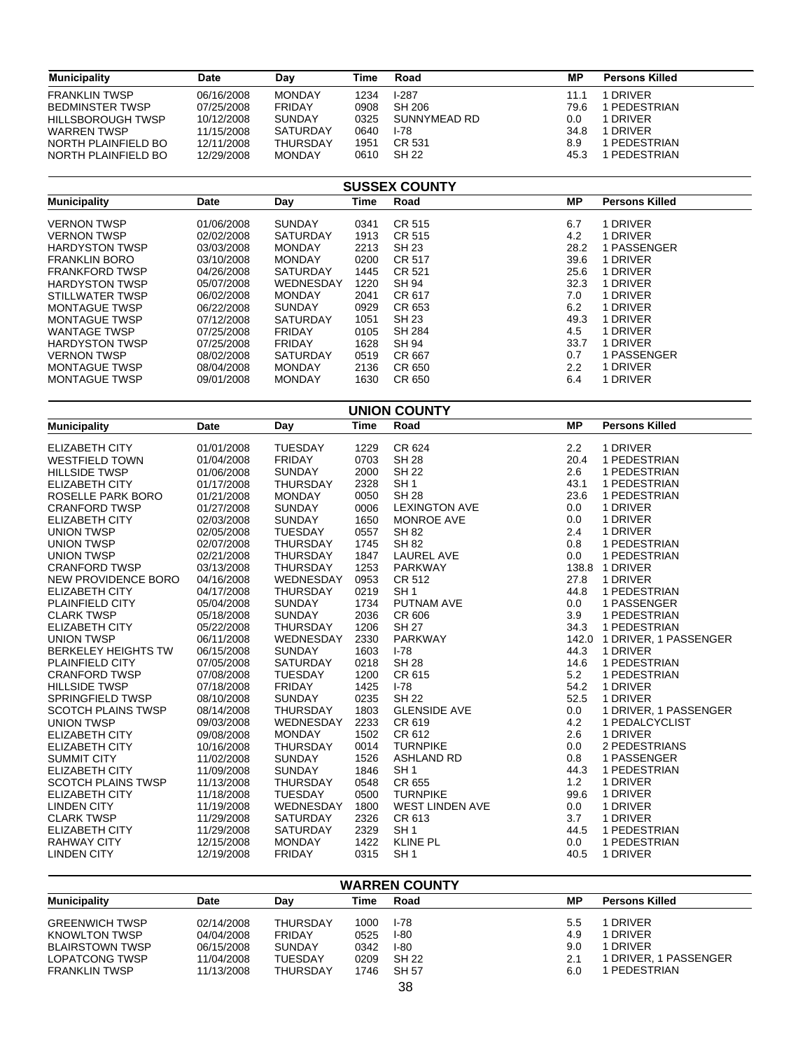| Municipality | Date | Day | Time | Road | MP | Persons Killed |
|---|---|---|---|---|---|---|
| FRANKLIN TWSP | 06/16/2008 | MONDAY | 1234 | I-287 | 11.1 | 1 DRIVER |
| BEDMINSTER TWSP | 07/25/2008 | FRIDAY | 0908 | SH 206 | 79.6 | 1 PEDESTRIAN |
| HILLSBOROUGH TWSP | 10/12/2008 | SUNDAY | 0325 | SUNNYMEAD RD | 0.0 | 1 DRIVER |
| WARREN TWSP | 11/15/2008 | SATURDAY | 0640 | I-78 | 34.8 | 1 DRIVER |
| NORTH PLAINFIELD BO | 12/11/2008 | THURSDAY | 1951 | CR 531 | 8.9 | 1 PEDESTRIAN |
| NORTH PLAINFIELD BO | 12/29/2008 | MONDAY | 0610 | SH 22 | 45.3 | 1 PEDESTRIAN |

## SUSSEX COUNTY

| Municipality | Date | Day | Time | Road | MP | Persons Killed |
|---|---|---|---|---|---|---|
| VERNON TWSP | 01/06/2008 | SUNDAY | 0341 | CR 515 | 6.7 | 1 DRIVER |
| VERNON TWSP | 02/02/2008 | SATURDAY | 1913 | CR 515 | 4.2 | 1 DRIVER |
| HARDYSTON TWSP | 03/03/2008 | MONDAY | 2213 | SH 23 | 28.2 | 1 PASSENGER |
| FRANKLIN BORO | 03/10/2008 | MONDAY | 0200 | CR 517 | 39.6 | 1 DRIVER |
| FRANKFORD TWSP | 04/26/2008 | SATURDAY | 1445 | CR 521 | 25.6 | 1 DRIVER |
| HARDYSTON TWSP | 05/07/2008 | WEDNESDAY | 1220 | SH 94 | 32.3 | 1 DRIVER |
| STILLWATER TWSP | 06/02/2008 | MONDAY | 2041 | CR 617 | 7.0 | 1 DRIVER |
| MONTAGUE TWSP | 06/22/2008 | SUNDAY | 0929 | CR 653 | 6.2 | 1 DRIVER |
| MONTAGUE TWSP | 07/12/2008 | SATURDAY | 1051 | SH 23 | 49.3 | 1 DRIVER |
| WANTAGE TWSP | 07/25/2008 | FRIDAY | 0105 | SH 284 | 4.5 | 1 DRIVER |
| HARDYSTON TWSP | 07/25/2008 | FRIDAY | 1628 | SH 94 | 33.7 | 1 DRIVER |
| VERNON TWSP | 08/02/2008 | SATURDAY | 0519 | CR 667 | 0.7 | 1 PASSENGER |
| MONTAGUE TWSP | 08/04/2008 | MONDAY | 2136 | CR 650 | 2.2 | 1 DRIVER |
| MONTAGUE TWSP | 09/01/2008 | MONDAY | 1630 | CR 650 | 6.4 | 1 DRIVER |

## UNION COUNTY

| Municipality | Date | Day | Time | Road | MP | Persons Killed |
|---|---|---|---|---|---|---|
| ELIZABETH CITY | 01/01/2008 | TUESDAY | 1229 | CR 624 | 2.2 | 1 DRIVER |
| WESTFIELD TOWN | 01/04/2008 | FRIDAY | 0703 | SH 28 | 20.4 | 1 PEDESTRIAN |
| HILLSIDE TWSP | 01/06/2008 | SUNDAY | 2000 | SH 22 | 2.6 | 1 PEDESTRIAN |
| ELIZABETH CITY | 01/17/2008 | THURSDAY | 2328 | SH 1 | 43.1 | 1 PEDESTRIAN |
| ROSELLE PARK BORO | 01/21/2008 | MONDAY | 0050 | SH 28 | 23.6 | 1 PEDESTRIAN |
| CRANFORD TWSP | 01/27/2008 | SUNDAY | 0006 | LEXINGTON AVE | 0.0 | 1 DRIVER |
| ELIZABETH CITY | 02/03/2008 | SUNDAY | 1650 | MONROE AVE | 0.0 | 1 DRIVER |
| UNION TWSP | 02/05/2008 | TUESDAY | 0557 | SH 82 | 2.4 | 1 DRIVER |
| UNION TWSP | 02/07/2008 | THURSDAY | 1745 | SH 82 | 0.8 | 1 PEDESTRIAN |
| UNION TWSP | 02/21/2008 | THURSDAY | 1847 | LAUREL AVE | 0.0 | 1 PEDESTRIAN |
| CRANFORD TWSP | 03/13/2008 | THURSDAY | 1253 | PARKWAY | 138.8 | 1 DRIVER |
| NEW PROVIDENCE BORO | 04/16/2008 | WEDNESDAY | 0953 | CR 512 | 27.8 | 1 DRIVER |
| ELIZABETH CITY | 04/17/2008 | THURSDAY | 0219 | SH 1 | 44.8 | 1 PEDESTRIAN |
| PLAINFIELD CITY | 05/04/2008 | SUNDAY | 1734 | PUTNAM AVE | 0.0 | 1 PASSENGER |
| CLARK TWSP | 05/18/2008 | SUNDAY | 2036 | CR 606 | 3.9 | 1 PEDESTRIAN |
| ELIZABETH CITY | 05/22/2008 | THURSDAY | 1206 | SH 27 | 34.3 | 1 PEDESTRIAN |
| UNION TWSP | 06/11/2008 | WEDNESDAY | 2330 | PARKWAY | 142.0 | 1 DRIVER, 1 PASSENGER |
| BERKELEY HEIGHTS TW | 06/15/2008 | SUNDAY | 1603 | I-78 | 44.3 | 1 DRIVER |
| PLAINFIELD CITY | 07/05/2008 | SATURDAY | 0218 | SH 28 | 14.6 | 1 PEDESTRIAN |
| CRANFORD TWSP | 07/08/2008 | TUESDAY | 1200 | CR 615 | 5.2 | 1 PEDESTRIAN |
| HILLSIDE TWSP | 07/18/2008 | FRIDAY | 1425 | I-78 | 54.2 | 1 DRIVER |
| SPRINGFIELD TWSP | 08/10/2008 | SUNDAY | 0235 | SH 22 | 52.5 | 1 DRIVER |
| SCOTCH PLAINS TWSP | 08/14/2008 | THURSDAY | 1803 | GLENSIDE AVE | 0.0 | 1 DRIVER, 1 PASSENGER |
| UNION TWSP | 09/03/2008 | WEDNESDAY | 2233 | CR 619 | 4.2 | 1 PEDALCYCLIST |
| ELIZABETH CITY | 09/08/2008 | MONDAY | 1502 | CR 612 | 2.6 | 1 DRIVER |
| ELIZABETH CITY | 10/16/2008 | THURSDAY | 0014 | TURNPIKE | 0.0 | 2 PEDESTRIANS |
| SUMMIT CITY | 11/02/2008 | SUNDAY | 1526 | ASHLAND RD | 0.8 | 1 PASSENGER |
| ELIZABETH CITY | 11/09/2008 | SUNDAY | 1846 | SH 1 | 44.3 | 1 PEDESTRIAN |
| SCOTCH PLAINS TWSP | 11/13/2008 | THURSDAY | 0548 | CR 655 | 1.2 | 1 DRIVER |
| ELIZABETH CITY | 11/18/2008 | TUESDAY | 0500 | TURNPIKE | 99.6 | 1 DRIVER |
| LINDEN CITY | 11/19/2008 | WEDNESDAY | 1800 | WEST LINDEN AVE | 0.0 | 1 DRIVER |
| CLARK TWSP | 11/29/2008 | SATURDAY | 2326 | CR 613 | 3.7 | 1 DRIVER |
| ELIZABETH CITY | 11/29/2008 | SATURDAY | 2329 | SH 1 | 44.5 | 1 PEDESTRIAN |
| RAHWAY CITY | 12/15/2008 | MONDAY | 1422 | KLINE PL | 0.0 | 1 PEDESTRIAN |
| LINDEN CITY | 12/19/2008 | FRIDAY | 0315 | SH 1 | 40.5 | 1 DRIVER |

## WARREN COUNTY

| Municipality | Date | Day | Time | Road | MP | Persons Killed |
|---|---|---|---|---|---|---|
| GREENWICH TWSP | 02/14/2008 | THURSDAY | 1000 | I-78 | 5.5 | 1 DRIVER |
| KNOWLTON TWSP | 04/04/2008 | FRIDAY | 0525 | I-80 | 4.9 | 1 DRIVER |
| BLAIRSTOWN TWSP | 06/15/2008 | SUNDAY | 0342 | I-80 | 9.0 | 1 DRIVER |
| LOPATCONG TWSP | 11/04/2008 | TUESDAY | 0209 | SH 22 | 2.1 | 1 DRIVER, 1 PASSENGER |
| FRANKLIN TWSP | 11/13/2008 | THURSDAY | 1746 | SH 57 | 6.0 | 1 PEDESTRIAN |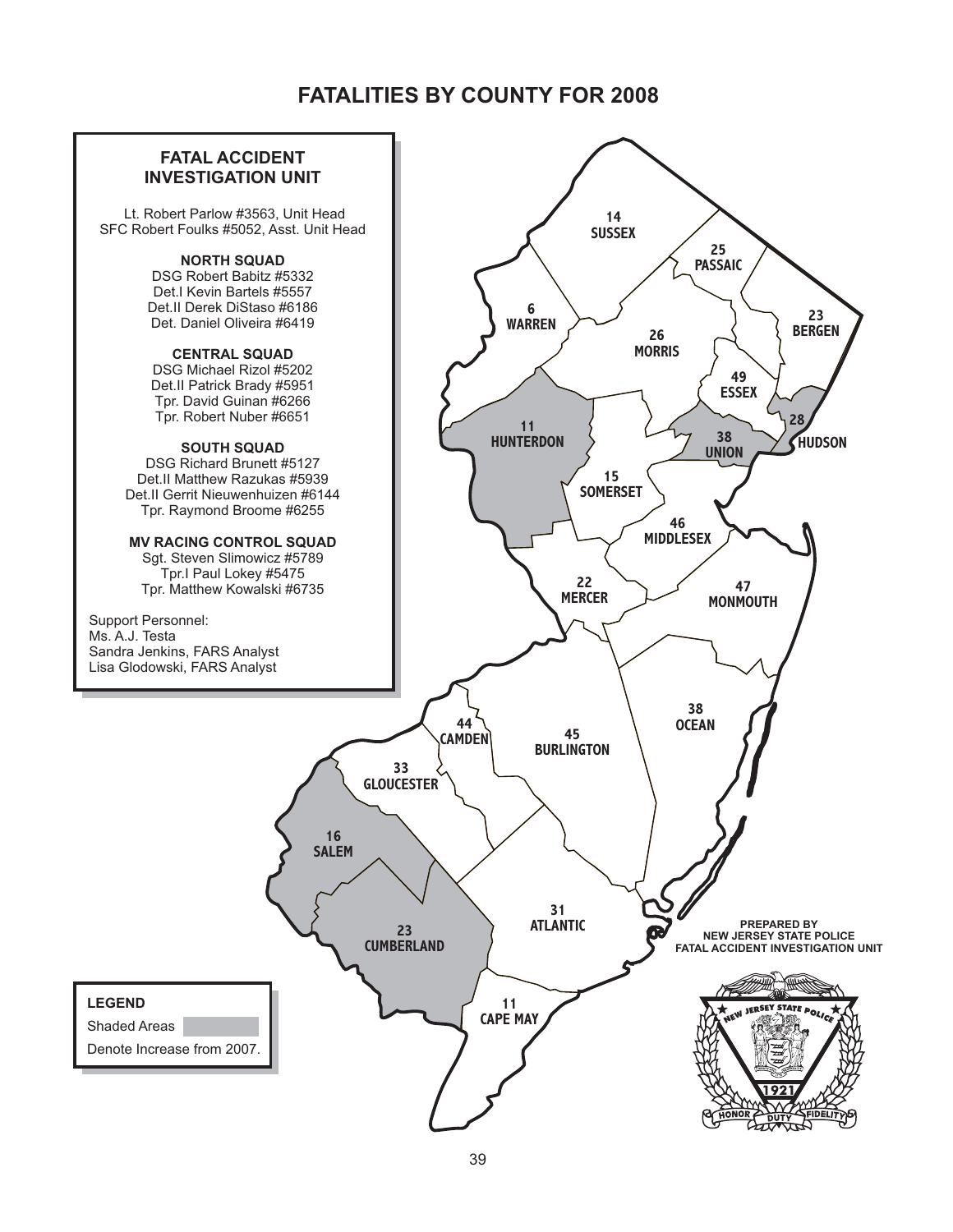# FATALITIES BY COUNTY FOR 2008

## FATAL ACCIDENT INVESTIGATION UNIT

Lt. Robert Parlow #3563, Unit Head
SFC Robert Foulks #5052, Asst. Unit Head

**NORTH SQUAD**
DSG Robert Babitz #5332
Det.I Kevin Bartels #5557
Det.II Derek DiStaso #6186
Det. Daniel Oliveira #6419

**CENTRAL SQUAD**
DSG Michael Rizol #5202
Det.II Patrick Brady #5951
Tpr. David Guinan #6266
Tpr. Robert Nuber #6651

**SOUTH SQUAD**
DSG Richard Brunett #5127
Det.II Matthew Razukas #5939
Det.II Gerrit Nieuwenhuizen #6144
Tpr. Raymond Broome #6255

**MV RACING CONTROL SQUAD**
Sgt. Steven Slimowicz #5789
Tpr.I Paul Lokey #5475
Tpr. Matthew Kowalski #6735

Support Personnel:
Ms. A.J. Testa
Sandra Jenkins, FARS Analyst
Lisa Glodowski, FARS Analyst

14 SUSSEX
25 PASSAIC
6 WARREN
26 MORRIS
23 BERGEN
49 ESSEX
28 HUDSON
11 HUNTERDON
38 UNION
15 SOMERSET
46 MIDDLESEX
22 MERCER
47 MONMOUTH
38 OCEAN
44 CAMDEN
45 BURLINGTON
33 GLOUCESTER
16 SALEM
31 ATLANTIC
23 CUMBERLAND
11 CAPE MAY

PREPARED BY
NEW JERSEY STATE POLICE
FATAL ACCIDENT INVESTIGATION UNIT

NEW JERSEY STATE POLICE
1921
HONOR DUTY FIDELITY

**LEGEND**
Shaded Areas
Denote Increase from 2007.